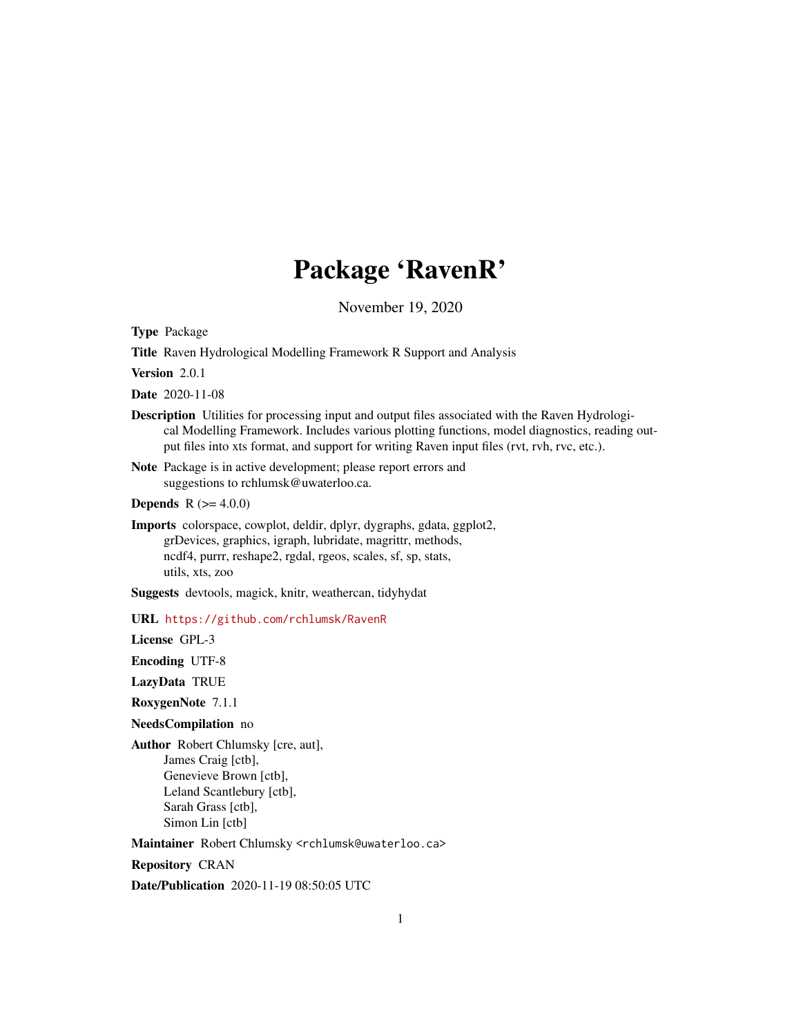# Package 'RavenR'

November 19, 2020

**Type** Package

**Title** Raven Hydrological Modelling Framework R Support and Analysis

**Version** 2.0.1

**Date** 2020-11-08

**Description** Utilities for processing input and output files associated with the Raven Hydrological Modelling Framework. Includes various plotting functions, model diagnostics, reading output files into xts format, and support for writing Raven input files (rvt, rvh, rvc, etc.).

**Note** Package is in active development; please report errors and suggestions to rchlumsk@uwaterloo.ca.

**Depends** R (>= 4.0.0)

**Imports** colorspace, cowplot, deldir, dplyr, dygraphs, gdata, ggplot2, grDevices, graphics, igraph, lubridate, magrittr, methods, ncdf4, purrr, reshape2, rgdal, rgeos, scales, sf, sp, stats, utils, xts, zoo

**Suggests** devtools, magick, knitr, weathercan, tidyhydat

**URL** https://github.com/rchlumsk/RavenR

**License** GPL-3

**Encoding** UTF-8

**LazyData** TRUE

**RoxygenNote** 7.1.1

**NeedsCompilation** no

**Author** Robert Chlumsky [cre, aut],
James Craig [ctb],
Genevieve Brown [ctb],
Leland Scantlebury [ctb],
Sarah Grass [ctb],
Simon Lin [ctb]

**Maintainer** Robert Chlumsky <rchlumsk@uwaterloo.ca>

**Repository** CRAN

**Date/Publication** 2020-11-19 08:50:05 UTC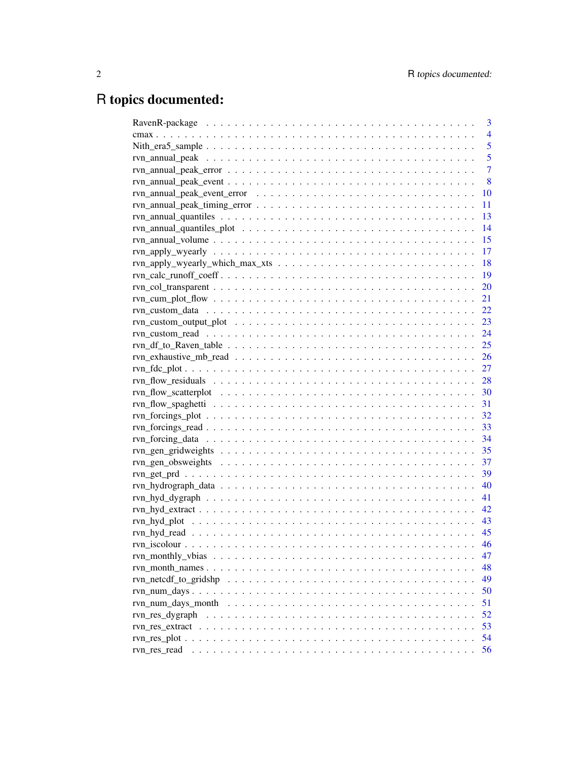# R topics documented:

| | |
|---|---|
| RavenR-package | 3 |
| cmax | 4 |
| Nith_era5_sample | 5 |
| rvn_annual_peak | 5 |
| rvn_annual_peak_error | 7 |
| rvn_annual_peak_event | 8 |
| rvn_annual_peak_event_error | 10 |
| rvn_annual_peak_timing_error | 11 |
| rvn_annual_quantiles | 13 |
| rvn_annual_quantiles_plot | 14 |
| rvn_annual_volume | 15 |
| rvn_apply_wyearly | 17 |
| rvn_apply_wyearly_which_max_xts | 18 |
| rvn_calc_runoff_coeff | 19 |
| rvn_col_transparent | 20 |
| rvn_cum_plot_flow | 21 |
| rvn_custom_data | 22 |
| rvn_custom_output_plot | 23 |
| rvn_custom_read | 24 |
| rvn_df_to_Raven_table | 25 |
| rvn_exhaustive_mb_read | 26 |
| rvn_fdc_plot | 27 |
| rvn_flow_residuals | 28 |
| rvn_flow_scatterplot | 30 |
| rvn_flow_spaghetti | 31 |
| rvn_forcings_plot | 32 |
| rvn_forcings_read | 33 |
| rvn_forcing_data | 34 |
| rvn_gen_gridweights | 35 |
| rvn_gen_obsweights | 37 |
| rvn_get_prd | 39 |
| rvn_hydrograph_data | 40 |
| rvn_hyd_dygraph | 41 |
| rvn_hyd_extract | 42 |
| rvn_hyd_plot | 43 |
| rvn_hyd_read | 45 |
| rvn_iscolour | 46 |
| rvn_monthly_vbias | 47 |
| rvn_month_names | 48 |
| rvn_netcdf_to_gridshp | 49 |
| rvn_num_days | 50 |
| rvn_num_days_month | 51 |
| rvn_res_dygraph | 52 |
| rvn_res_extract | 53 |
| rvn_res_plot | 54 |
| rvn_res_read | 56 |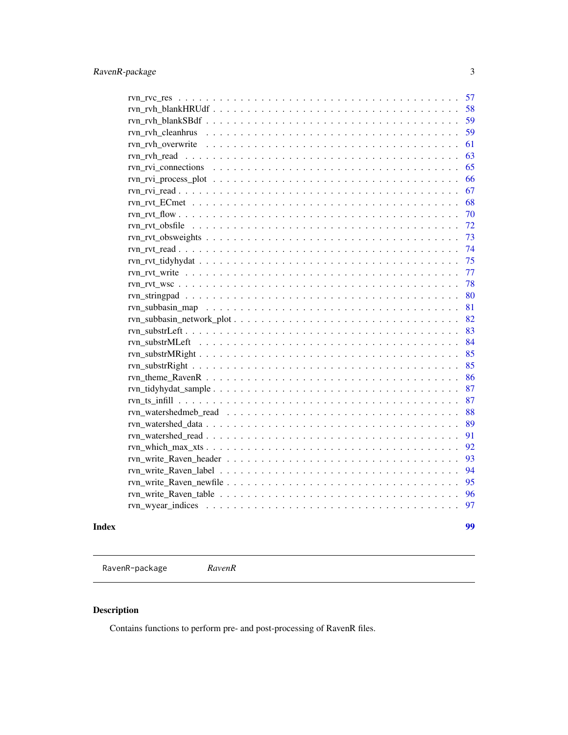rvn_rvc_res . . . . . . . . . . . . . . . . . . . . . . . . . . . . . . . . . . . . . 57
rvn_rvh_blankHRUdf . . . . . . . . . . . . . . . . . . . . . . . . . . . . . . . . . 58
rvn_rvh_blankSBdf . . . . . . . . . . . . . . . . . . . . . . . . . . . . . . . . . . 59
rvn_rvh_cleanhrus . . . . . . . . . . . . . . . . . . . . . . . . . . . . . . . . . . 59
rvn_rvh_overwrite . . . . . . . . . . . . . . . . . . . . . . . . . . . . . . . . . . 61
rvn_rvh_read . . . . . . . . . . . . . . . . . . . . . . . . . . . . . . . . . . . . . 63
rvn_rvi_connections . . . . . . . . . . . . . . . . . . . . . . . . . . . . . . . . . 65
rvn_rvi_process_plot . . . . . . . . . . . . . . . . . . . . . . . . . . . . . . . . . 66
rvn_rvi_read . . . . . . . . . . . . . . . . . . . . . . . . . . . . . . . . . . . . . 67
rvn_rvt_ECmet . . . . . . . . . . . . . . . . . . . . . . . . . . . . . . . . . . . . 68
rvn_rvt_flow . . . . . . . . . . . . . . . . . . . . . . . . . . . . . . . . . . . . . 70
rvn_rvt_obsfile . . . . . . . . . . . . . . . . . . . . . . . . . . . . . . . . . . . 72
rvn_rvt_obsweights . . . . . . . . . . . . . . . . . . . . . . . . . . . . . . . . . 73
rvn_rvt_read . . . . . . . . . . . . . . . . . . . . . . . . . . . . . . . . . . . . . 74
rvn_rvt_tidyhydat . . . . . . . . . . . . . . . . . . . . . . . . . . . . . . . . . . 75
rvn_rvt_write . . . . . . . . . . . . . . . . . . . . . . . . . . . . . . . . . . . . 77
rvn_rvt_wsc . . . . . . . . . . . . . . . . . . . . . . . . . . . . . . . . . . . . . 78
rvn_stringpad . . . . . . . . . . . . . . . . . . . . . . . . . . . . . . . . . . . . 80
rvn_subbasin_map . . . . . . . . . . . . . . . . . . . . . . . . . . . . . . . . . . 81
rvn_subbasin_network_plot . . . . . . . . . . . . . . . . . . . . . . . . . . . . . . 82
rvn_substrLeft . . . . . . . . . . . . . . . . . . . . . . . . . . . . . . . . . . . . 83
rvn_substrMLeft . . . . . . . . . . . . . . . . . . . . . . . . . . . . . . . . . . . 84
rvn_substrMRight . . . . . . . . . . . . . . . . . . . . . . . . . . . . . . . . . . 85
rvn_substrRight . . . . . . . . . . . . . . . . . . . . . . . . . . . . . . . . . . . 85
rvn_theme_RavenR . . . . . . . . . . . . . . . . . . . . . . . . . . . . . . . . . . 86
rvn_tidyhydat_sample . . . . . . . . . . . . . . . . . . . . . . . . . . . . . . . . 87
rvn_ts_infill . . . . . . . . . . . . . . . . . . . . . . . . . . . . . . . . . . . . . 87
rvn_watershedmeb_read . . . . . . . . . . . . . . . . . . . . . . . . . . . . . . . . 88
rvn_watershed_data . . . . . . . . . . . . . . . . . . . . . . . . . . . . . . . . . . 89
rvn_watershed_read . . . . . . . . . . . . . . . . . . . . . . . . . . . . . . . . . . 91
rvn_which_max_xts . . . . . . . . . . . . . . . . . . . . . . . . . . . . . . . . . . 92
rvn_write_Raven_header . . . . . . . . . . . . . . . . . . . . . . . . . . . . . . . . 93
rvn_write_Raven_label . . . . . . . . . . . . . . . . . . . . . . . . . . . . . . . . 94
rvn_write_Raven_newfile . . . . . . . . . . . . . . . . . . . . . . . . . . . . . . . 95
rvn_write_Raven_table . . . . . . . . . . . . . . . . . . . . . . . . . . . . . . . . 96
rvn_wyear_indices . . . . . . . . . . . . . . . . . . . . . . . . . . . . . . . . . . 97

**Index** **99**

---

RavenR-package *RavenR*

---

## Description

Contains functions to perform pre- and post-processing of RavenR files.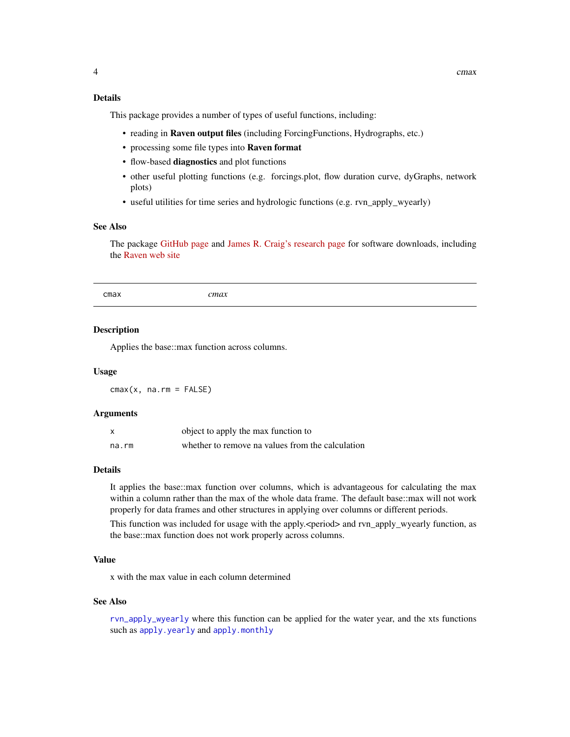### Details

This package provides a number of types of useful functions, including:

- reading in **Raven output files** (including ForcingFunctions, Hydrographs, etc.)
- processing some file types into **Raven format**
- flow-based **diagnostics** and plot functions
- other useful plotting functions (e.g. forcings.plot, flow duration curve, dyGraphs, network plots)
- useful utilities for time series and hydrologic functions (e.g. rvn_apply_wyearly)

### See Also

The package GitHub page and James R. Craig's research page for software downloads, including the Raven web site

---

## cmax — *cmax*

### Description

Applies the base::max function across columns.

### Usage

```
cmax(x, na.rm = FALSE)
```

### Arguments

| | |
|---|---|
| x | object to apply the max function to |
| na.rm | whether to remove na values from the calculation |

### Details

It applies the base::max function over columns, which is advantageous for calculating the max within a column rather than the max of the whole data frame. The default base::max will not work properly for data frames and other structures in applying over columns or different periods.

This function was included for usage with the apply.<period> and rvn_apply_wyearly function, as the base::max function does not work properly across columns.

### Value

x with the max value in each column determined

### See Also

`rvn_apply_wyearly` where this function can be applied for the water year, and the xts functions such as `apply.yearly` and `apply.monthly`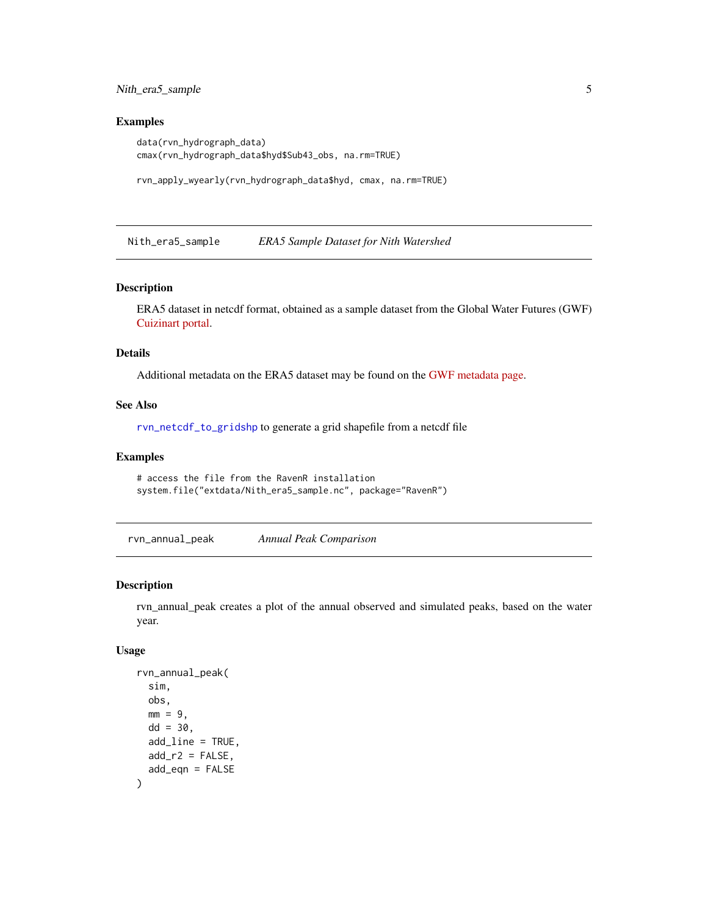### Examples

```
data(rvn_hydrograph_data)
cmax(rvn_hydrograph_data$hyd$Sub43_obs, na.rm=TRUE)

rvn_apply_wyearly(rvn_hydrograph_data$hyd, cmax, na.rm=TRUE)
```

---

## Nith_era5_sample &nbsp;&nbsp;&nbsp; *ERA5 Sample Dataset for Nith Watershed*

### Description

ERA5 dataset in netcdf format, obtained as a sample dataset from the Global Water Futures (GWF) Cuizinart portal.

### Details

Additional metadata on the ERA5 dataset may be found on the GWF metadata page.

### See Also

`rvn_netcdf_to_gridshp` to generate a grid shapefile from a netcdf file

### Examples

```
# access the file from the RavenR installation
system.file("extdata/Nith_era5_sample.nc", package="RavenR")
```

---

## rvn_annual_peak &nbsp;&nbsp;&nbsp; *Annual Peak Comparison*

### Description

rvn_annual_peak creates a plot of the annual observed and simulated peaks, based on the water year.

### Usage

```
rvn_annual_peak(
  sim,
  obs,
  mm = 9,
  dd = 30,
  add_line = TRUE,
  add_r2 = FALSE,
  add_eqn = FALSE
)
```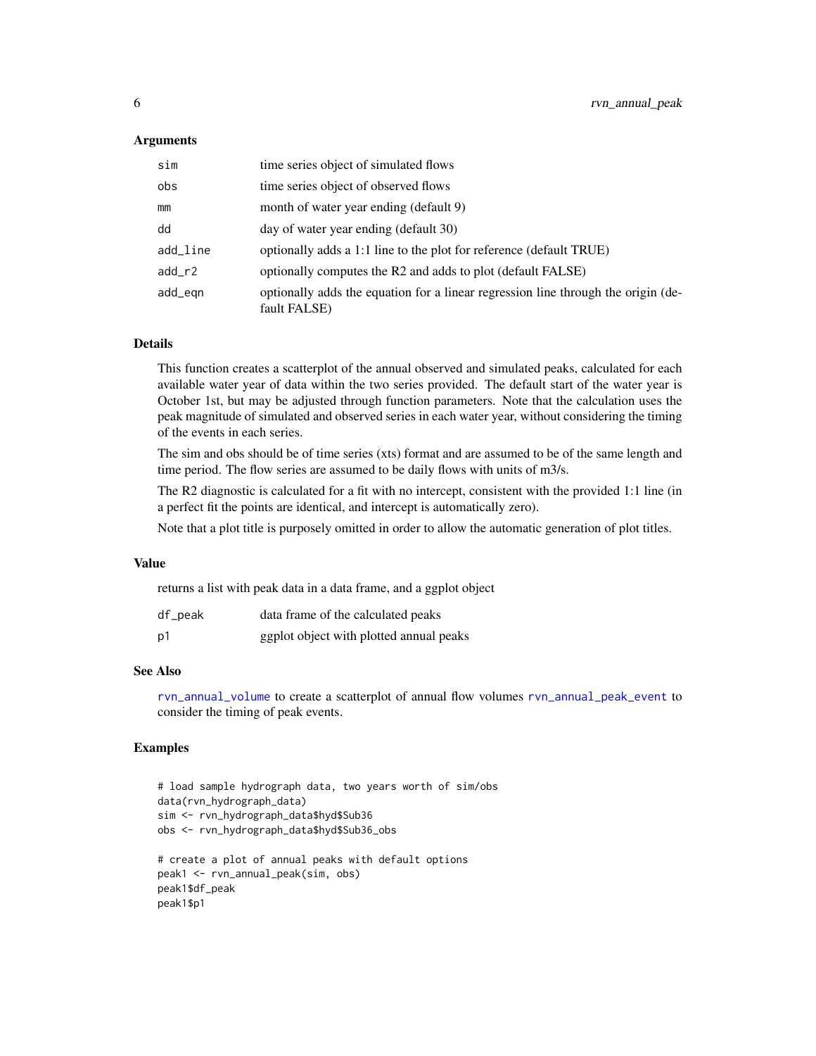### Arguments

| | |
|---|---|
| sim | time series object of simulated flows |
| obs | time series object of observed flows |
| mm | month of water year ending (default 9) |
| dd | day of water year ending (default 30) |
| add_line | optionally adds a 1:1 line to the plot for reference (default TRUE) |
| add_r2 | optionally computes the R2 and adds to plot (default FALSE) |
| add_eqn | optionally adds the equation for a linear regression line through the origin (default FALSE) |

### Details

This function creates a scatterplot of the annual observed and simulated peaks, calculated for each available water year of data within the two series provided. The default start of the water year is October 1st, but may be adjusted through function parameters. Note that the calculation uses the peak magnitude of simulated and observed series in each water year, without considering the timing of the events in each series.

The sim and obs should be of time series (xts) format and are assumed to be of the same length and time period. The flow series are assumed to be daily flows with units of m3/s.

The R2 diagnostic is calculated for a fit with no intercept, consistent with the provided 1:1 line (in a perfect fit the points are identical, and intercept is automatically zero).

Note that a plot title is purposely omitted in order to allow the automatic generation of plot titles.

### Value

returns a list with peak data in a data frame, and a ggplot object

| | |
|---|---|
| df_peak | data frame of the calculated peaks |
| p1 | ggplot object with plotted annual peaks |

### See Also

rvn_annual_volume to create a scatterplot of annual flow volumes rvn_annual_peak_event to consider the timing of peak events.

### Examples

```
# load sample hydrograph data, two years worth of sim/obs
data(rvn_hydrograph_data)
sim <- rvn_hydrograph_data$hyd$Sub36
obs <- rvn_hydrograph_data$hyd$Sub36_obs

# create a plot of annual peaks with default options
peak1 <- rvn_annual_peak(sim, obs)
peak1$df_peak
peak1$p1
```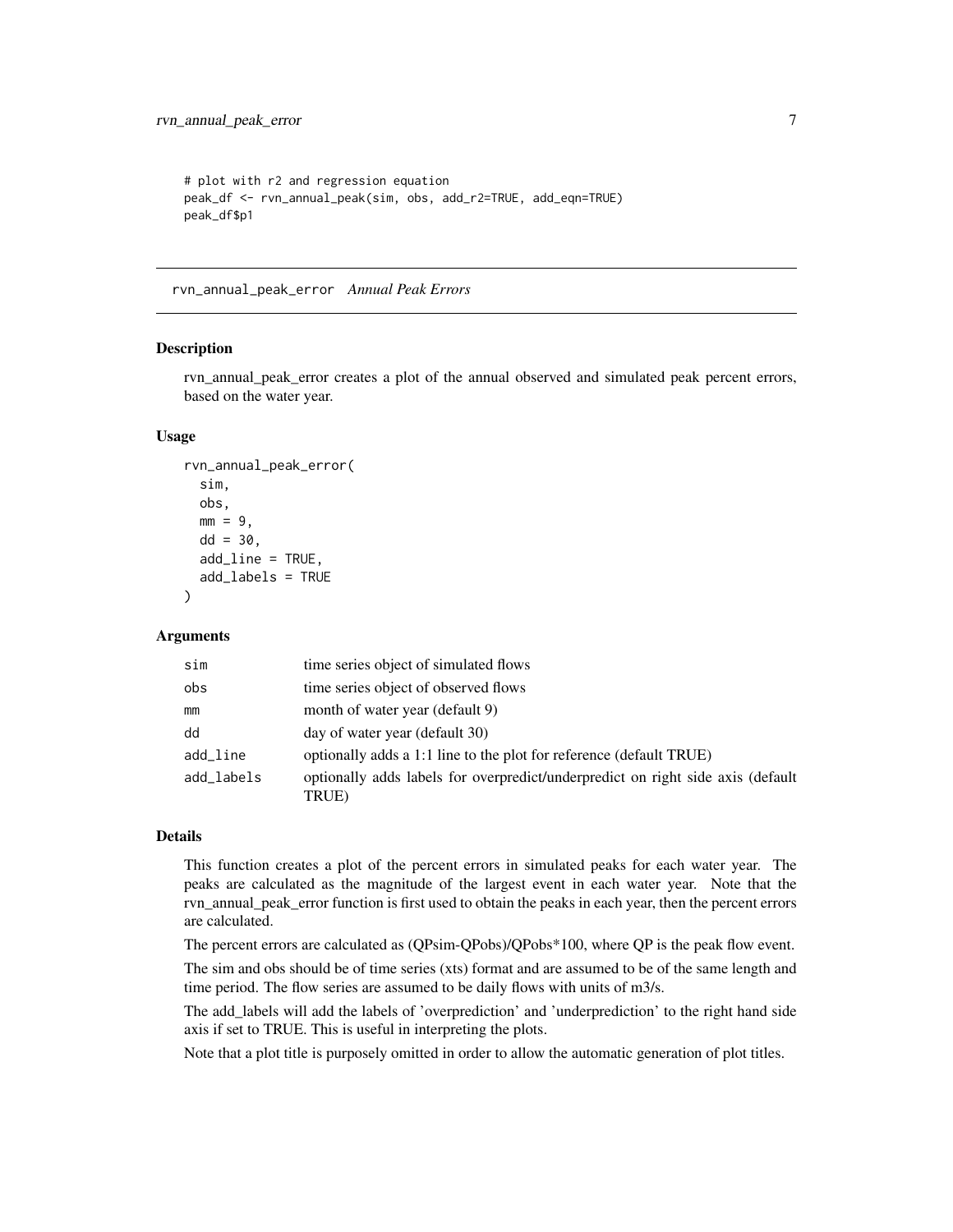```
# plot with r2 and regression equation
peak_df <- rvn_annual_peak(sim, obs, add_r2=TRUE, add_eqn=TRUE)
peak_df$p1
```

---

## rvn_annual_peak_error *Annual Peak Errors*

### Description

rvn_annual_peak_error creates a plot of the annual observed and simulated peak percent errors, based on the water year.

### Usage

```
rvn_annual_peak_error(
  sim,
  obs,
  mm = 9,
  dd = 30,
  add_line = TRUE,
  add_labels = TRUE
)
```

### Arguments

| | |
|---|---|
| sim | time series object of simulated flows |
| obs | time series object of observed flows |
| mm | month of water year (default 9) |
| dd | day of water year (default 30) |
| add_line | optionally adds a 1:1 line to the plot for reference (default TRUE) |
| add_labels | optionally adds labels for overpredict/underpredict on right side axis (default TRUE) |

### Details

This function creates a plot of the percent errors in simulated peaks for each water year. The peaks are calculated as the magnitude of the largest event in each water year. Note that the rvn_annual_peak_error function is first used to obtain the peaks in each year, then the percent errors are calculated.

The percent errors are calculated as (QPsim-QPobs)/QPobs*100, where QP is the peak flow event.

The sim and obs should be of time series (xts) format and are assumed to be of the same length and time period. The flow series are assumed to be daily flows with units of m3/s.

The add_labels will add the labels of 'overprediction' and 'underprediction' to the right hand side axis if set to TRUE. This is useful in interpreting the plots.

Note that a plot title is purposely omitted in order to allow the automatic generation of plot titles.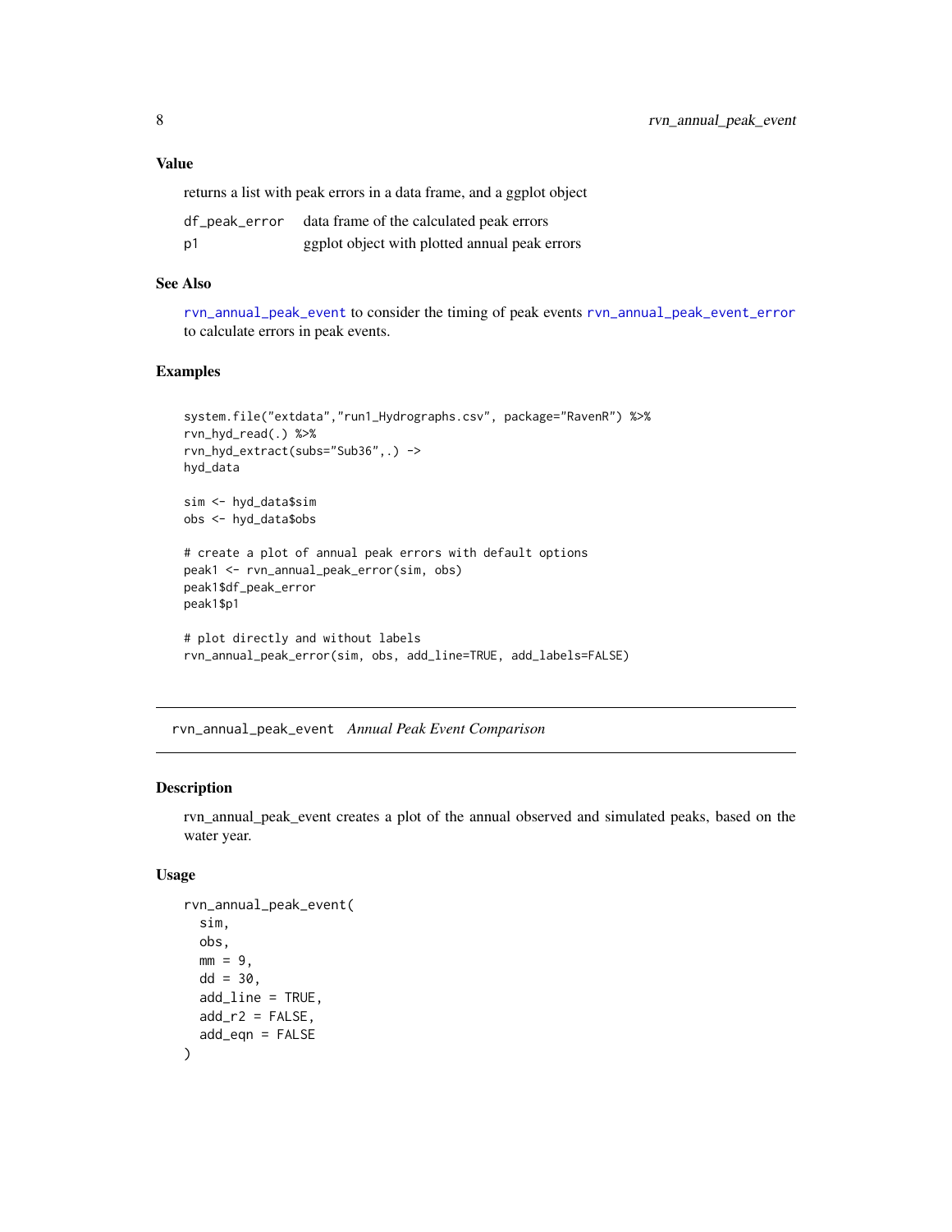### Value

returns a list with peak errors in a data frame, and a ggplot object

| | |
|---|---|
| df_peak_error | data frame of the calculated peak errors |
| p1 | ggplot object with plotted annual peak errors |

### See Also

rvn_annual_peak_event to consider the timing of peak events rvn_annual_peak_event_error to calculate errors in peak events.

### Examples

```
system.file("extdata","run1_Hydrographs.csv", package="RavenR") %>%
rvn_hyd_read(.) %>%
rvn_hyd_extract(subs="Sub36",.) ->
hyd_data

sim <- hyd_data$sim
obs <- hyd_data$obs

# create a plot of annual peak errors with default options
peak1 <- rvn_annual_peak_error(sim, obs)
peak1$df_peak_error
peak1$p1

# plot directly and without labels
rvn_annual_peak_error(sim, obs, add_line=TRUE, add_labels=FALSE)
```

---

## rvn_annual_peak_event *Annual Peak Event Comparison*

### Description

rvn_annual_peak_event creates a plot of the annual observed and simulated peaks, based on the water year.

### Usage

```
rvn_annual_peak_event(
  sim,
  obs,
  mm = 9,
  dd = 30,
  add_line = TRUE,
  add_r2 = FALSE,
  add_eqn = FALSE
)
```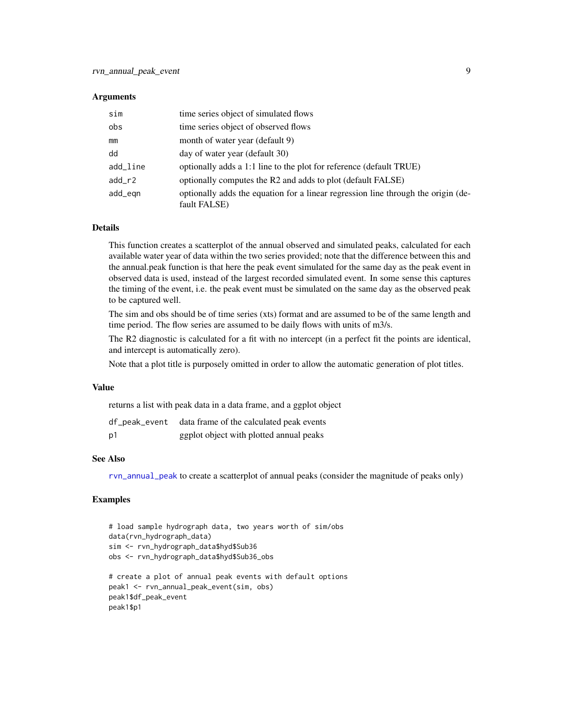## Arguments

| | |
|---|---|
| sim | time series object of simulated flows |
| obs | time series object of observed flows |
| mm | month of water year (default 9) |
| dd | day of water year (default 30) |
| add_line | optionally adds a 1:1 line to the plot for reference (default TRUE) |
| add_r2 | optionally computes the R2 and adds to plot (default FALSE) |
| add_eqn | optionally adds the equation for a linear regression line through the origin (default FALSE) |

## Details

This function creates a scatterplot of the annual observed and simulated peaks, calculated for each available water year of data within the two series provided; note that the difference between this and the annual.peak function is that here the peak event simulated for the same day as the peak event in observed data is used, instead of the largest recorded simulated event. In some sense this captures the timing of the event, i.e. the peak event must be simulated on the same day as the observed peak to be captured well.

The sim and obs should be of time series (xts) format and are assumed to be of the same length and time period. The flow series are assumed to be daily flows with units of m3/s.

The R2 diagnostic is calculated for a fit with no intercept (in a perfect fit the points are identical, and intercept is automatically zero).

Note that a plot title is purposely omitted in order to allow the automatic generation of plot titles.

## Value

returns a list with peak data in a data frame, and a ggplot object

| | |
|---|---|
| df_peak_event | data frame of the calculated peak events |
| p1 | ggplot object with plotted annual peaks |

## See Also

rvn_annual_peak to create a scatterplot of annual peaks (consider the magnitude of peaks only)

## Examples

```
# load sample hydrograph data, two years worth of sim/obs
data(rvn_hydrograph_data)
sim <- rvn_hydrograph_data$hyd$Sub36
obs <- rvn_hydrograph_data$hyd$Sub36_obs

# create a plot of annual peak events with default options
peak1 <- rvn_annual_peak_event(sim, obs)
peak1$df_peak_event
peak1$p1
```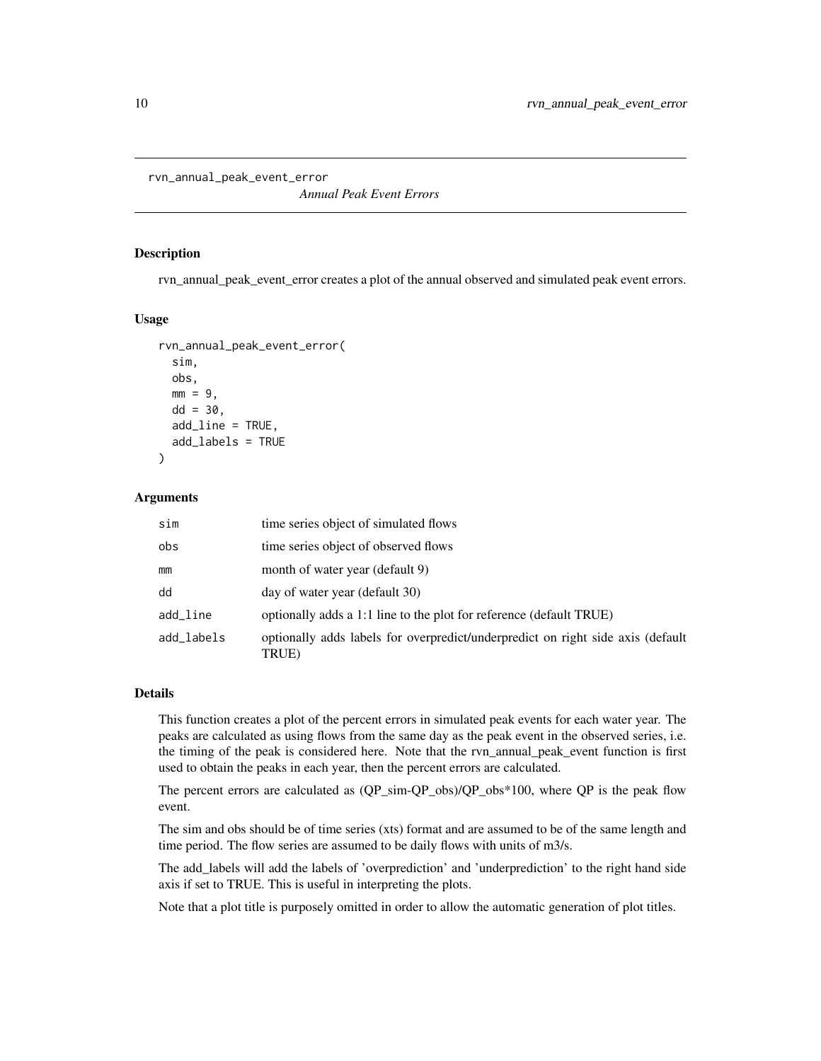rvn_annual_peak_event_error

*Annual Peak Event Errors*

## Description

rvn_annual_peak_event_error creates a plot of the annual observed and simulated peak event errors.

## Usage

```
rvn_annual_peak_event_error(
  sim,
  obs,
  mm = 9,
  dd = 30,
  add_line = TRUE,
  add_labels = TRUE
)
```

## Arguments

| | |
|---|---|
| sim | time series object of simulated flows |
| obs | time series object of observed flows |
| mm | month of water year (default 9) |
| dd | day of water year (default 30) |
| add_line | optionally adds a 1:1 line to the plot for reference (default TRUE) |
| add_labels | optionally adds labels for overpredict/underpredict on right side axis (default TRUE) |

## Details

This function creates a plot of the percent errors in simulated peak events for each water year. The peaks are calculated as using flows from the same day as the peak event in the observed series, i.e. the timing of the peak is considered here. Note that the rvn_annual_peak_event function is first used to obtain the peaks in each year, then the percent errors are calculated.

The percent errors are calculated as (QP_sim-QP_obs)/QP_obs*100, where QP is the peak flow event.

The sim and obs should be of time series (xts) format and are assumed to be of the same length and time period. The flow series are assumed to be daily flows with units of m3/s.

The add_labels will add the labels of 'overprediction' and 'underprediction' to the right hand side axis if set to TRUE. This is useful in interpreting the plots.

Note that a plot title is purposely omitted in order to allow the automatic generation of plot titles.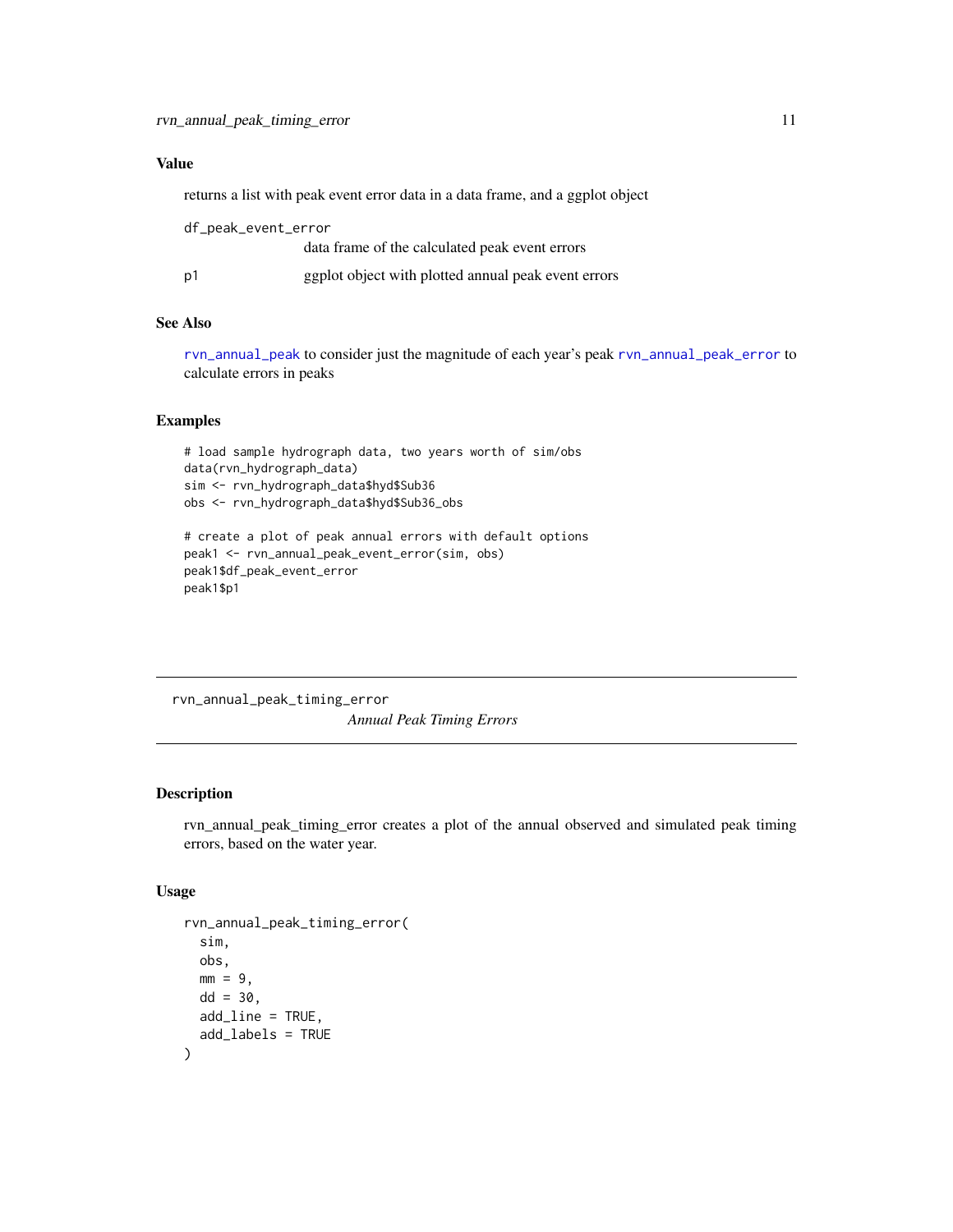## Value

returns a list with peak event error data in a data frame, and a ggplot object

`df_peak_event_error`
: data frame of the calculated peak event errors

`p1`
: ggplot object with plotted annual peak event errors

## See Also

`rvn_annual_peak` to consider just the magnitude of each year's peak `rvn_annual_peak_error` to calculate errors in peaks

## Examples

```
# load sample hydrograph data, two years worth of sim/obs
data(rvn_hydrograph_data)
sim <- rvn_hydrograph_data$hyd$Sub36
obs <- rvn_hydrograph_data$hyd$Sub36_obs

# create a plot of peak annual errors with default options
peak1 <- rvn_annual_peak_event_error(sim, obs)
peak1$df_peak_event_error
peak1$p1
```

---

# rvn_annual_peak_timing_error

*Annual Peak Timing Errors*

## Description

rvn_annual_peak_timing_error creates a plot of the annual observed and simulated peak timing errors, based on the water year.

## Usage

```
rvn_annual_peak_timing_error(
  sim,
  obs,
  mm = 9,
  dd = 30,
  add_line = TRUE,
  add_labels = TRUE
)
```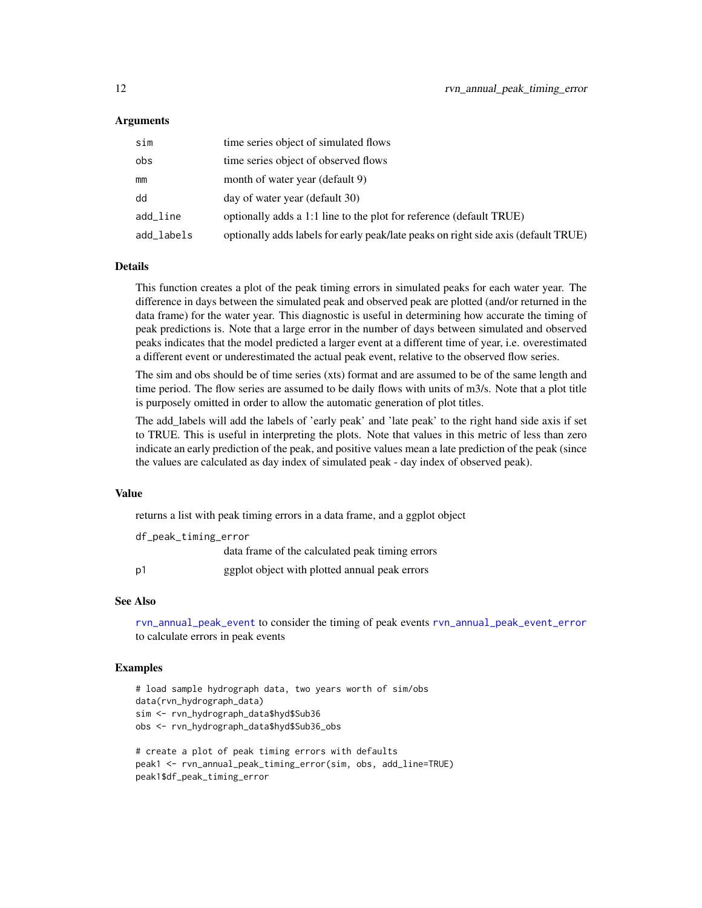### Arguments

| | |
|---|---|
| `sim` | time series object of simulated flows |
| `obs` | time series object of observed flows |
| `mm` | month of water year (default 9) |
| `dd` | day of water year (default 30) |
| `add_line` | optionally adds a 1:1 line to the plot for reference (default TRUE) |
| `add_labels` | optionally adds labels for early peak/late peaks on right side axis (default TRUE) |

### Details

This function creates a plot of the peak timing errors in simulated peaks for each water year. The difference in days between the simulated peak and observed peak are plotted (and/or returned in the data frame) for the water year. This diagnostic is useful in determining how accurate the timing of peak predictions is. Note that a large error in the number of days between simulated and observed peaks indicates that the model predicted a larger event at a different time of year, i.e. overestimated a different event or underestimated the actual peak event, relative to the observed flow series.

The sim and obs should be of time series (xts) format and are assumed to be of the same length and time period. The flow series are assumed to be daily flows with units of m3/s. Note that a plot title is purposely omitted in order to allow the automatic generation of plot titles.

The add_labels will add the labels of 'early peak' and 'late peak' to the right hand side axis if set to TRUE. This is useful in interpreting the plots. Note that values in this metric of less than zero indicate an early prediction of the peak, and positive values mean a late prediction of the peak (since the values are calculated as day index of simulated peak - day index of observed peak).

### Value

returns a list with peak timing errors in a data frame, and a ggplot object

| | |
|---|---|
| `df_peak_timing_error` | data frame of the calculated peak timing errors |
| `p1` | ggplot object with plotted annual peak errors |

### See Also

`rvn_annual_peak_event` to consider the timing of peak events `rvn_annual_peak_event_error` to calculate errors in peak events

### Examples

```
# load sample hydrograph data, two years worth of sim/obs
data(rvn_hydrograph_data)
sim <- rvn_hydrograph_data$hyd$Sub36
obs <- rvn_hydrograph_data$hyd$Sub36_obs

# create a plot of peak timing errors with defaults
peak1 <- rvn_annual_peak_timing_error(sim, obs, add_line=TRUE)
peak1$df_peak_timing_error
```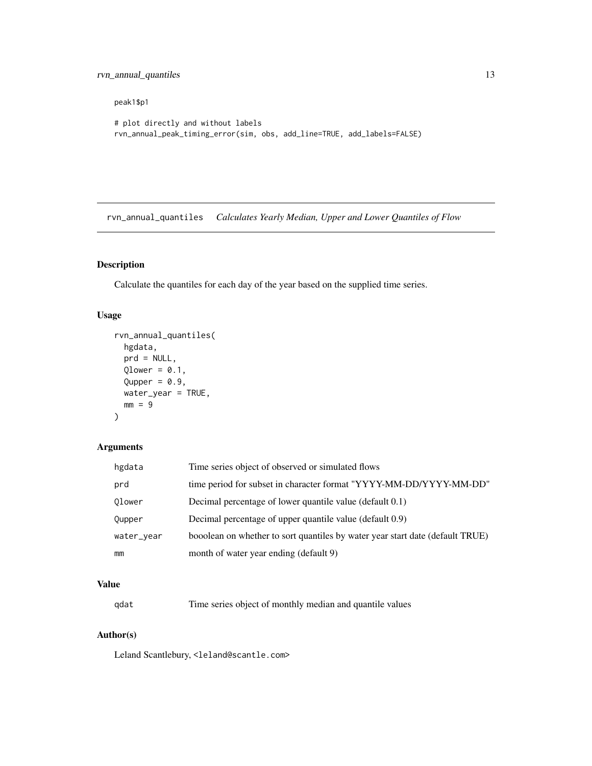```
peak1$p1

# plot directly and without labels
rvn_annual_peak_timing_error(sim, obs, add_line=TRUE, add_labels=FALSE)
```

## rvn_annual_quantiles *Calculates Yearly Median, Upper and Lower Quantiles of Flow*

### Description

Calculate the quantiles for each day of the year based on the supplied time series.

### Usage

```
rvn_annual_quantiles(
  hgdata,
  prd = NULL,
  Qlower = 0.1,
  Qupper = 0.9,
  water_year = TRUE,
  mm = 9
)
```

### Arguments

| | |
|---|---|
| hgdata | Time series object of observed or simulated flows |
| prd | time period for subset in character format "YYYY-MM-DD/YYYY-MM-DD" |
| Qlower | Decimal percentage of lower quantile value (default 0.1) |
| Qupper | Decimal percentage of upper quantile value (default 0.9) |
| water_year | booolean on whether to sort quantiles by water year start date (default TRUE) |
| mm | month of water year ending (default 9) |

### Value

| | |
|---|---|
| qdat | Time series object of monthly median and quantile values |

### Author(s)

Leland Scantlebury, <leland@scantle.com>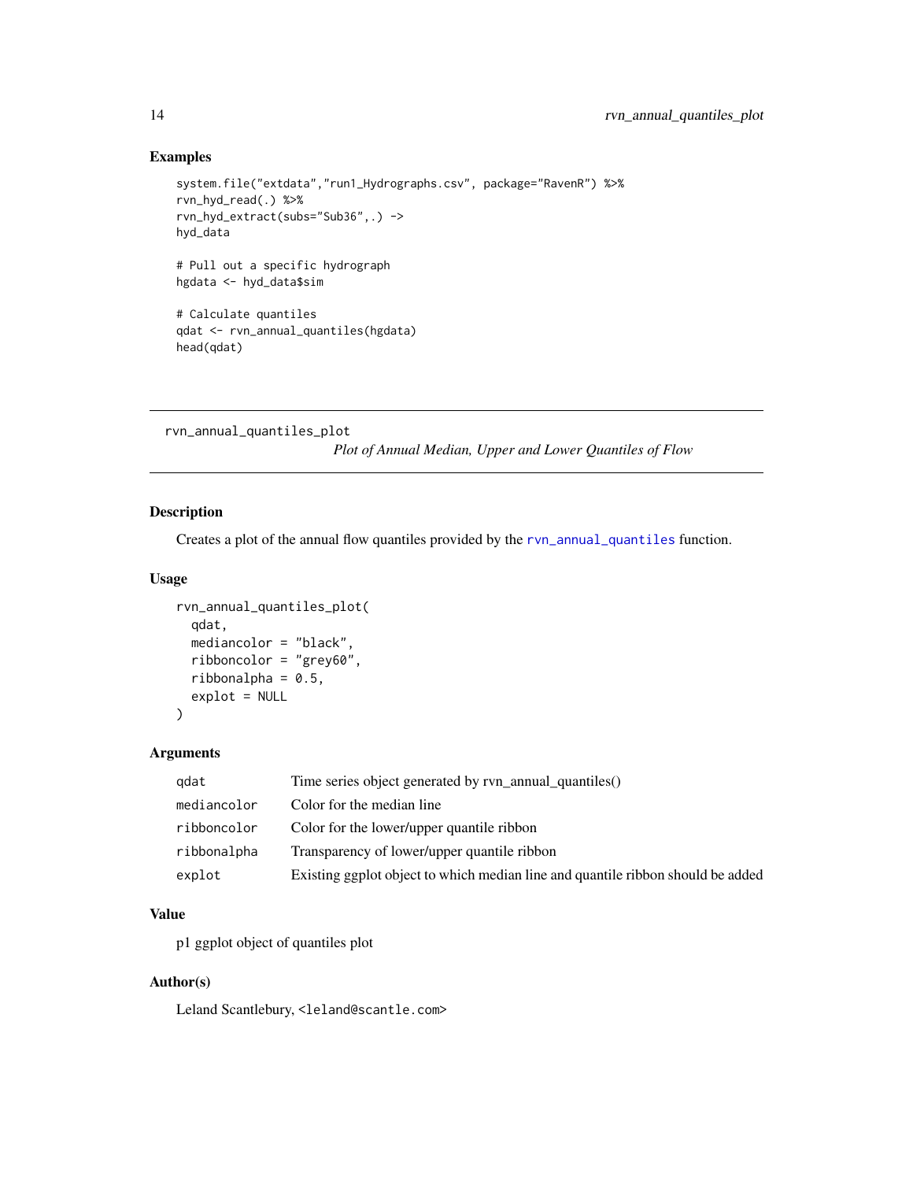### Examples

```
system.file("extdata","run1_Hydrographs.csv", package="RavenR") %>%
rvn_hyd_read(.) %>%
rvn_hyd_extract(subs="Sub36",.) ->
hyd_data

# Pull out a specific hydrograph
hgdata <- hyd_data$sim

# Calculate quantiles
qdat <- rvn_annual_quantiles(hgdata)
head(qdat)
```

---

## rvn_annual_quantiles_plot

*Plot of Annual Median, Upper and Lower Quantiles of Flow*

### Description

Creates a plot of the annual flow quantiles provided by the `rvn_annual_quantiles` function.

### Usage

```
rvn_annual_quantiles_plot(
  qdat,
  mediancolor = "black",
  ribboncolor = "grey60",
  ribbonalpha = 0.5,
  explot = NULL
)
```

### Arguments

| | |
|---|---|
| `qdat` | Time series object generated by rvn_annual_quantiles() |
| `mediancolor` | Color for the median line |
| `ribboncolor` | Color for the lower/upper quantile ribbon |
| `ribbonalpha` | Transparency of lower/upper quantile ribbon |
| `explot` | Existing ggplot object to which median line and quantile ribbon should be added |

### Value

p1 ggplot object of quantiles plot

### Author(s)

Leland Scantlebury, `<leland@scantle.com>`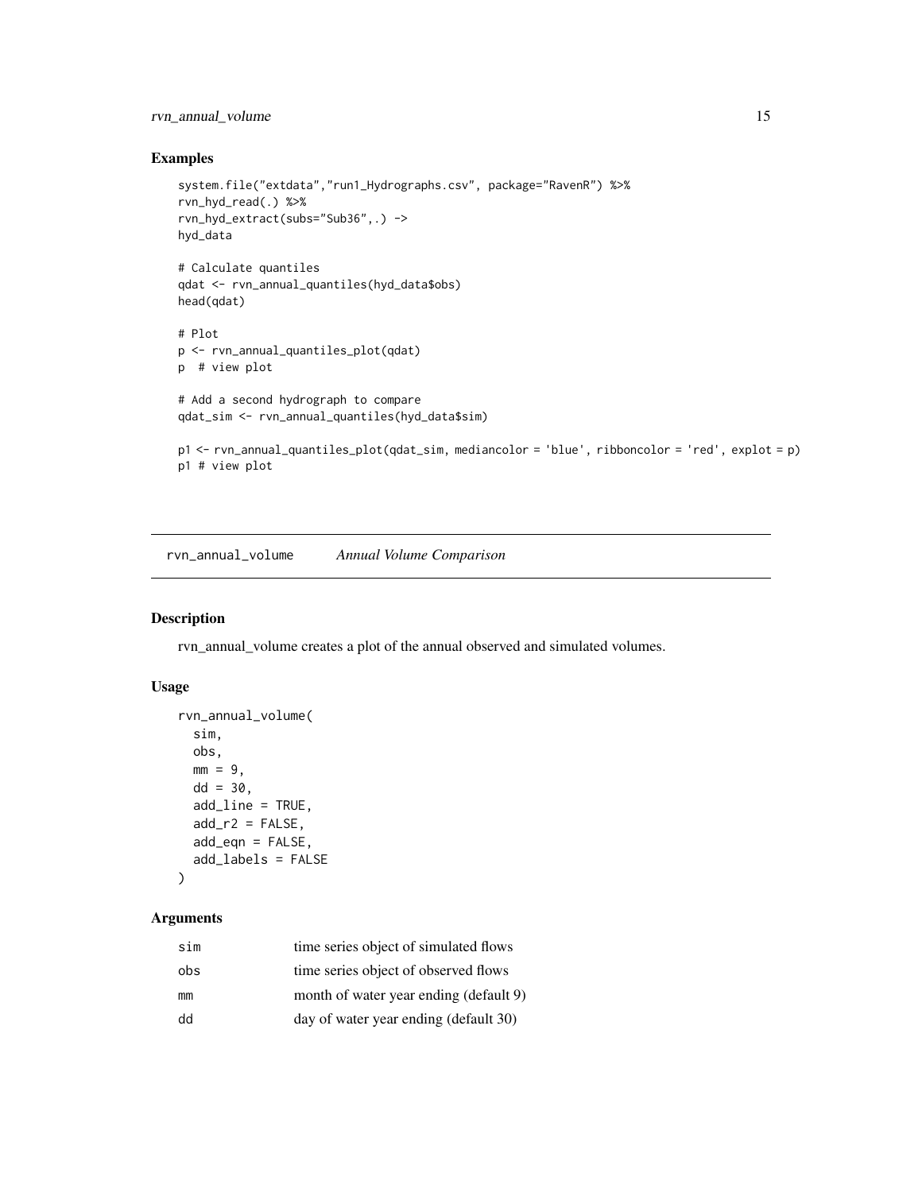## Examples

```
system.file("extdata","run1_Hydrographs.csv", package="RavenR") %>%
rvn_hyd_read(.) %>%
rvn_hyd_extract(subs="Sub36",.) ->
hyd_data

# Calculate quantiles
qdat <- rvn_annual_quantiles(hyd_data$obs)
head(qdat)

# Plot
p <- rvn_annual_quantiles_plot(qdat)
p  # view plot

# Add a second hydrograph to compare
qdat_sim <- rvn_annual_quantiles(hyd_data$sim)

p1 <- rvn_annual_quantiles_plot(qdat_sim, mediancolor = 'blue', ribboncolor = 'red', explot = p)
p1 # view plot
```

---

# rvn_annual_volume *Annual Volume Comparison*

---

## Description

rvn_annual_volume creates a plot of the annual observed and simulated volumes.

## Usage

```
rvn_annual_volume(
  sim,
  obs,
  mm = 9,
  dd = 30,
  add_line = TRUE,
  add_r2 = FALSE,
  add_eqn = FALSE,
  add_labels = FALSE
)
```

## Arguments

| | |
|---|---|
| sim | time series object of simulated flows |
| obs | time series object of observed flows |
| mm | month of water year ending (default 9) |
| dd | day of water year ending (default 30) |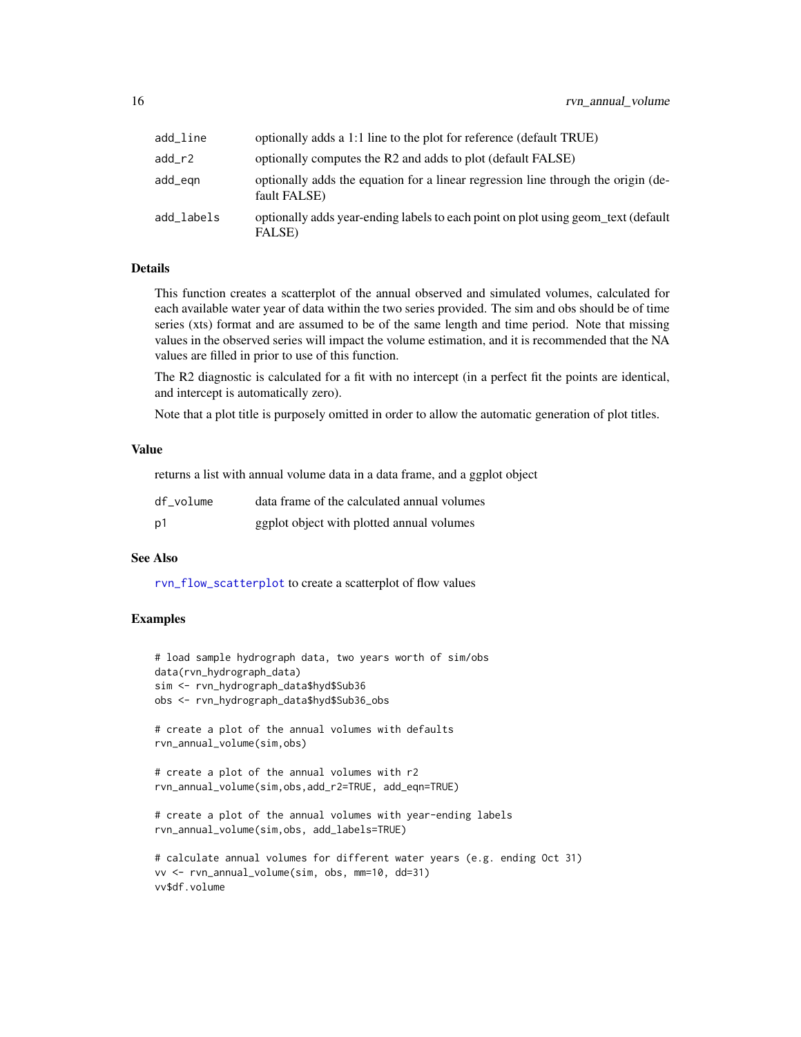| | |
|---|---|
| add_line | optionally adds a 1:1 line to the plot for reference (default TRUE) |
| add_r2 | optionally computes the R2 and adds to plot (default FALSE) |
| add_eqn | optionally adds the equation for a linear regression line through the origin (default FALSE) |
| add_labels | optionally adds year-ending labels to each point on plot using geom_text (default FALSE) |

### Details

This function creates a scatterplot of the annual observed and simulated volumes, calculated for each available water year of data within the two series provided. The sim and obs should be of time series (xts) format and are assumed to be of the same length and time period. Note that missing values in the observed series will impact the volume estimation, and it is recommended that the NA values are filled in prior to use of this function.

The R2 diagnostic is calculated for a fit with no intercept (in a perfect fit the points are identical, and intercept is automatically zero).

Note that a plot title is purposely omitted in order to allow the automatic generation of plot titles.

### Value

returns a list with annual volume data in a data frame, and a ggplot object

| | |
|---|---|
| df_volume | data frame of the calculated annual volumes |
| p1 | ggplot object with plotted annual volumes |

### See Also

rvn_flow_scatterplot to create a scatterplot of flow values

### Examples

```
# load sample hydrograph data, two years worth of sim/obs
data(rvn_hydrograph_data)
sim <- rvn_hydrograph_data$hyd$Sub36
obs <- rvn_hydrograph_data$hyd$Sub36_obs

# create a plot of the annual volumes with defaults
rvn_annual_volume(sim,obs)

# create a plot of the annual volumes with r2
rvn_annual_volume(sim,obs,add_r2=TRUE, add_eqn=TRUE)

# create a plot of the annual volumes with year-ending labels
rvn_annual_volume(sim,obs, add_labels=TRUE)

# calculate annual volumes for different water years (e.g. ending Oct 31)
vv <- rvn_annual_volume(sim, obs, mm=10, dd=31)
vv$df.volume
```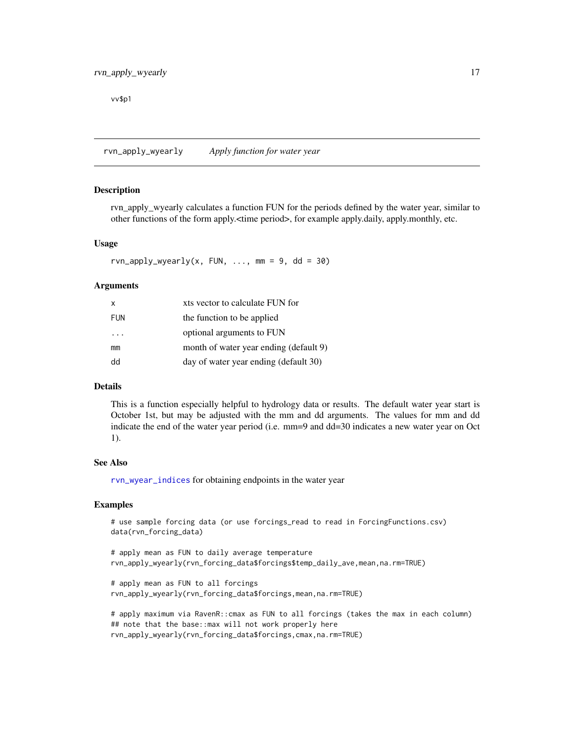```
vv$p1
```

## rvn_apply_wyearly *Apply function for water year*

### Description

rvn_apply_wyearly calculates a function FUN for the periods defined by the water year, similar to other functions of the form apply.<time period>, for example apply.daily, apply.monthly, etc.

### Usage

```
rvn_apply_wyearly(x, FUN, ..., mm = 9, dd = 30)
```

### Arguments

| | |
|---|---|
| x | xts vector to calculate FUN for |
| FUN | the function to be applied |
| ... | optional arguments to FUN |
| mm | month of water year ending (default 9) |
| dd | day of water year ending (default 30) |

### Details

This is a function especially helpful to hydrology data or results. The default water year start is October 1st, but may be adjusted with the mm and dd arguments. The values for mm and dd indicate the end of the water year period (i.e. mm=9 and dd=30 indicates a new water year on Oct 1).

### See Also

rvn_wyear_indices for obtaining endpoints in the water year

### Examples

```
# use sample forcing data (or use forcings_read to read in ForcingFunctions.csv)
data(rvn_forcing_data)

# apply mean as FUN to daily average temperature
rvn_apply_wyearly(rvn_forcing_data$forcings$temp_daily_ave,mean,na.rm=TRUE)

# apply mean as FUN to all forcings
rvn_apply_wyearly(rvn_forcing_data$forcings,mean,na.rm=TRUE)

# apply maximum via RavenR::cmax as FUN to all forcings (takes the max in each column)
## note that the base::max will not work properly here
rvn_apply_wyearly(rvn_forcing_data$forcings,cmax,na.rm=TRUE)
```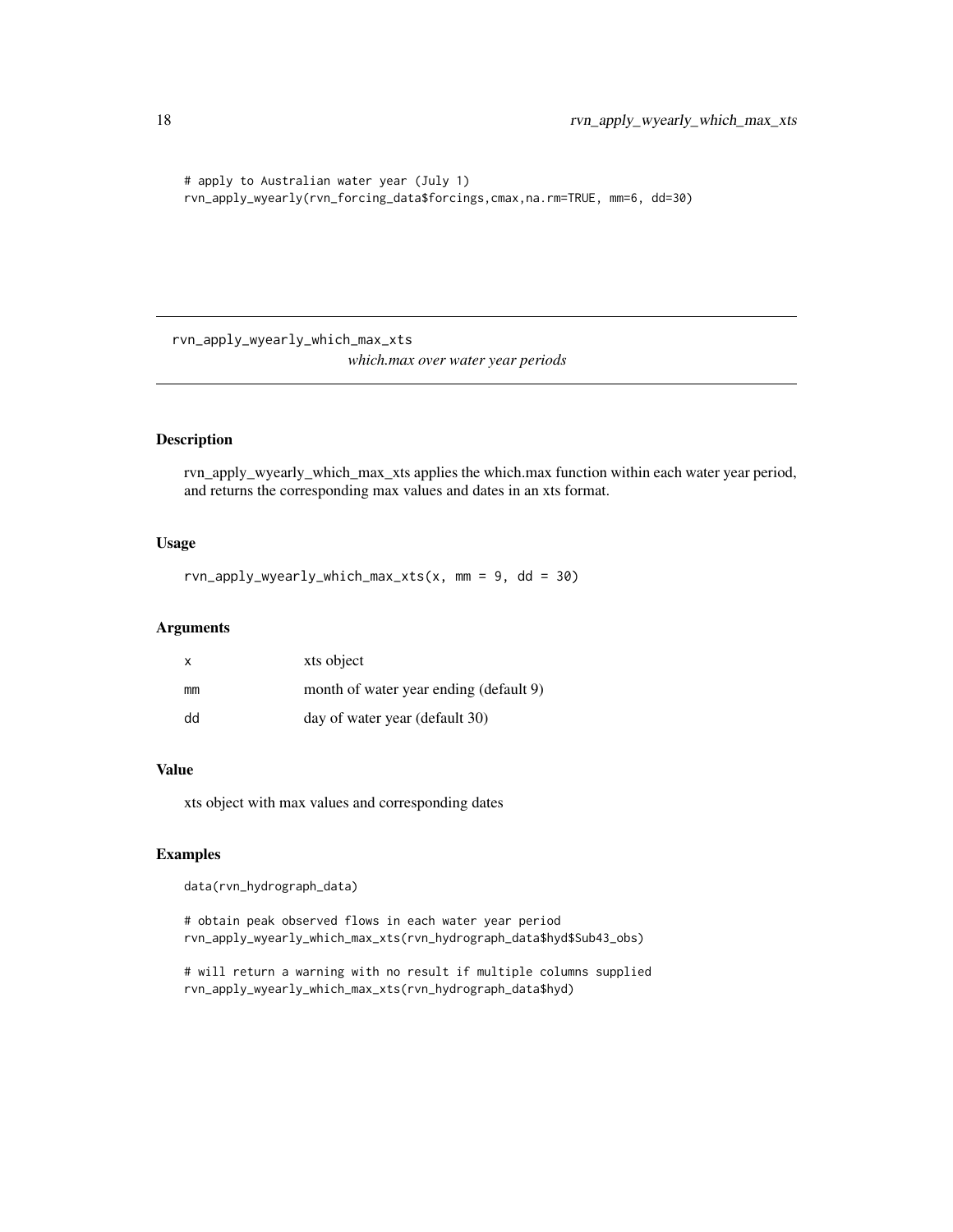```
# apply to Australian water year (July 1)
rvn_apply_wyearly(rvn_forcing_data$forcings,cmax,na.rm=TRUE, mm=6, dd=30)
```

---

## rvn_apply_wyearly_which_max_xts

*which.max over water year periods*

---

### Description

rvn_apply_wyearly_which_max_xts applies the which.max function within each water year period, and returns the corresponding max values and dates in an xts format.

### Usage

```
rvn_apply_wyearly_which_max_xts(x, mm = 9, dd = 30)
```

### Arguments

| | |
|---|---|
| x | xts object |
| mm | month of water year ending (default 9) |
| dd | day of water year (default 30) |

### Value

xts object with max values and corresponding dates

### Examples

```
data(rvn_hydrograph_data)

# obtain peak observed flows in each water year period
rvn_apply_wyearly_which_max_xts(rvn_hydrograph_data$hyd$Sub43_obs)

# will return a warning with no result if multiple columns supplied
rvn_apply_wyearly_which_max_xts(rvn_hydrograph_data$hyd)
```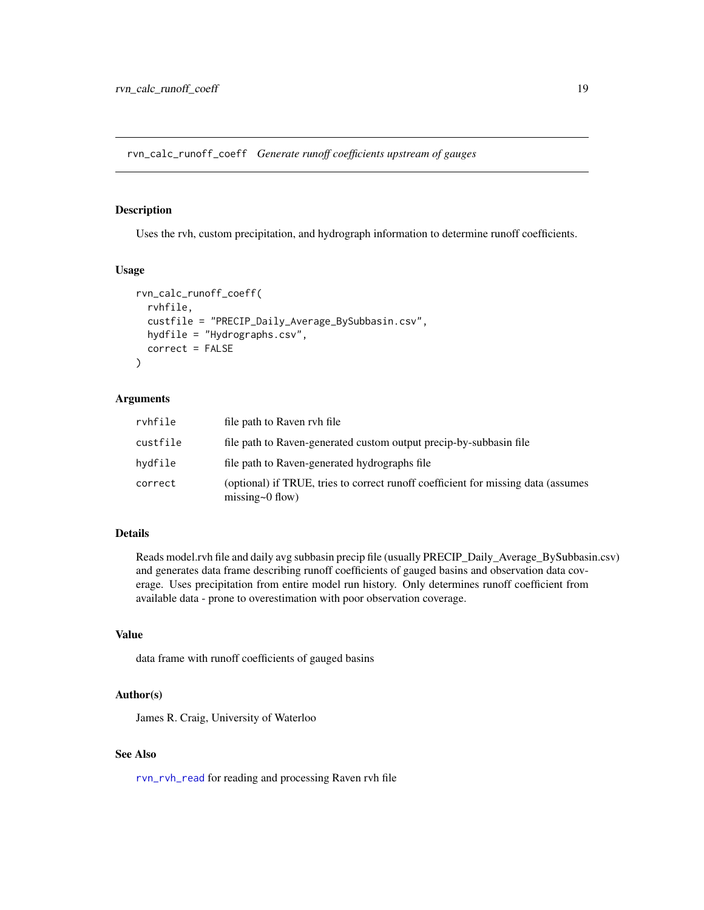# rvn_calc_runoff_coeff *Generate runoff coefficients upstream of gauges*

## Description

Uses the rvh, custom precipitation, and hydrograph information to determine runoff coefficients.

## Usage

```
rvn_calc_runoff_coeff(
  rvhfile,
  custfile = "PRECIP_Daily_Average_BySubbasin.csv",
  hydfile = "Hydrographs.csv",
  correct = FALSE
)
```

## Arguments

| | |
|---|---|
| `rvhfile` | file path to Raven rvh file |
| `custfile` | file path to Raven-generated custom output precip-by-subbasin file |
| `hydfile` | file path to Raven-generated hydrographs file |
| `correct` | (optional) if TRUE, tries to correct runoff coefficient for missing data (assumes missing~0 flow) |

## Details

Reads model.rvh file and daily avg subbasin precip file (usually PRECIP_Daily_Average_BySubbasin.csv) and generates data frame describing runoff coefficients of gauged basins and observation data coverage. Uses precipitation from entire model run history. Only determines runoff coefficient from available data - prone to overestimation with poor observation coverage.

## Value

data frame with runoff coefficients of gauged basins

## Author(s)

James R. Craig, University of Waterloo

## See Also

`rvn_rvh_read` for reading and processing Raven rvh file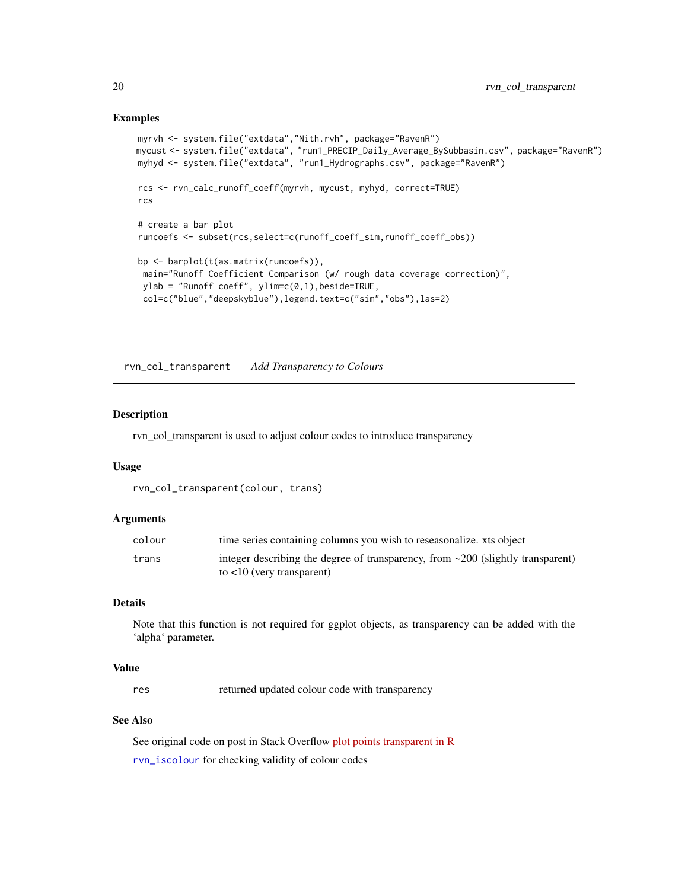## Examples

```
myrvh <- system.file("extdata","Nith.rvh", package="RavenR")
mycust <- system.file("extdata", "run1_PRECIP_Daily_Average_BySubbasin.csv", package="RavenR")
myhyd <- system.file("extdata", "run1_Hydrographs.csv", package="RavenR")

rcs <- rvn_calc_runoff_coeff(myrvh, mycust, myhyd, correct=TRUE)
rcs

# create a bar plot
runcoefs <- subset(rcs,select=c(runoff_coeff_sim,runoff_coeff_obs))

bp <- barplot(t(as.matrix(runcoefs)),
 main="Runoff Coefficient Comparison (w/ rough data coverage correction)",
 ylab = "Runoff coeff", ylim=c(0,1),beside=TRUE,
 col=c("blue","deepskyblue"),legend.text=c("sim","obs"),las=2)
```

---

# rvn_col_transparent    *Add Transparency to Colours*

## Description

rvn_col_transparent is used to adjust colour codes to introduce transparency

## Usage

```
rvn_col_transparent(colour, trans)
```

## Arguments

| | |
|---|---|
| colour | time series containing columns you wish to reseasonalize. xts object |
| trans | integer describing the degree of transparency, from ~200 (slightly transparent) to <10 (very transparent) |

## Details

Note that this function is not required for ggplot objects, as transparency can be added with the ‘alpha‘ parameter.

## Value

| | |
|---|---|
| res | returned updated colour code with transparency |

## See Also

See original code on post in Stack Overflow plot points transparent in R

rvn_iscolour for checking validity of colour codes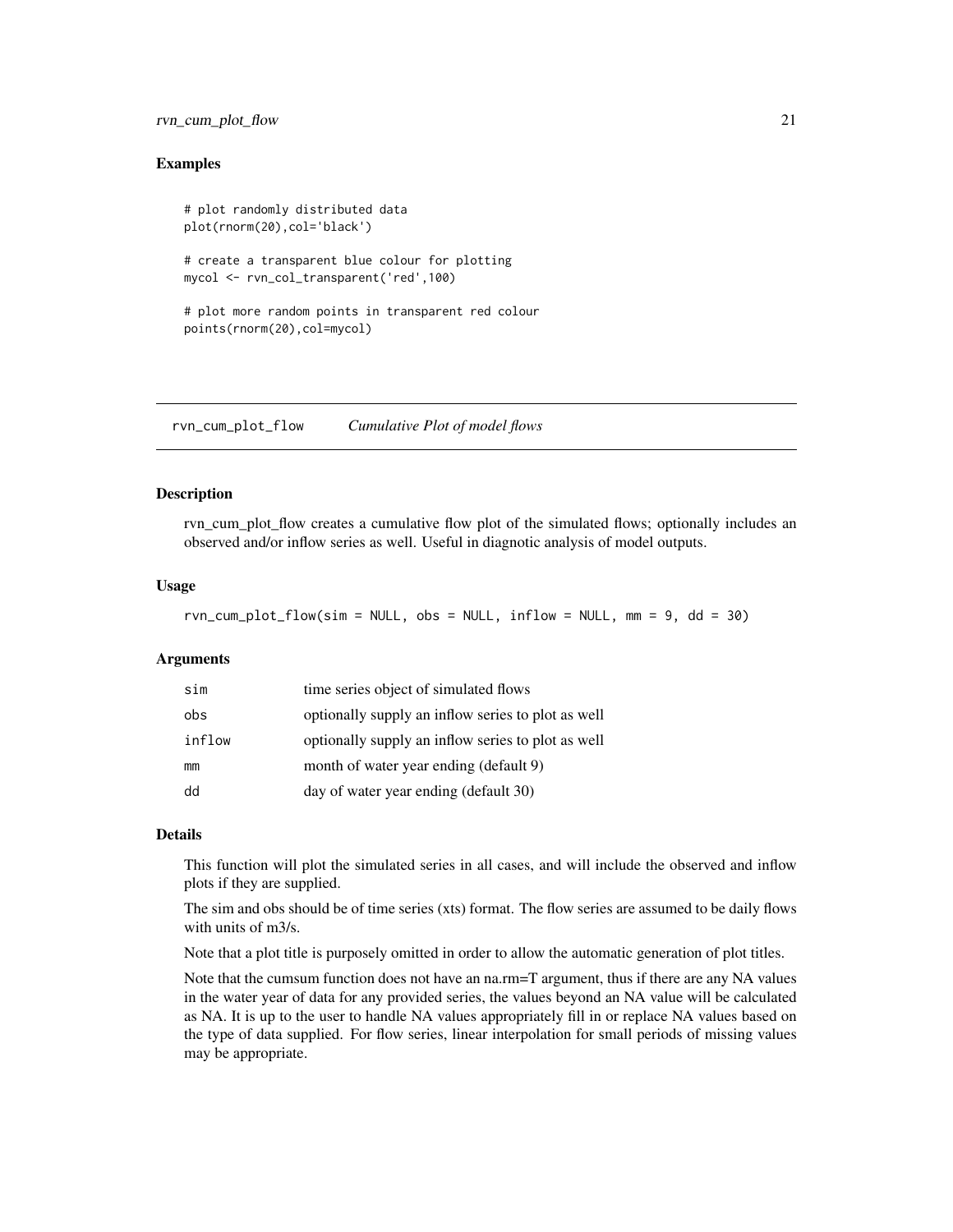## Examples

```
# plot randomly distributed data
plot(rnorm(20),col='black')

# create a transparent blue colour for plotting
mycol <- rvn_col_transparent('red',100)

# plot more random points in transparent red colour
points(rnorm(20),col=mycol)
```

---

## rvn_cum_plot_flow — *Cumulative Plot of model flows*

### Description

rvn_cum_plot_flow creates a cumulative flow plot of the simulated flows; optionally includes an observed and/or inflow series as well. Useful in diagnotic analysis of model outputs.

### Usage

```
rvn_cum_plot_flow(sim = NULL, obs = NULL, inflow = NULL, mm = 9, dd = 30)
```

### Arguments

| | |
|---|---|
| sim | time series object of simulated flows |
| obs | optionally supply an inflow series to plot as well |
| inflow | optionally supply an inflow series to plot as well |
| mm | month of water year ending (default 9) |
| dd | day of water year ending (default 30) |

### Details

This function will plot the simulated series in all cases, and will include the observed and inflow plots if they are supplied.

The sim and obs should be of time series (xts) format. The flow series are assumed to be daily flows with units of m3/s.

Note that a plot title is purposely omitted in order to allow the automatic generation of plot titles.

Note that the cumsum function does not have an na.rm=T argument, thus if there are any NA values in the water year of data for any provided series, the values beyond an NA value will be calculated as NA. It is up to the user to handle NA values appropriately fill in or replace NA values based on the type of data supplied. For flow series, linear interpolation for small periods of missing values may be appropriate.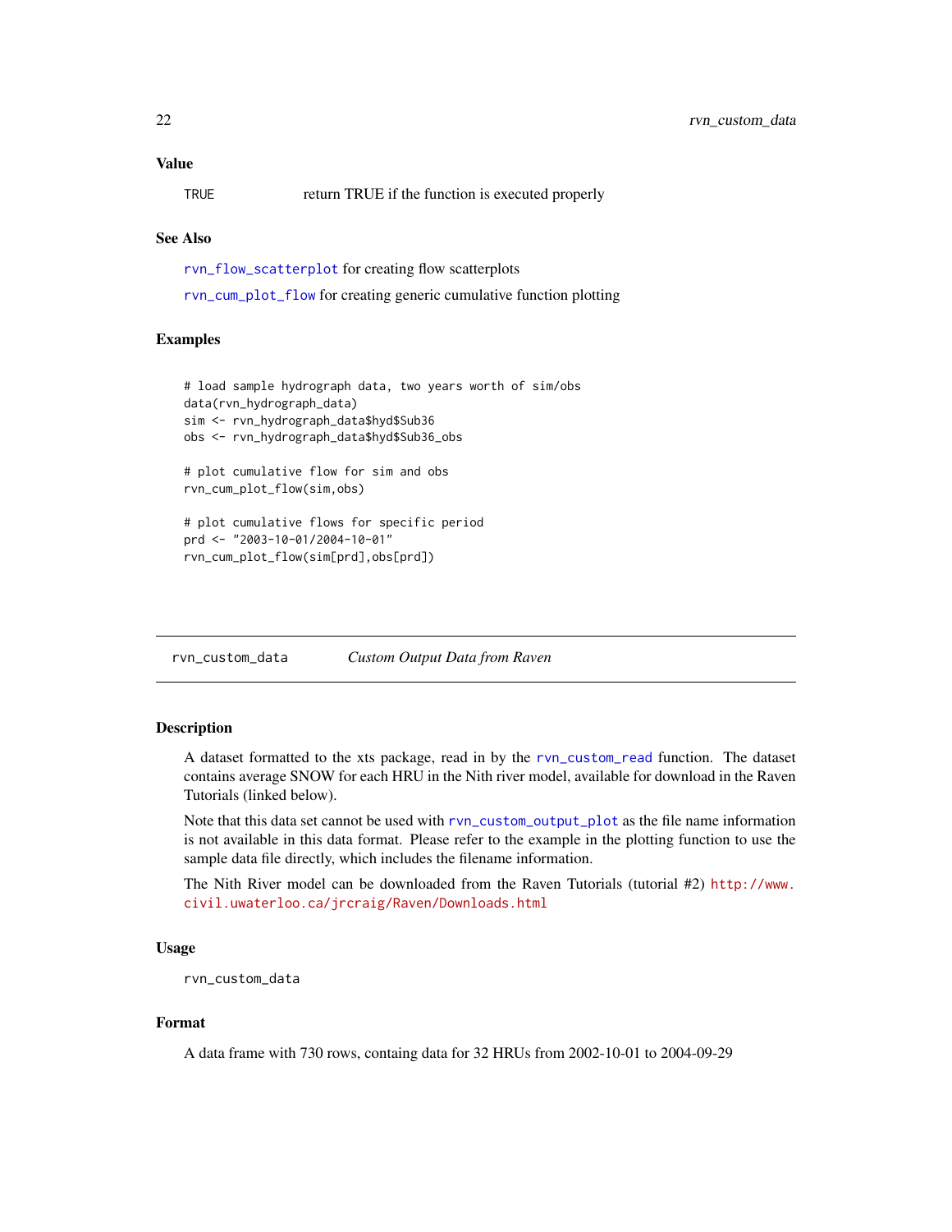## Value

TRUE return TRUE if the function is executed properly

## See Also

rvn_flow_scatterplot for creating flow scatterplots

rvn_cum_plot_flow for creating generic cumulative function plotting

## Examples

```
# load sample hydrograph data, two years worth of sim/obs
data(rvn_hydrograph_data)
sim <- rvn_hydrograph_data$hyd$Sub36
obs <- rvn_hydrograph_data$hyd$Sub36_obs

# plot cumulative flow for sim and obs
rvn_cum_plot_flow(sim,obs)

# plot cumulative flows for specific period
prd <- "2003-10-01/2004-10-01"
rvn_cum_plot_flow(sim[prd],obs[prd])
```

---

# rvn_custom_data *Custom Output Data from Raven*

## Description

A dataset formatted to the xts package, read in by the rvn_custom_read function. The dataset contains average SNOW for each HRU in the Nith river model, available for download in the Raven Tutorials (linked below).

Note that this data set cannot be used with rvn_custom_output_plot as the file name information is not available in this data format. Please refer to the example in the plotting function to use the sample data file directly, which includes the filename information.

The Nith River model can be downloaded from the Raven Tutorials (tutorial #2) http://www.civil.uwaterloo.ca/jrcraig/Raven/Downloads.html

## Usage

```
rvn_custom_data
```

## Format

A data frame with 730 rows, containg data for 32 HRUs from 2002-10-01 to 2004-09-29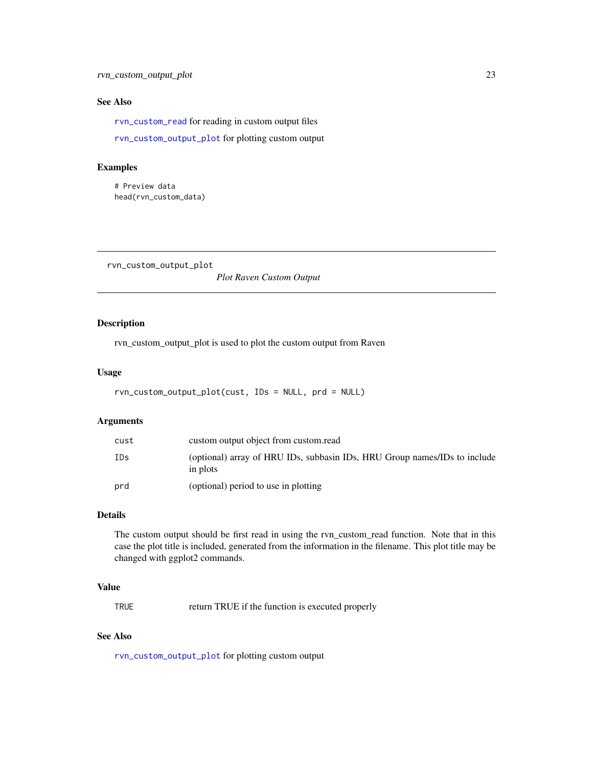### See Also

`rvn_custom_read` for reading in custom output files

`rvn_custom_output_plot` for plotting custom output

### Examples

```
# Preview data
head(rvn_custom_data)
```

---

## rvn_custom_output_plot &nbsp;&nbsp;&nbsp; *Plot Raven Custom Output*

---

### Description

rvn_custom_output_plot is used to plot the custom output from Raven

### Usage

```
rvn_custom_output_plot(cust, IDs = NULL, prd = NULL)
```

### Arguments

| | |
|---|---|
| `cust` | custom output object from custom.read |
| `IDs` | (optional) array of HRU IDs, subbasin IDs, HRU Group names/IDs to include in plots |
| `prd` | (optional) period to use in plotting |

### Details

The custom output should be first read in using the rvn_custom_read function. Note that in this case the plot title is included, generated from the information in the filename. This plot title may be changed with ggplot2 commands.

### Value

| | |
|---|---|
| `TRUE` | return TRUE if the function is executed properly |

### See Also

`rvn_custom_output_plot` for plotting custom output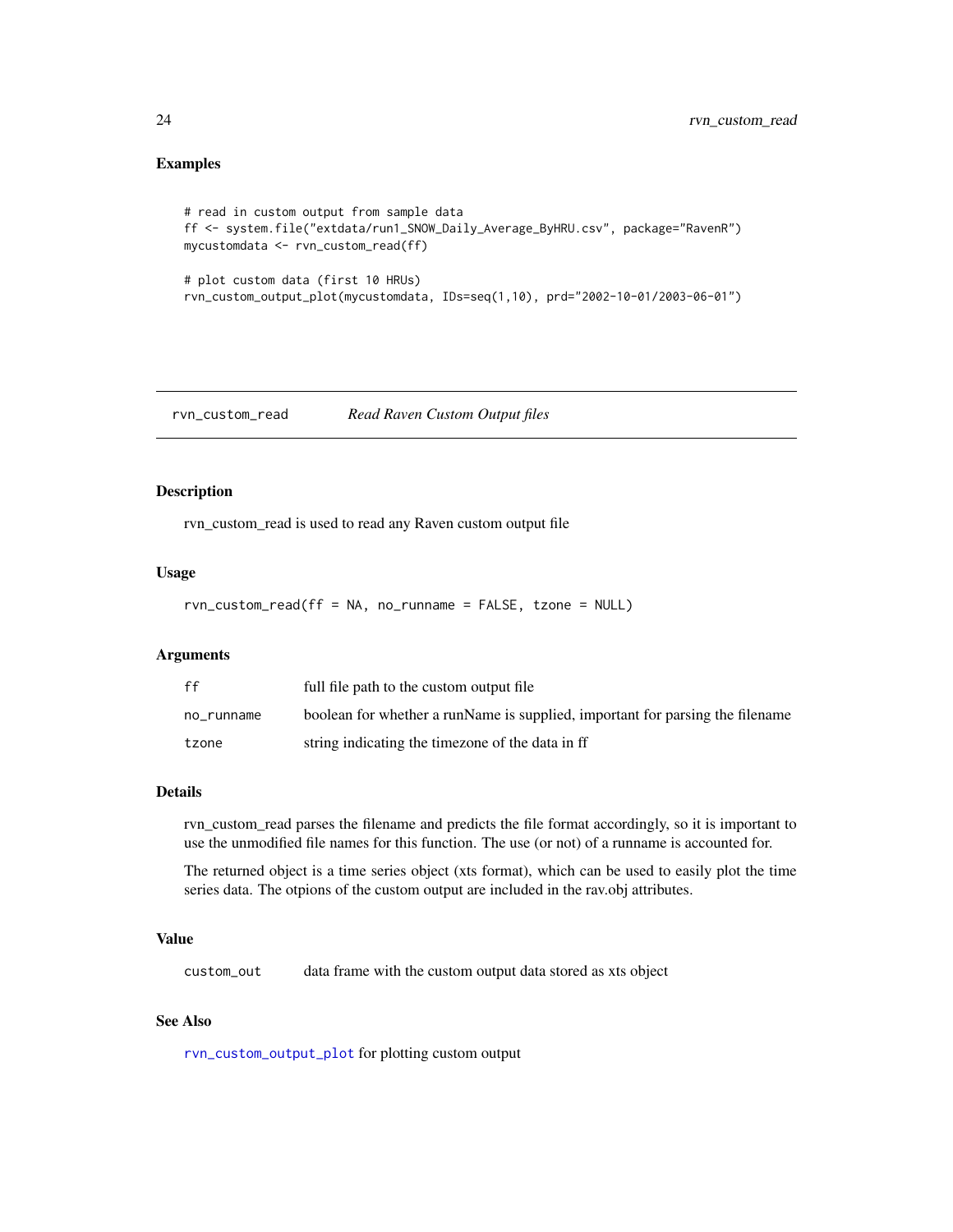### Examples

```
# read in custom output from sample data
ff <- system.file("extdata/run1_SNOW_Daily_Average_ByHRU.csv", package="RavenR")
mycustomdata <- rvn_custom_read(ff)

# plot custom data (first 10 HRUs)
rvn_custom_output_plot(mycustomdata, IDs=seq(1,10), prd="2002-10-01/2003-06-01")
```

---

## rvn_custom_read *Read Raven Custom Output files*

---

### Description

rvn_custom_read is used to read any Raven custom output file

### Usage

```
rvn_custom_read(ff = NA, no_runname = FALSE, tzone = NULL)
```

### Arguments

| | |
|---|---|
| ff | full file path to the custom output file |
| no_runname | boolean for whether a runName is supplied, important for parsing the filename |
| tzone | string indicating the timezone of the data in ff |

### Details

rvn_custom_read parses the filename and predicts the file format accordingly, so it is important to use the unmodified file names for this function. The use (or not) of a runname is accounted for.

The returned object is a time series object (xts format), which can be used to easily plot the time series data. The otpions of the custom output are included in the rav.obj attributes.

### Value

| | |
|---|---|
| custom_out | data frame with the custom output data stored as xts object |

### See Also

rvn_custom_output_plot for plotting custom output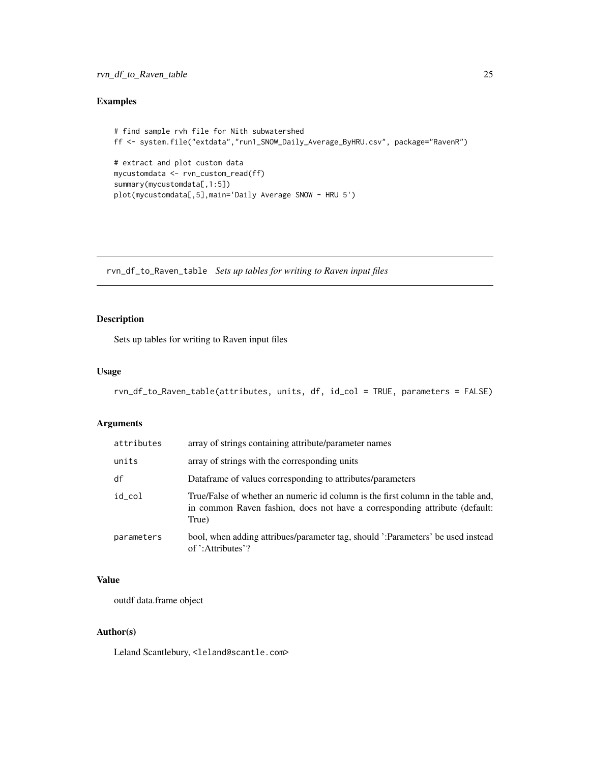## Examples

```
# find sample rvh file for Nith subwatershed
ff <- system.file("extdata","run1_SNOW_Daily_Average_ByHRU.csv", package="RavenR")

# extract and plot custom data
mycustomdata <- rvn_custom_read(ff)
summary(mycustomdata[,1:5])
plot(mycustomdata[,5],main='Daily Average SNOW - HRU 5')
```

---

# rvn_df_to_Raven_table *Sets up tables for writing to Raven input files*

## Description

Sets up tables for writing to Raven input files

## Usage

```
rvn_df_to_Raven_table(attributes, units, df, id_col = TRUE, parameters = FALSE)
```

## Arguments

| | |
|---|---|
| attributes | array of strings containing attribute/parameter names |
| units | array of strings with the corresponding units |
| df | Dataframe of values corresponding to attributes/parameters |
| id_col | True/False of whether an numeric id column is the first column in the table and, in common Raven fashion, does not have a corresponding attribute (default: True) |
| parameters | bool, when adding attribues/parameter tag, should ':Parameters' be used instead of ':Attributes'? |

## Value

outdf data.frame object

## Author(s)

Leland Scantlebury, <leland@scantle.com>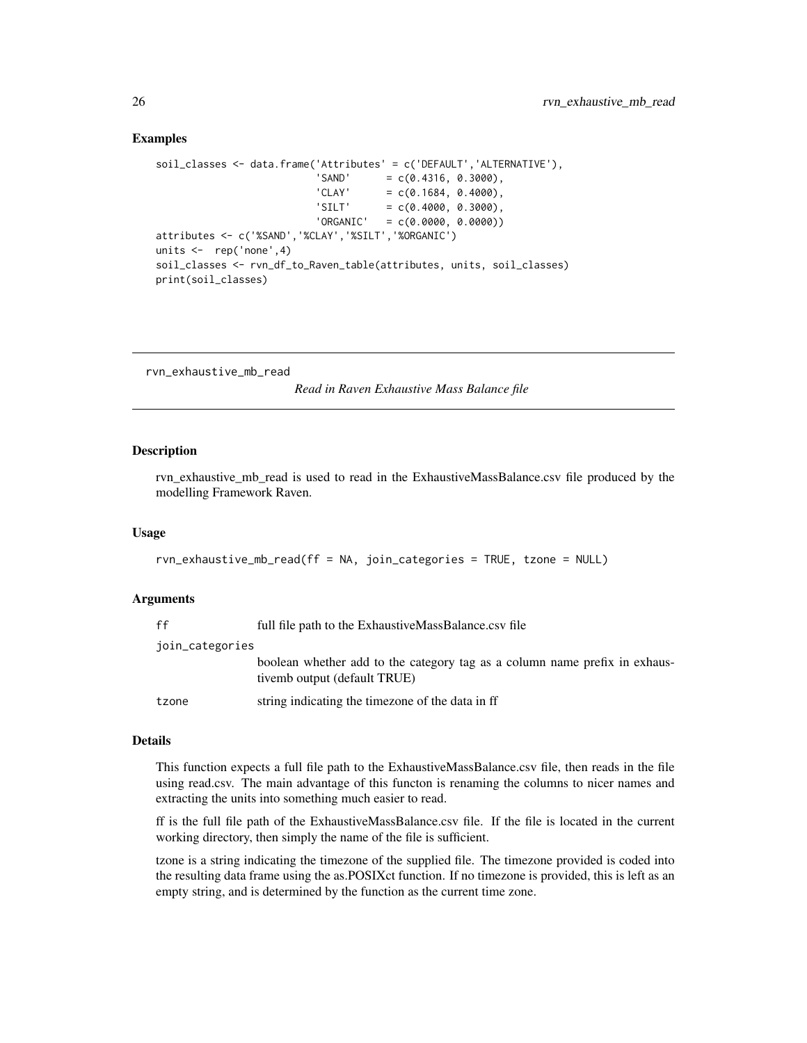## Examples

```
soil_classes <- data.frame('Attributes' = c('DEFAULT','ALTERNATIVE'),
                           'SAND'      = c(0.4316, 0.3000),
                           'CLAY'      = c(0.1684, 0.4000),
                           'SILT'      = c(0.4000, 0.3000),
                           'ORGANIC'   = c(0.0000, 0.0000))
attributes <- c('%SAND','%CLAY','%SILT','%ORGANIC')
units <-  rep('none',4)
soil_classes <- rvn_df_to_Raven_table(attributes, units, soil_classes)
print(soil_classes)
```

---

# rvn_exhaustive_mb_read

*Read in Raven Exhaustive Mass Balance file*

## Description

rvn_exhaustive_mb_read is used to read in the ExhaustiveMassBalance.csv file produced by the modelling Framework Raven.

## Usage

```
rvn_exhaustive_mb_read(ff = NA, join_categories = TRUE, tzone = NULL)
```

## Arguments

| | |
|---|---|
| ff | full file path to the ExhaustiveMassBalance.csv file |
| join_categories | boolean whether add to the category tag as a column name prefix in exhaustivemb output (default TRUE) |
| tzone | string indicating the timezone of the data in ff |

## Details

This function expects a full file path to the ExhaustiveMassBalance.csv file, then reads in the file using read.csv. The main advantage of this functon is renaming the columns to nicer names and extracting the units into something much easier to read.

ff is the full file path of the ExhaustiveMassBalance.csv file. If the file is located in the current working directory, then simply the name of the file is sufficient.

tzone is a string indicating the timezone of the supplied file. The timezone provided is coded into the resulting data frame using the as.POSIXct function. If no timezone is provided, this is left as an empty string, and is determined by the function as the current time zone.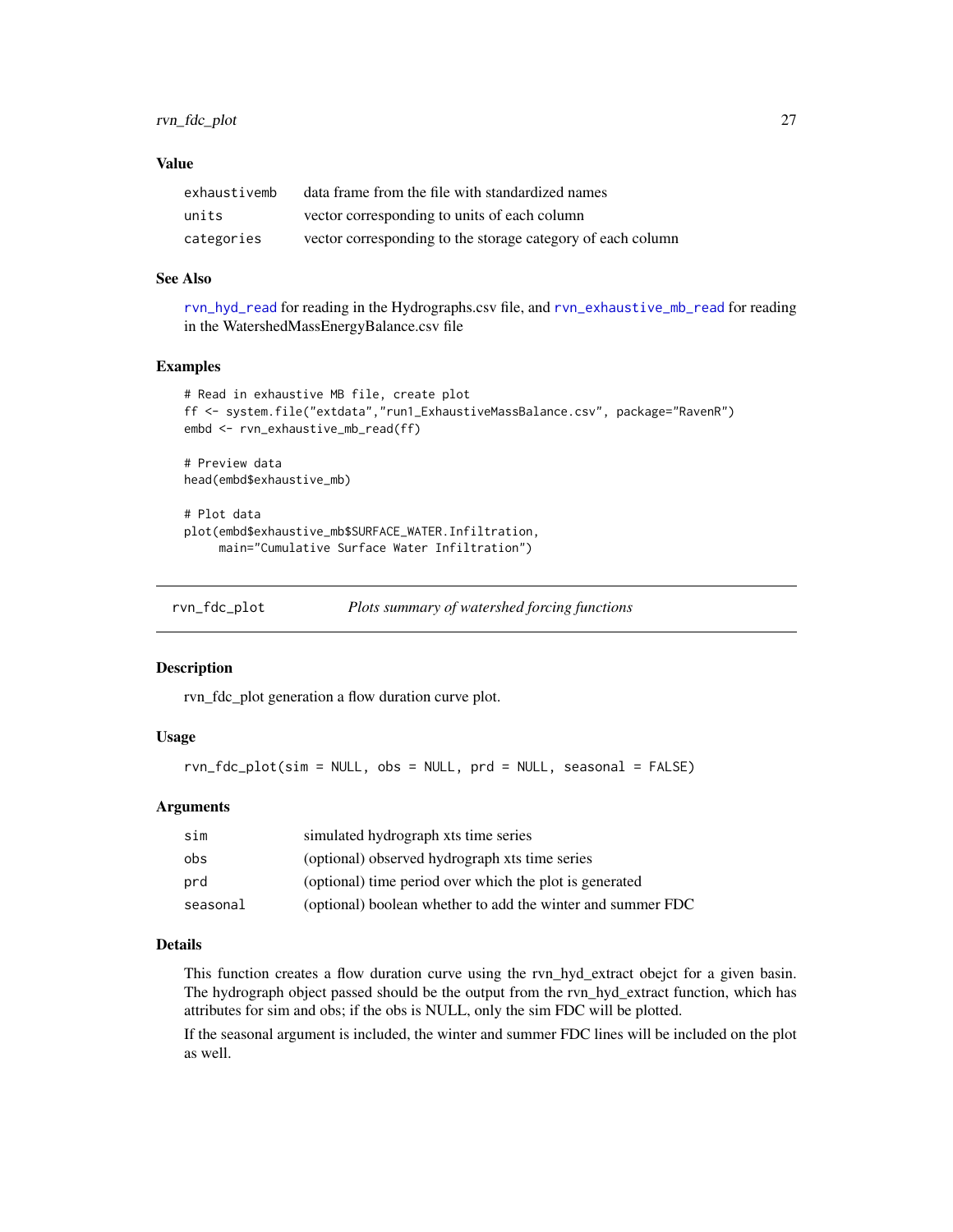## Value

| | |
|---|---|
| exhaustivemb | data frame from the file with standardized names |
| units | vector corresponding to units of each column |
| categories | vector corresponding to the storage category of each column |

## See Also

rvn_hyd_read for reading in the Hydrographs.csv file, and rvn_exhaustive_mb_read for reading in the WatershedMassEnergyBalance.csv file

## Examples

```
# Read in exhaustive MB file, create plot
ff <- system.file("extdata","run1_ExhaustiveMassBalance.csv", package="RavenR")
embd <- rvn_exhaustive_mb_read(ff)

# Preview data
head(embd$exhaustive_mb)

# Plot data
plot(embd$exhaustive_mb$SURFACE_WATER.Infiltration,
     main="Cumulative Surface Water Infiltration")
```

---

# rvn_fdc_plot &nbsp;&nbsp;&nbsp; *Plots summary of watershed forcing functions*

## Description

rvn_fdc_plot generation a flow duration curve plot.

## Usage

```
rvn_fdc_plot(sim = NULL, obs = NULL, prd = NULL, seasonal = FALSE)
```

## Arguments

| | |
|---|---|
| sim | simulated hydrograph xts time series |
| obs | (optional) observed hydrograph xts time series |
| prd | (optional) time period over which the plot is generated |
| seasonal | (optional) boolean whether to add the winter and summer FDC |

## Details

This function creates a flow duration curve using the rvn_hyd_extract obejct for a given basin. The hydrograph object passed should be the output from the rvn_hyd_extract function, which has attributes for sim and obs; if the obs is NULL, only the sim FDC will be plotted.

If the seasonal argument is included, the winter and summer FDC lines will be included on the plot as well.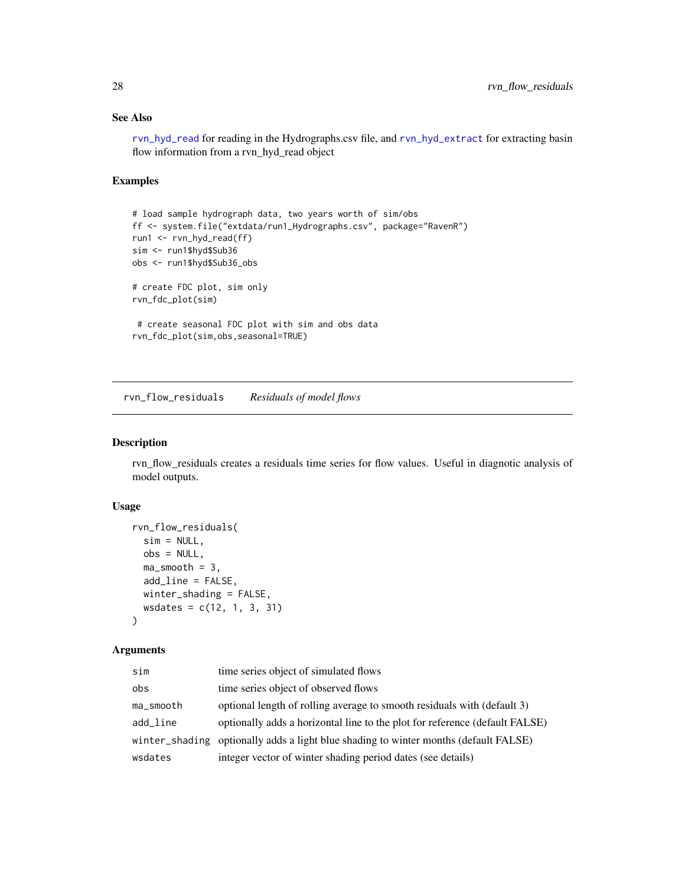## See Also

rvn_hyd_read for reading in the Hydrographs.csv file, and rvn_hyd_extract for extracting basin flow information from a rvn_hyd_read object

## Examples

```
# load sample hydrograph data, two years worth of sim/obs
ff <- system.file("extdata/run1_Hydrographs.csv", package="RavenR")
run1 <- rvn_hyd_read(ff)
sim <- run1$hyd$Sub36
obs <- run1$hyd$Sub36_obs

# create FDC plot, sim only
rvn_fdc_plot(sim)

 # create seasonal FDC plot with sim and obs data
rvn_fdc_plot(sim,obs,seasonal=TRUE)
```

---

# rvn_flow_residuals    *Residuals of model flows*

## Description

rvn_flow_residuals creates a residuals time series for flow values. Useful in diagnotic analysis of model outputs.

## Usage

```
rvn_flow_residuals(
  sim = NULL,
  obs = NULL,
  ma_smooth = 3,
  add_line = FALSE,
  winter_shading = FALSE,
  wsdates = c(12, 1, 3, 31)
)
```

## Arguments

| | |
|---|---|
| sim | time series object of simulated flows |
| obs | time series object of observed flows |
| ma_smooth | optional length of rolling average to smooth residuals with (default 3) |
| add_line | optionally adds a horizontal line to the plot for reference (default FALSE) |
| winter_shading | optionally adds a light blue shading to winter months (default FALSE) |
| wsdates | integer vector of winter shading period dates (see details) |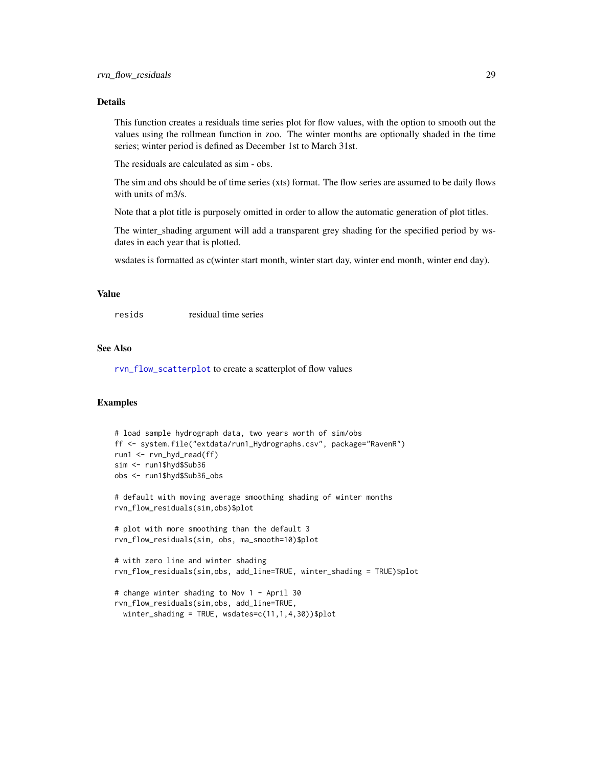## Details

This function creates a residuals time series plot for flow values, with the option to smooth out the values using the rollmean function in zoo. The winter months are optionally shaded in the time series; winter period is defined as December 1st to March 31st.

The residuals are calculated as sim - obs.

The sim and obs should be of time series (xts) format. The flow series are assumed to be daily flows with units of m3/s.

Note that a plot title is purposely omitted in order to allow the automatic generation of plot titles.

The winter_shading argument will add a transparent grey shading for the specified period by wsdates in each year that is plotted.

wsdates is formatted as c(winter start month, winter start day, winter end month, winter end day).

## Value

`resids` residual time series

## See Also

`rvn_flow_scatterplot` to create a scatterplot of flow values

## Examples

```
# load sample hydrograph data, two years worth of sim/obs
ff <- system.file("extdata/run1_Hydrographs.csv", package="RavenR")
run1 <- rvn_hyd_read(ff)
sim <- run1$hyd$Sub36
obs <- run1$hyd$Sub36_obs

# default with moving average smoothing shading of winter months
rvn_flow_residuals(sim,obs)$plot

# plot with more smoothing than the default 3
rvn_flow_residuals(sim, obs, ma_smooth=10)$plot

# with zero line and winter shading
rvn_flow_residuals(sim,obs, add_line=TRUE, winter_shading = TRUE)$plot

# change winter shading to Nov 1 - April 30
rvn_flow_residuals(sim,obs, add_line=TRUE,
  winter_shading = TRUE, wsdates=c(11,1,4,30))$plot
```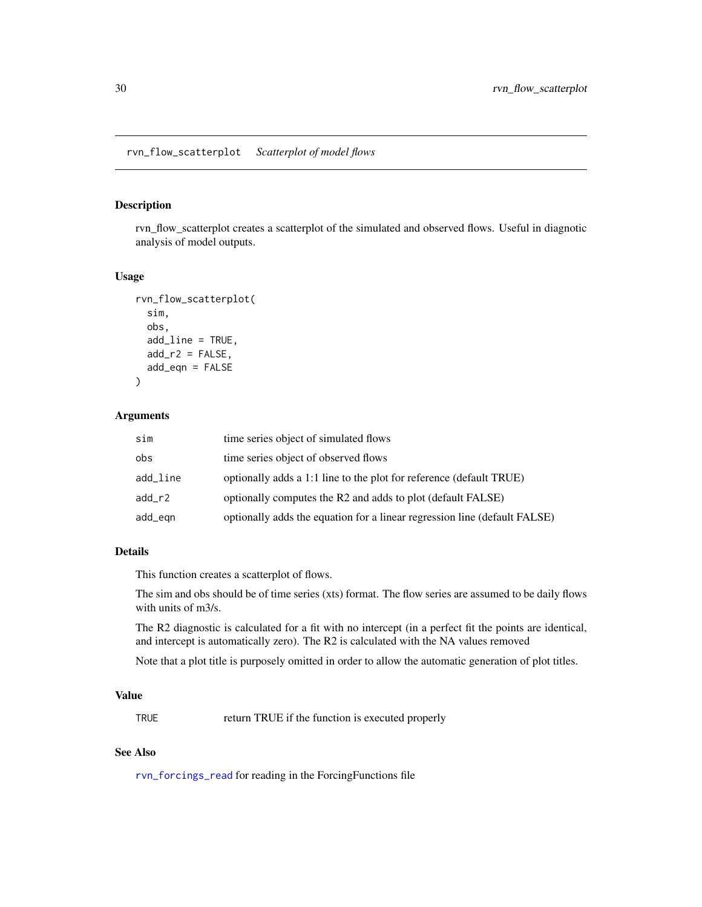## rvn_flow_scatterplot *Scatterplot of model flows*

### Description

rvn_flow_scatterplot creates a scatterplot of the simulated and observed flows. Useful in diagnotic analysis of model outputs.

### Usage

```
rvn_flow_scatterplot(
  sim,
  obs,
  add_line = TRUE,
  add_r2 = FALSE,
  add_eqn = FALSE
)
```

### Arguments

| | |
|---|---|
| sim | time series object of simulated flows |
| obs | time series object of observed flows |
| add_line | optionally adds a 1:1 line to the plot for reference (default TRUE) |
| add_r2 | optionally computes the R2 and adds to plot (default FALSE) |
| add_eqn | optionally adds the equation for a linear regression line (default FALSE) |

### Details

This function creates a scatterplot of flows.

The sim and obs should be of time series (xts) format. The flow series are assumed to be daily flows with units of m3/s.

The R2 diagnostic is calculated for a fit with no intercept (in a perfect fit the points are identical, and intercept is automatically zero). The R2 is calculated with the NA values removed

Note that a plot title is purposely omitted in order to allow the automatic generation of plot titles.

### Value

| | |
|---|---|
| TRUE | return TRUE if the function is executed properly |

### See Also

rvn_forcings_read for reading in the ForcingFunctions file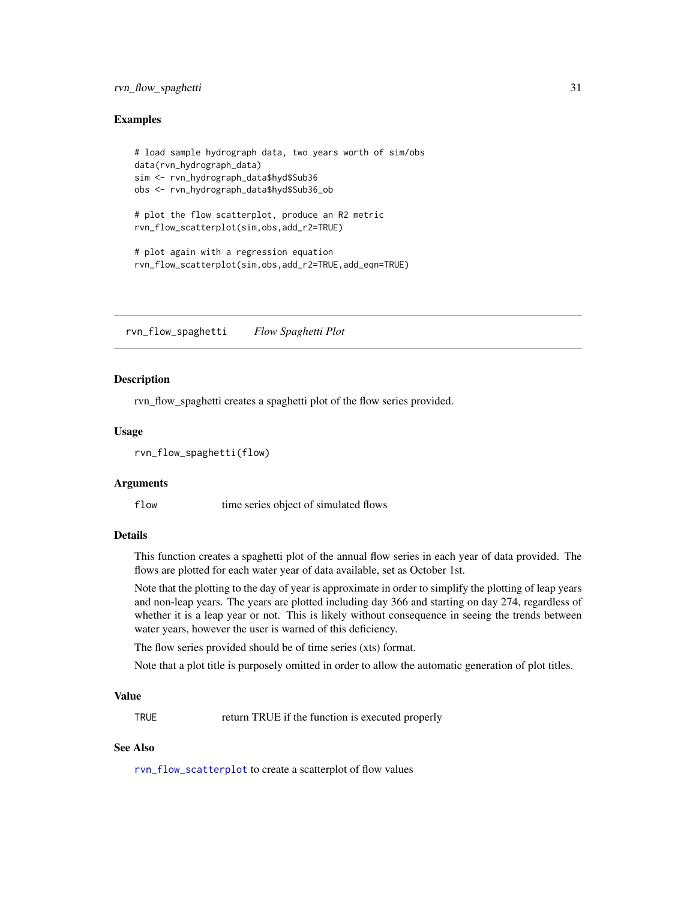## Examples

```
# load sample hydrograph data, two years worth of sim/obs
data(rvn_hydrograph_data)
sim <- rvn_hydrograph_data$hyd$Sub36
obs <- rvn_hydrograph_data$hyd$Sub36_ob

# plot the flow scatterplot, produce an R2 metric
rvn_flow_scatterplot(sim,obs,add_r2=TRUE)

# plot again with a regression equation
rvn_flow_scatterplot(sim,obs,add_r2=TRUE,add_eqn=TRUE)
```

---

# rvn_flow_spaghetti    *Flow Spaghetti Plot*

---

## Description

rvn_flow_spaghetti creates a spaghetti plot of the flow series provided.

## Usage

```
rvn_flow_spaghetti(flow)
```

## Arguments

| | |
|---|---|
| `flow` | time series object of simulated flows |

## Details

This function creates a spaghetti plot of the annual flow series in each year of data provided. The flows are plotted for each water year of data available, set as October 1st.

Note that the plotting to the day of year is approximate in order to simplify the plotting of leap years and non-leap years. The years are plotted including day 366 and starting on day 274, regardless of whether it is a leap year or not. This is likely without consequence in seeing the trends between water years, however the user is warned of this deficiency.

The flow series provided should be of time series (xts) format.

Note that a plot title is purposely omitted in order to allow the automatic generation of plot titles.

## Value

| | |
|---|---|
| `TRUE` | return TRUE if the function is executed properly |

## See Also

`rvn_flow_scatterplot` to create a scatterplot of flow values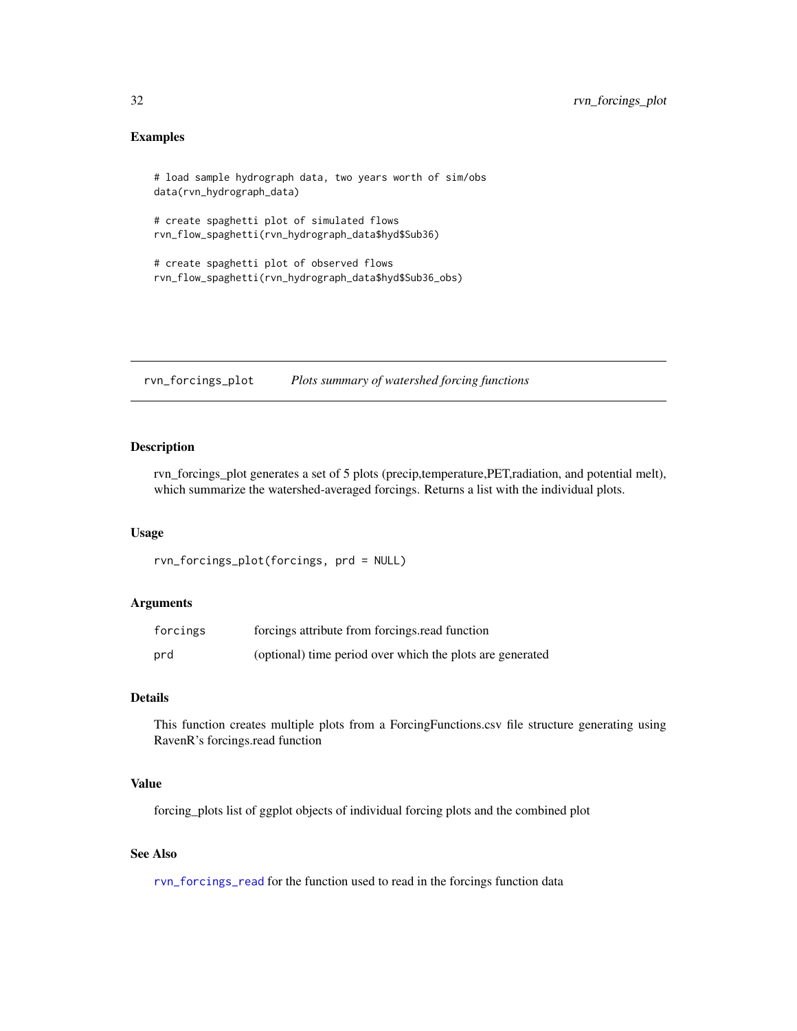## Examples

```
# load sample hydrograph data, two years worth of sim/obs
data(rvn_hydrograph_data)

# create spaghetti plot of simulated flows
rvn_flow_spaghetti(rvn_hydrograph_data$hyd$Sub36)

# create spaghetti plot of observed flows
rvn_flow_spaghetti(rvn_hydrograph_data$hyd$Sub36_obs)
```

---

# rvn_forcings_plot    *Plots summary of watershed forcing functions*

---

## Description

rvn_forcings_plot generates a set of 5 plots (precip,temperature,PET,radiation, and potential melt), which summarize the watershed-averaged forcings. Returns a list with the individual plots.

## Usage

```
rvn_forcings_plot(forcings, prd = NULL)
```

## Arguments

| | |
|---|---|
| forcings | forcings attribute from forcings.read function |
| prd | (optional) time period over which the plots are generated |

## Details

This function creates multiple plots from a ForcingFunctions.csv file structure generating using RavenR's forcings.read function

## Value

forcing_plots list of ggplot objects of individual forcing plots and the combined plot

## See Also

rvn_forcings_read for the function used to read in the forcings function data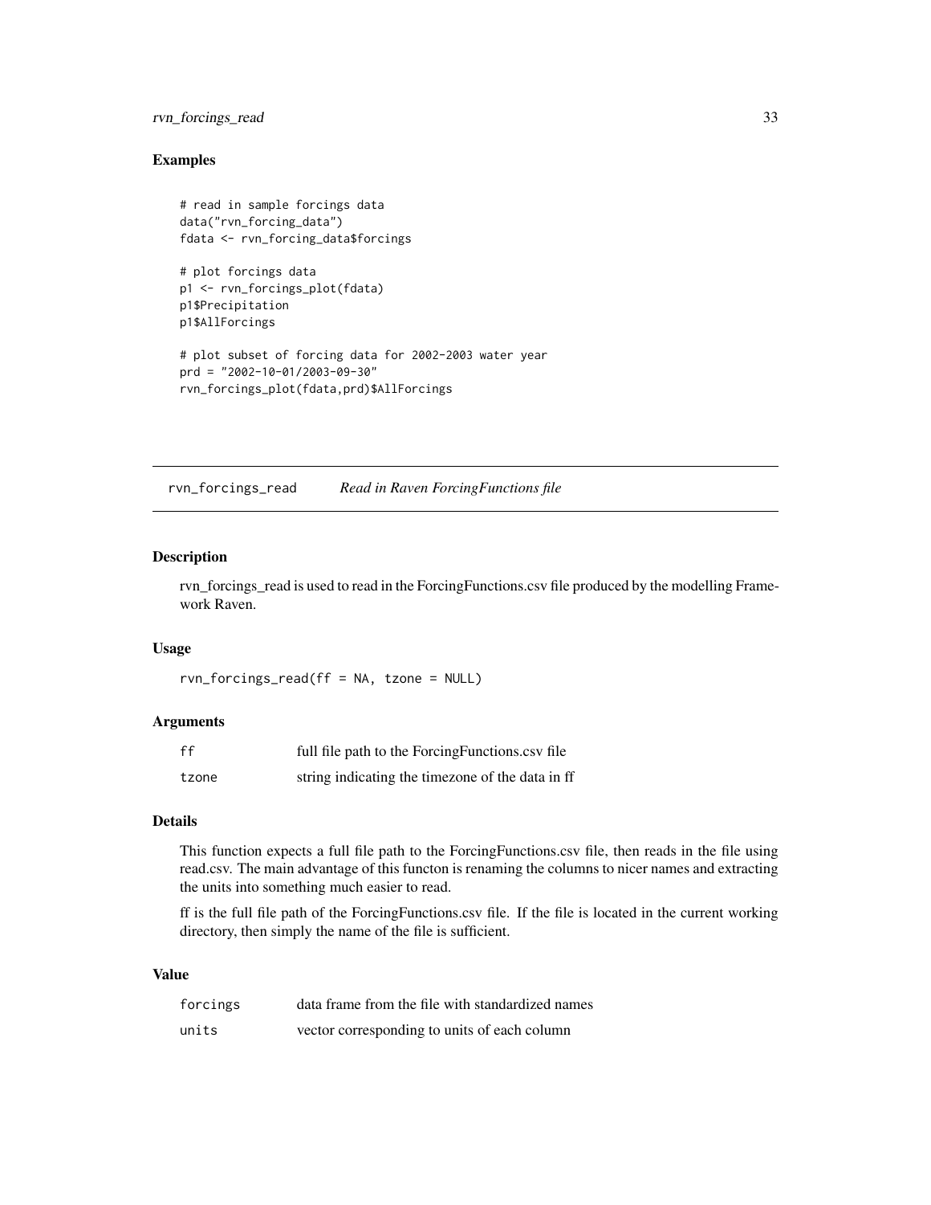## Examples

```
# read in sample forcings data
data("rvn_forcing_data")
fdata <- rvn_forcing_data$forcings

# plot forcings data
p1 <- rvn_forcings_plot(fdata)
p1$Precipitation
p1$AllForcings

# plot subset of forcing data for 2002-2003 water year
prd = "2002-10-01/2003-09-30"
rvn_forcings_plot(fdata,prd)$AllForcings
```

---

# rvn_forcings_read *Read in Raven ForcingFunctions file*

---

## Description

rvn_forcings_read is used to read in the ForcingFunctions.csv file produced by the modelling Framework Raven.

## Usage

```
rvn_forcings_read(ff = NA, tzone = NULL)
```

## Arguments

| | |
|---|---|
| ff | full file path to the ForcingFunctions.csv file |
| tzone | string indicating the timezone of the data in ff |

## Details

This function expects a full file path to the ForcingFunctions.csv file, then reads in the file using read.csv. The main advantage of this functon is renaming the columns to nicer names and extracting the units into something much easier to read.

ff is the full file path of the ForcingFunctions.csv file. If the file is located in the current working directory, then simply the name of the file is sufficient.

## Value

| | |
|---|---|
| forcings | data frame from the file with standardized names |
| units | vector corresponding to units of each column |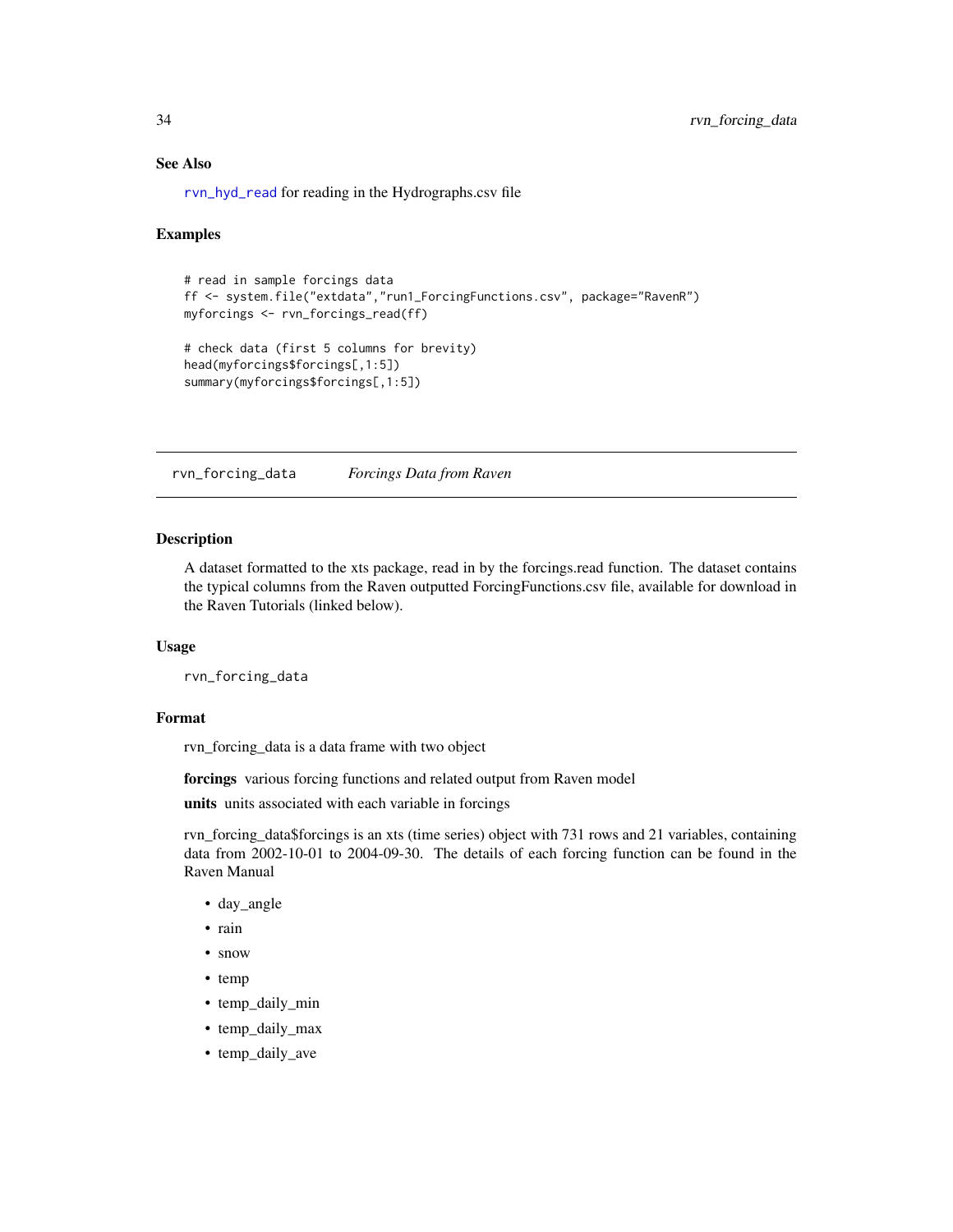### See Also

rvn_hyd_read for reading in the Hydrographs.csv file

### Examples

```
# read in sample forcings data
ff <- system.file("extdata","run1_ForcingFunctions.csv", package="RavenR")
myforcings <- rvn_forcings_read(ff)

# check data (first 5 columns for brevity)
head(myforcings$forcings[,1:5])
summary(myforcings$forcings[,1:5])
```

---

## rvn_forcing_data *Forcings Data from Raven*

### Description

A dataset formatted to the xts package, read in by the forcings.read function. The dataset contains the typical columns from the Raven outputted ForcingFunctions.csv file, available for download in the Raven Tutorials (linked below).

### Usage

```
rvn_forcing_data
```

### Format

rvn_forcing_data is a data frame with two object

**forcings** various forcing functions and related output from Raven model

**units** units associated with each variable in forcings

rvn_forcing_data$forcings is an xts (time series) object with 731 rows and 21 variables, containing data from 2002-10-01 to 2004-09-30. The details of each forcing function can be found in the Raven Manual

- day_angle
- rain
- snow
- temp
- temp_daily_min
- temp_daily_max
- temp_daily_ave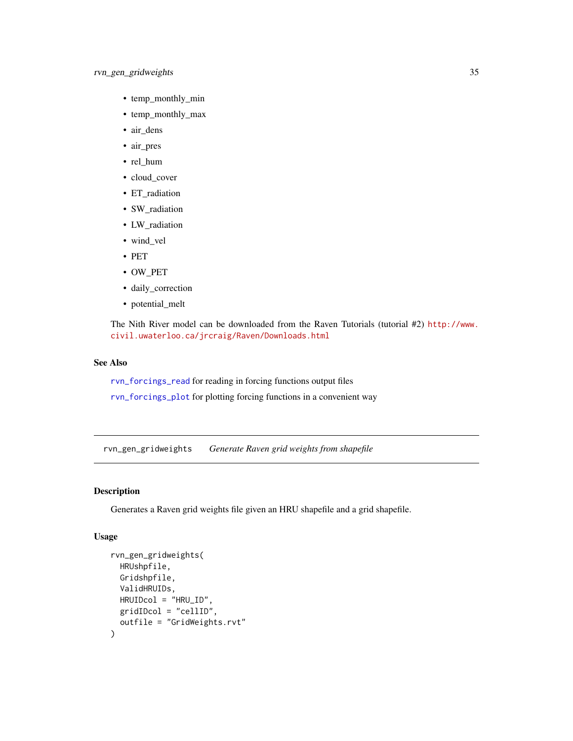- temp_monthly_min
- temp_monthly_max
- air_dens
- air_pres
- rel_hum
- cloud_cover
- ET_radiation
- SW_radiation
- LW_radiation
- wind_vel
- PET
- OW_PET
- daily_correction
- potential_melt

The Nith River model can be downloaded from the Raven Tutorials (tutorial #2) http://www.civil.uwaterloo.ca/jrcraig/Raven/Downloads.html

### See Also

rvn_forcings_read for reading in forcing functions output files

rvn_forcings_plot for plotting forcing functions in a convenient way

---

## rvn_gen_gridweights *Generate Raven grid weights from shapefile*

---

### Description

Generates a Raven grid weights file given an HRU shapefile and a grid shapefile.

### Usage

```
rvn_gen_gridweights(
  HRUshpfile,
  Gridshpfile,
  ValidHRUIDs,
  HRUIDcol = "HRU_ID",
  gridIDcol = "cellID",
  outfile = "GridWeights.rvt"
)
```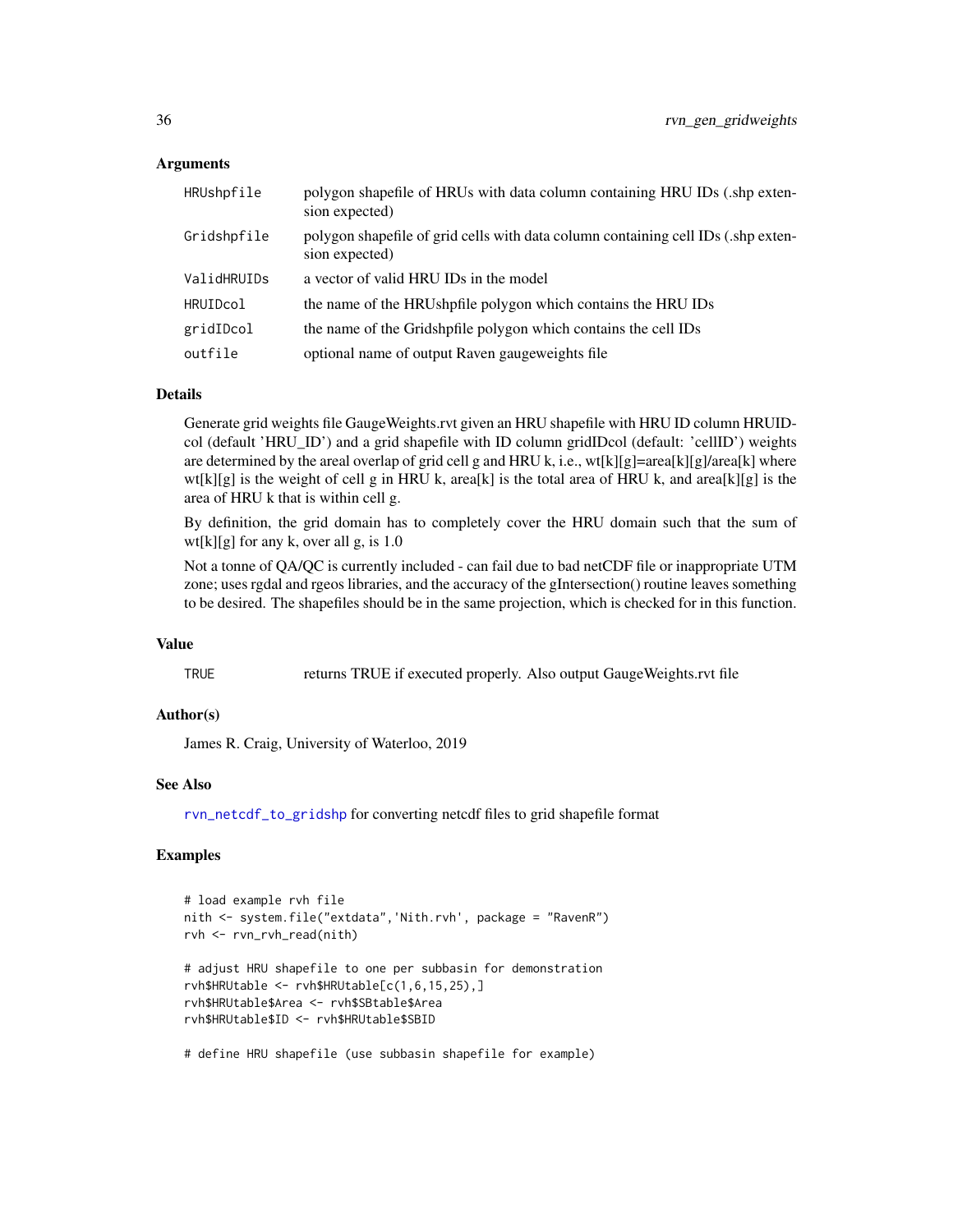### Arguments

| | |
|---|---|
| HRUshpfile | polygon shapefile of HRUs with data column containing HRU IDs (.shp extension expected) |
| Gridshpfile | polygon shapefile of grid cells with data column containing cell IDs (.shp extension expected) |
| ValidHRUIDs | a vector of valid HRU IDs in the model |
| HRUIDcol | the name of the HRUshpfile polygon which contains the HRU IDs |
| gridIDcol | the name of the Gridshpfile polygon which contains the cell IDs |
| outfile | optional name of output Raven gaugeweights file |

### Details

Generate grid weights file GaugeWeights.rvt given an HRU shapefile with HRU ID column HRUIDcol (default 'HRU_ID') and a grid shapefile with ID column gridIDcol (default: 'cellID') weights are determined by the areal overlap of grid cell g and HRU k, i.e., wt[k][g]=area[k][g]/area[k] where wt[k][g] is the weight of cell g in HRU k, area[k] is the total area of HRU k, and area[k][g] is the area of HRU k that is within cell g.

By definition, the grid domain has to completely cover the HRU domain such that the sum of wt[k][g] for any k, over all g, is 1.0

Not a tonne of QA/QC is currently included - can fail due to bad netCDF file or inappropriate UTM zone; uses rgdal and rgeos libraries, and the accuracy of the gIntersection() routine leaves something to be desired. The shapefiles should be in the same projection, which is checked for in this function.

### Value

| | |
|---|---|
| TRUE | returns TRUE if executed properly. Also output GaugeWeights.rvt file |

### Author(s)

James R. Craig, University of Waterloo, 2019

### See Also

rvn_netcdf_to_gridshp for converting netcdf files to grid shapefile format

### Examples

```
# load example rvh file
nith <- system.file("extdata",'Nith.rvh', package = "RavenR")
rvh <- rvn_rvh_read(nith)

# adjust HRU shapefile to one per subbasin for demonstration
rvh$HRUtable <- rvh$HRUtable[c(1,6,15,25),]
rvh$HRUtable$Area <- rvh$SBtable$Area
rvh$HRUtable$ID <- rvh$HRUtable$SBID

# define HRU shapefile (use subbasin shapefile for example)
```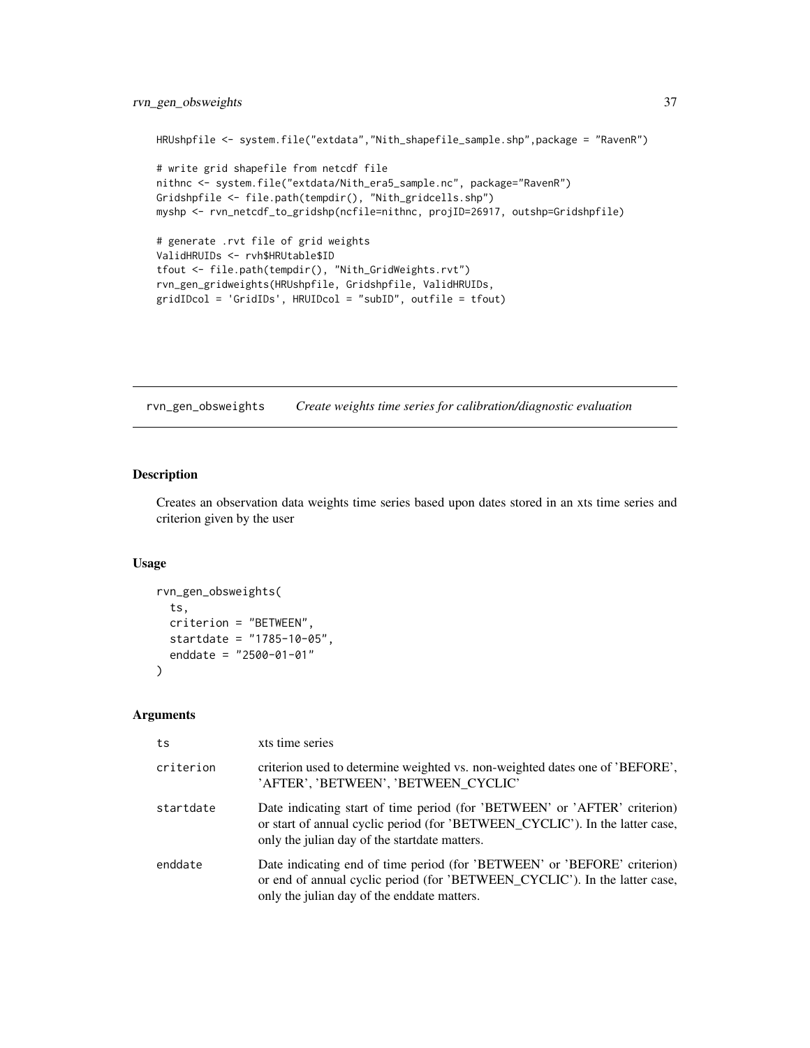```
HRUshpfile <- system.file("extdata","Nith_shapefile_sample.shp",package = "RavenR")

# write grid shapefile from netcdf file
nithnc <- system.file("extdata/Nith_era5_sample.nc", package="RavenR")
Gridshpfile <- file.path(tempdir(), "Nith_gridcells.shp")
myshp <- rvn_netcdf_to_gridshp(ncfile=nithnc, projID=26917, outshp=Gridshpfile)

# generate .rvt file of grid weights
ValidHRUIDs <- rvh$HRUtable$ID
tfout <- file.path(tempdir(), "Nith_GridWeights.rvt")
rvn_gen_gridweights(HRUshpfile, Gridshpfile, ValidHRUIDs,
gridIDcol = 'GridIDs', HRUIDcol = "subID", outfile = tfout)
```

---

## rvn_gen_obsweights    *Create weights time series for calibration/diagnostic evaluation*

---

### Description

Creates an observation data weights time series based upon dates stored in an xts time series and criterion given by the user

### Usage

```
rvn_gen_obsweights(
  ts,
  criterion = "BETWEEN",
  startdate = "1785-10-05",
  enddate = "2500-01-01"
)
```

### Arguments

| | |
|---|---|
| ts | xts time series |
| criterion | criterion used to determine weighted vs. non-weighted dates one of 'BEFORE', 'AFTER', 'BETWEEN', 'BETWEEN_CYCLIC' |
| startdate | Date indicating start of time period (for 'BETWEEN' or 'AFTER' criterion) or start of annual cyclic period (for 'BETWEEN_CYCLIC'). In the latter case, only the julian day of the startdate matters. |
| enddate | Date indicating end of time period (for 'BETWEEN' or 'BEFORE' criterion) or end of annual cyclic period (for 'BETWEEN_CYCLIC'). In the latter case, only the julian day of the enddate matters. |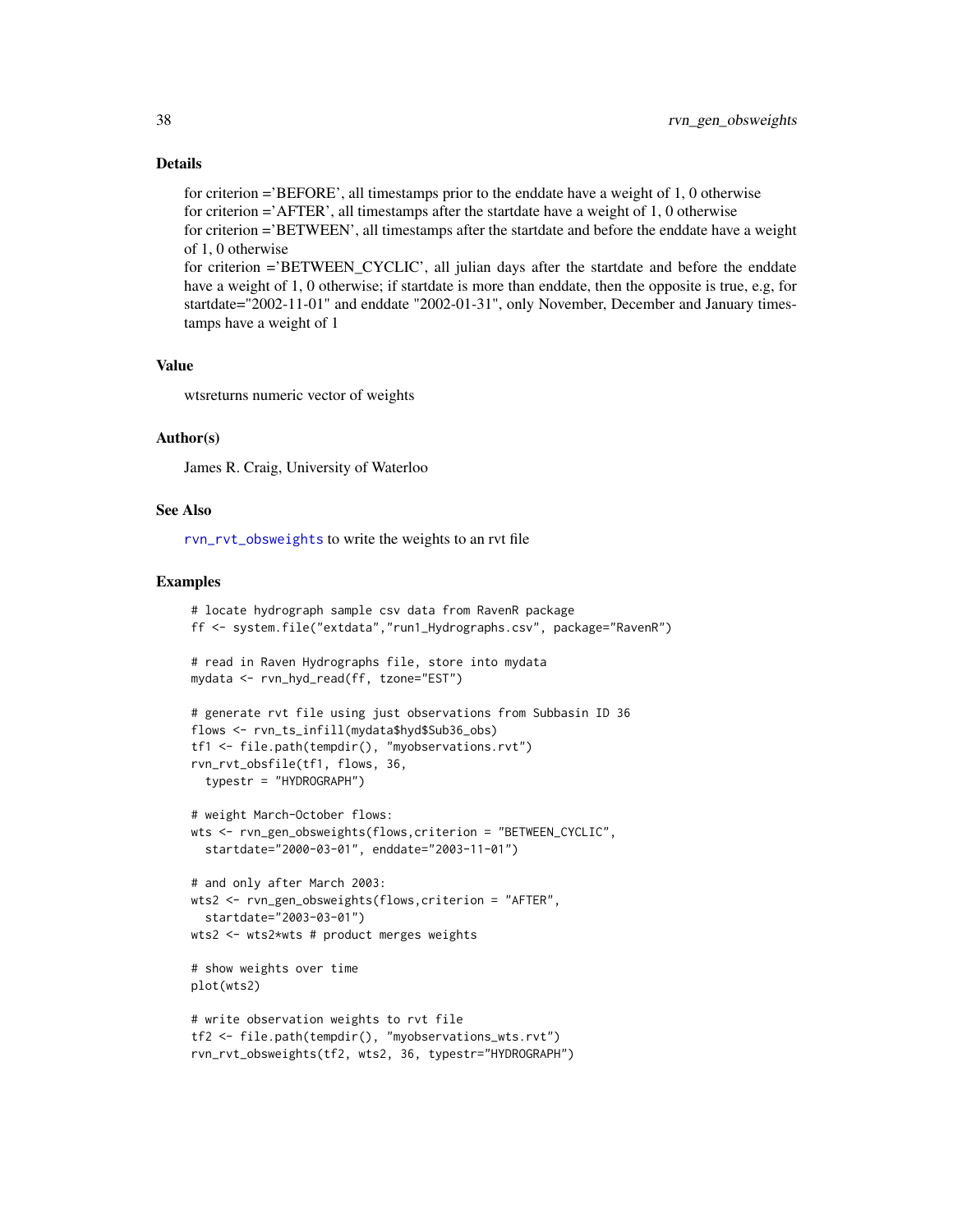## Details

for criterion ='BEFORE', all timestamps prior to the enddate have a weight of 1, 0 otherwise
for criterion ='AFTER', all timestamps after the startdate have a weight of 1, 0 otherwise
for criterion ='BETWEEN', all timestamps after the startdate and before the enddate have a weight of 1, 0 otherwise
for criterion ='BETWEEN_CYCLIC', all julian days after the startdate and before the enddate have a weight of 1, 0 otherwise; if startdate is more than enddate, then the opposite is true, e.g, for startdate="2002-11-01" and enddate "2002-01-31", only November, December and January timestamps have a weight of 1

## Value

wtsreturns numeric vector of weights

## Author(s)

James R. Craig, University of Waterloo

## See Also

rvn_rvt_obsweights to write the weights to an rvt file

## Examples

```
# locate hydrograph sample csv data from RavenR package
ff <- system.file("extdata","run1_Hydrographs.csv", package="RavenR")

# read in Raven Hydrographs file, store into mydata
mydata <- rvn_hyd_read(ff, tzone="EST")

# generate rvt file using just observations from Subbasin ID 36
flows <- rvn_ts_infill(mydata$hyd$Sub36_obs)
tf1 <- file.path(tempdir(), "myobservations.rvt")
rvn_rvt_obsfile(tf1, flows, 36,
  typestr = "HYDROGRAPH")

# weight March-October flows:
wts <- rvn_gen_obsweights(flows,criterion = "BETWEEN_CYCLIC",
  startdate="2000-03-01", enddate="2003-11-01")

# and only after March 2003:
wts2 <- rvn_gen_obsweights(flows,criterion = "AFTER",
  startdate="2003-03-01")
wts2 <- wts2*wts # product merges weights

# show weights over time
plot(wts2)

# write observation weights to rvt file
tf2 <- file.path(tempdir(), "myobservations_wts.rvt")
rvn_rvt_obsweights(tf2, wts2, 36, typestr="HYDROGRAPH")
```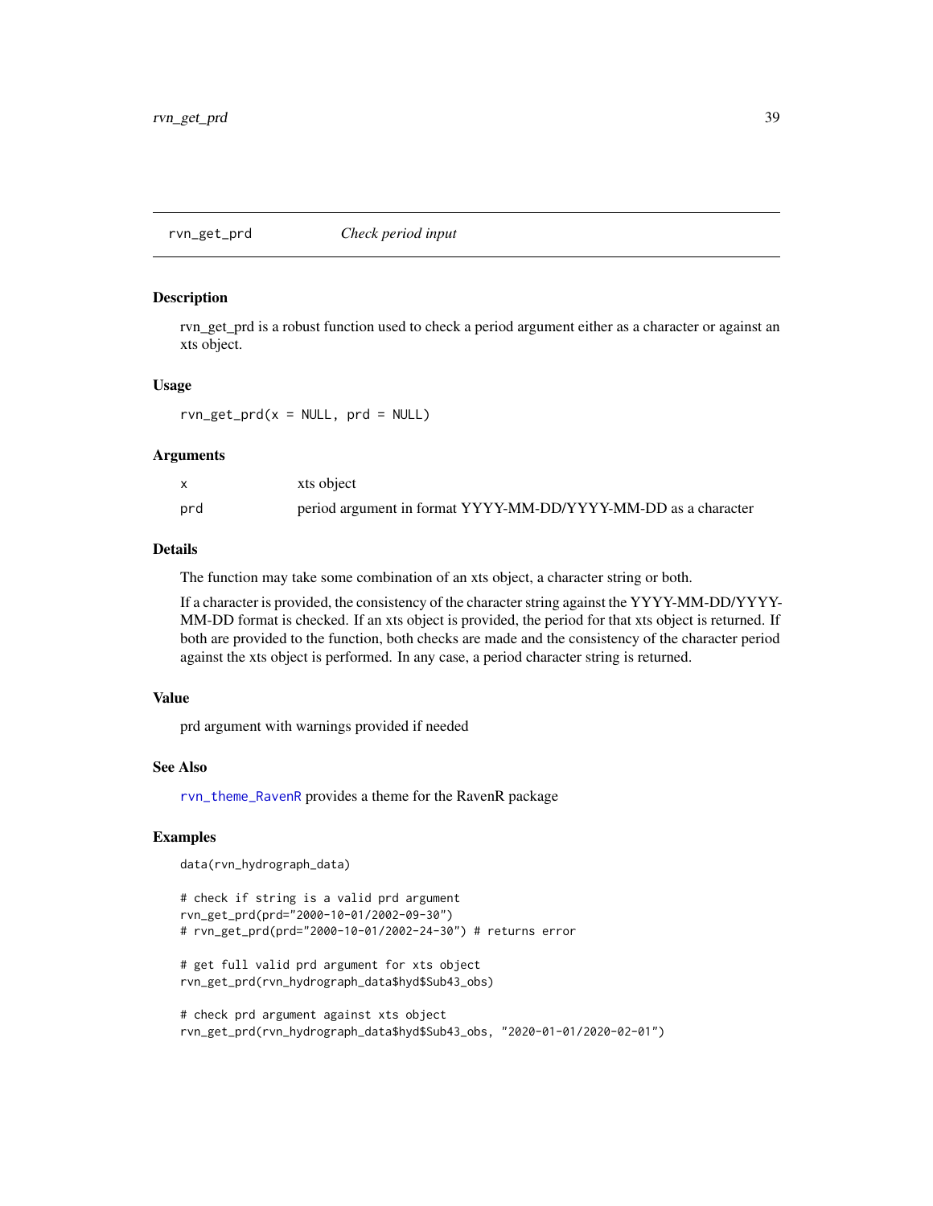rvn_get_prd *Check period input*

## Description

rvn_get_prd is a robust function used to check a period argument either as a character or against an xts object.

## Usage

```
rvn_get_prd(x = NULL, prd = NULL)
```

## Arguments

| | |
|---|---|
| x | xts object |
| prd | period argument in format YYYY-MM-DD/YYYY-MM-DD as a character |

## Details

The function may take some combination of an xts object, a character string or both.

If a character is provided, the consistency of the character string against the YYYY-MM-DD/YYYY-MM-DD format is checked. If an xts object is provided, the period for that xts object is returned. If both are provided to the function, both checks are made and the consistency of the character period against the xts object is performed. In any case, a period character string is returned.

## Value

prd argument with warnings provided if needed

## See Also

rvn_theme_RavenR provides a theme for the RavenR package

## Examples

```
data(rvn_hydrograph_data)

# check if string is a valid prd argument
rvn_get_prd(prd="2000-10-01/2002-09-30")
# rvn_get_prd(prd="2000-10-01/2002-24-30") # returns error

# get full valid prd argument for xts object
rvn_get_prd(rvn_hydrograph_data$hyd$Sub43_obs)

# check prd argument against xts object
rvn_get_prd(rvn_hydrograph_data$hyd$Sub43_obs, "2020-01-01/2020-02-01")
```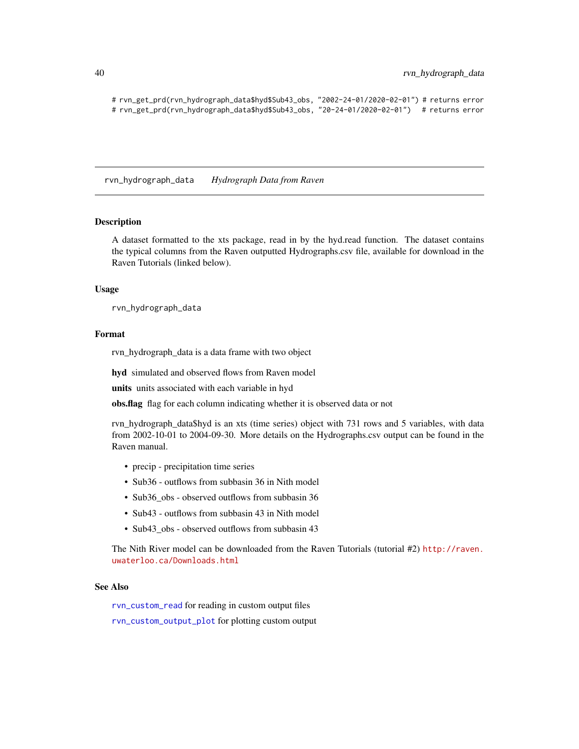```
# rvn_get_prd(rvn_hydrograph_data$hyd$Sub43_obs, "2002-24-01/2020-02-01") # returns error
# rvn_get_prd(rvn_hydrograph_data$hyd$Sub43_obs, "20-24-01/2020-02-01")   # returns error
```

---

## rvn_hydrograph_data *Hydrograph Data from Raven*

### Description

A dataset formatted to the xts package, read in by the hyd.read function. The dataset contains the typical columns from the Raven outputted Hydrographs.csv file, available for download in the Raven Tutorials (linked below).

### Usage

```
rvn_hydrograph_data
```

### Format

rvn_hydrograph_data is a data frame with two object

**hyd** simulated and observed flows from Raven model

**units** units associated with each variable in hyd

**obs.flag** flag for each column indicating whether it is observed data or not

rvn_hydrograph_data$hyd is an xts (time series) object with 731 rows and 5 variables, with data from 2002-10-01 to 2004-09-30. More details on the Hydrographs.csv output can be found in the Raven manual.

- precip - precipitation time series
- Sub36 - outflows from subbasin 36 in Nith model
- Sub36_obs - observed outflows from subbasin 36
- Sub43 - outflows from subbasin 43 in Nith model
- Sub43_obs - observed outflows from subbasin 43

The Nith River model can be downloaded from the Raven Tutorials (tutorial #2) http://raven.uwaterloo.ca/Downloads.html

### See Also

rvn_custom_read for reading in custom output files

rvn_custom_output_plot for plotting custom output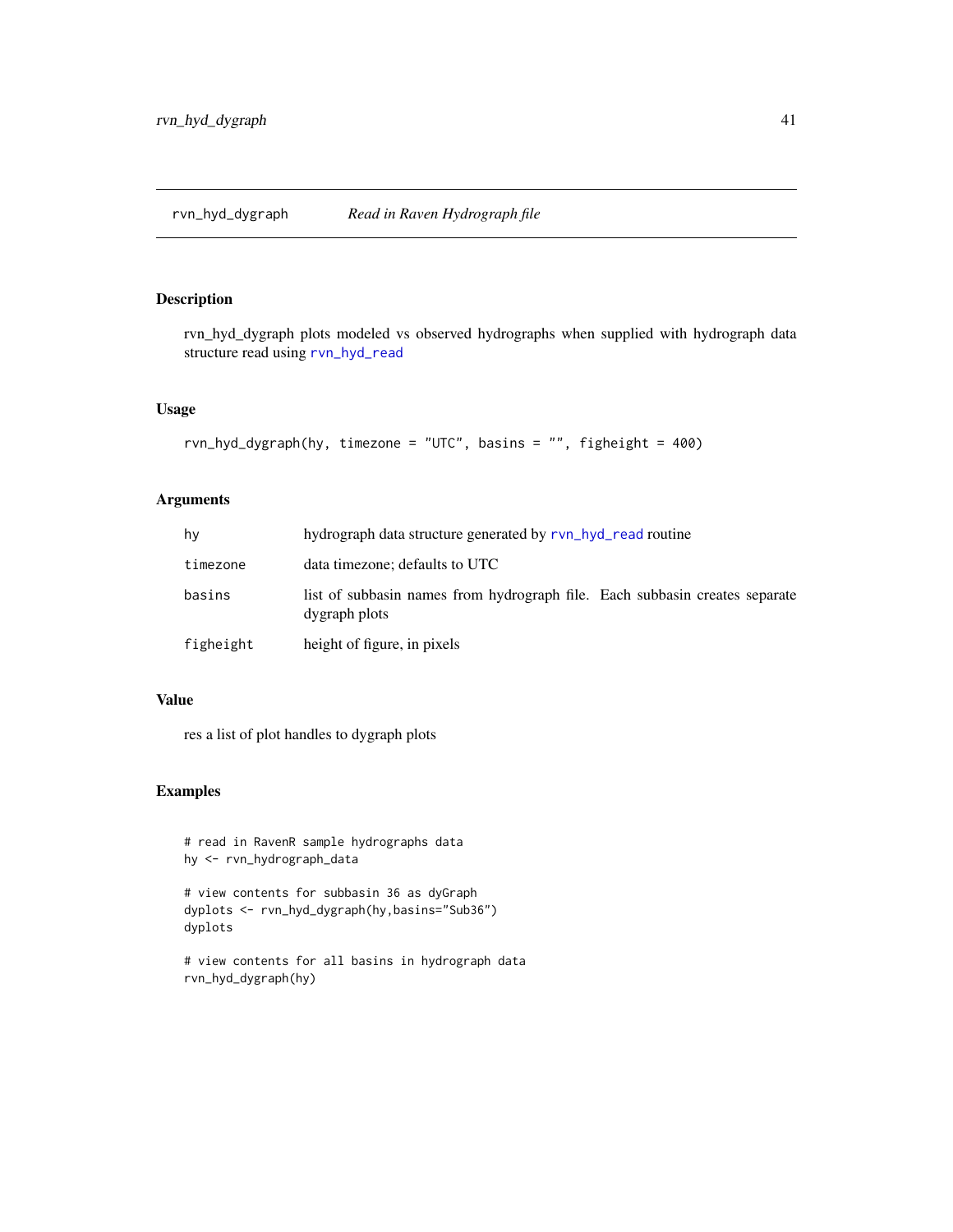rvn_hyd_dygraph *Read in Raven Hydrograph file*

## Description

rvn_hyd_dygraph plots modeled vs observed hydrographs when supplied with hydrograph data structure read using rvn_hyd_read

## Usage

```
rvn_hyd_dygraph(hy, timezone = "UTC", basins = "", figheight = 400)
```

## Arguments

| | |
|---|---|
| hy | hydrograph data structure generated by rvn_hyd_read routine |
| timezone | data timezone; defaults to UTC |
| basins | list of subbasin names from hydrograph file. Each subbasin creates separate dygraph plots |
| figheight | height of figure, in pixels |

## Value

res a list of plot handles to dygraph plots

## Examples

```
# read in RavenR sample hydrographs data
hy <- rvn_hydrograph_data

# view contents for subbasin 36 as dyGraph
dyplots <- rvn_hyd_dygraph(hy,basins="Sub36")
dyplots

# view contents for all basins in hydrograph data
rvn_hyd_dygraph(hy)
```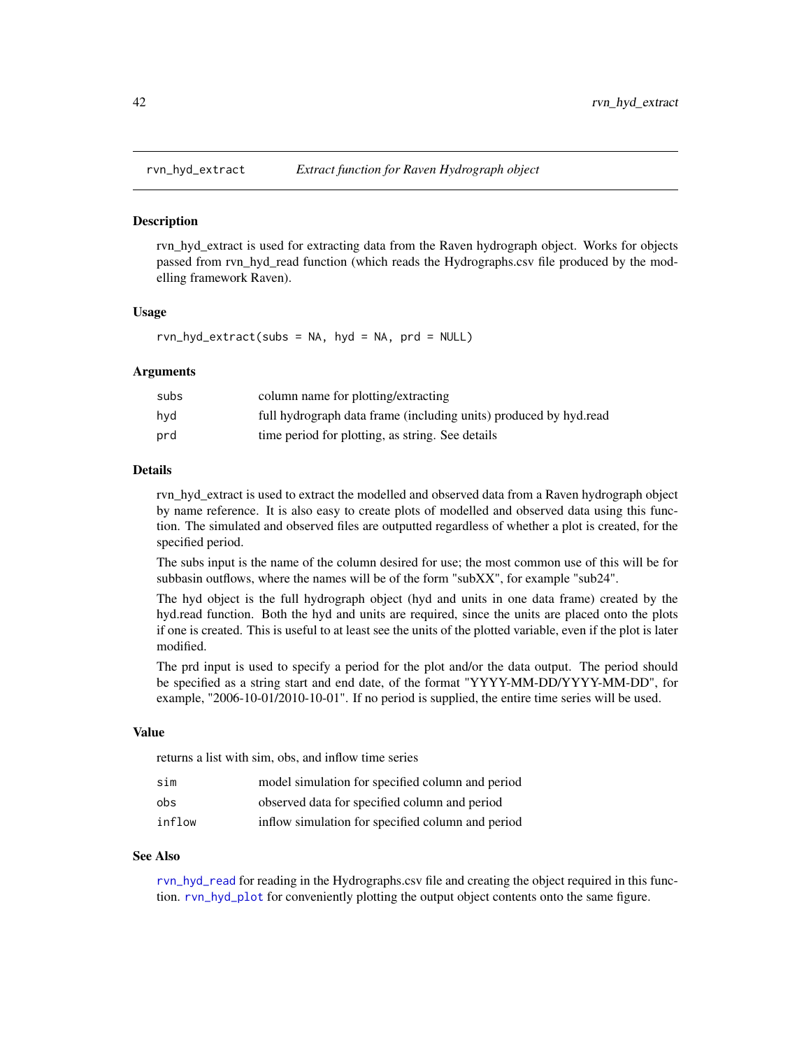## rvn_hyd_extract — *Extract function for Raven Hydrograph object*

### Description

rvn_hyd_extract is used for extracting data from the Raven hydrograph object. Works for objects passed from rvn_hyd_read function (which reads the Hydrographs.csv file produced by the modelling framework Raven).

### Usage

```
rvn_hyd_extract(subs = NA, hyd = NA, prd = NULL)
```

### Arguments

| | |
|---|---|
| subs | column name for plotting/extracting |
| hyd | full hydrograph data frame (including units) produced by hyd.read |
| prd | time period for plotting, as string. See details |

### Details

rvn_hyd_extract is used to extract the modelled and observed data from a Raven hydrograph object by name reference. It is also easy to create plots of modelled and observed data using this function. The simulated and observed files are outputted regardless of whether a plot is created, for the specified period.

The subs input is the name of the column desired for use; the most common use of this will be for subbasin outflows, where the names will be of the form "subXX", for example "sub24".

The hyd object is the full hydrograph object (hyd and units in one data frame) created by the hyd.read function. Both the hyd and units are required, since the units are placed onto the plots if one is created. This is useful to at least see the units of the plotted variable, even if the plot is later modified.

The prd input is used to specify a period for the plot and/or the data output. The period should be specified as a string start and end date, of the format "YYYY-MM-DD/YYYY-MM-DD", for example, "2006-10-01/2010-10-01". If no period is supplied, the entire time series will be used.

### Value

returns a list with sim, obs, and inflow time series

| | |
|---|---|
| sim | model simulation for specified column and period |
| obs | observed data for specified column and period |
| inflow | inflow simulation for specified column and period |

### See Also

rvn_hyd_read for reading in the Hydrographs.csv file and creating the object required in this function. rvn_hyd_plot for conveniently plotting the output object contents onto the same figure.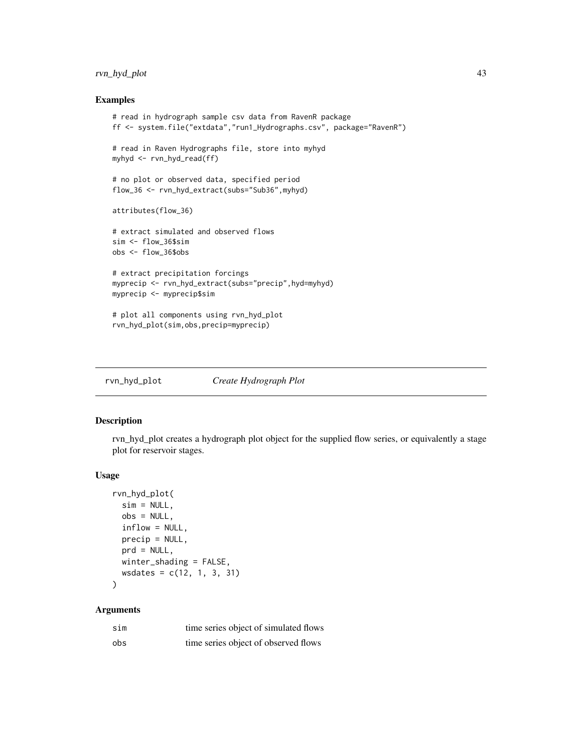## Examples

```
# read in hydrograph sample csv data from RavenR package
ff <- system.file("extdata","run1_Hydrographs.csv", package="RavenR")

# read in Raven Hydrographs file, store into myhyd
myhyd <- rvn_hyd_read(ff)

# no plot or observed data, specified period
flow_36 <- rvn_hyd_extract(subs="Sub36",myhyd)

attributes(flow_36)

# extract simulated and observed flows
sim <- flow_36$sim
obs <- flow_36$obs

# extract precipitation forcings
myprecip <- rvn_hyd_extract(subs="precip",hyd=myhyd)
myprecip <- myprecip$sim

# plot all components using rvn_hyd_plot
rvn_hyd_plot(sim,obs,precip=myprecip)
```

---

# rvn_hyd_plot — *Create Hydrograph Plot*

---

## Description

rvn_hyd_plot creates a hydrograph plot object for the supplied flow series, or equivalently a stage plot for reservoir stages.

## Usage

```
rvn_hyd_plot(
  sim = NULL,
  obs = NULL,
  inflow = NULL,
  precip = NULL,
  prd = NULL,
  winter_shading = FALSE,
  wsdates = c(12, 1, 3, 31)
)
```

## Arguments

| | |
|---|---|
| sim | time series object of simulated flows |
| obs | time series object of observed flows |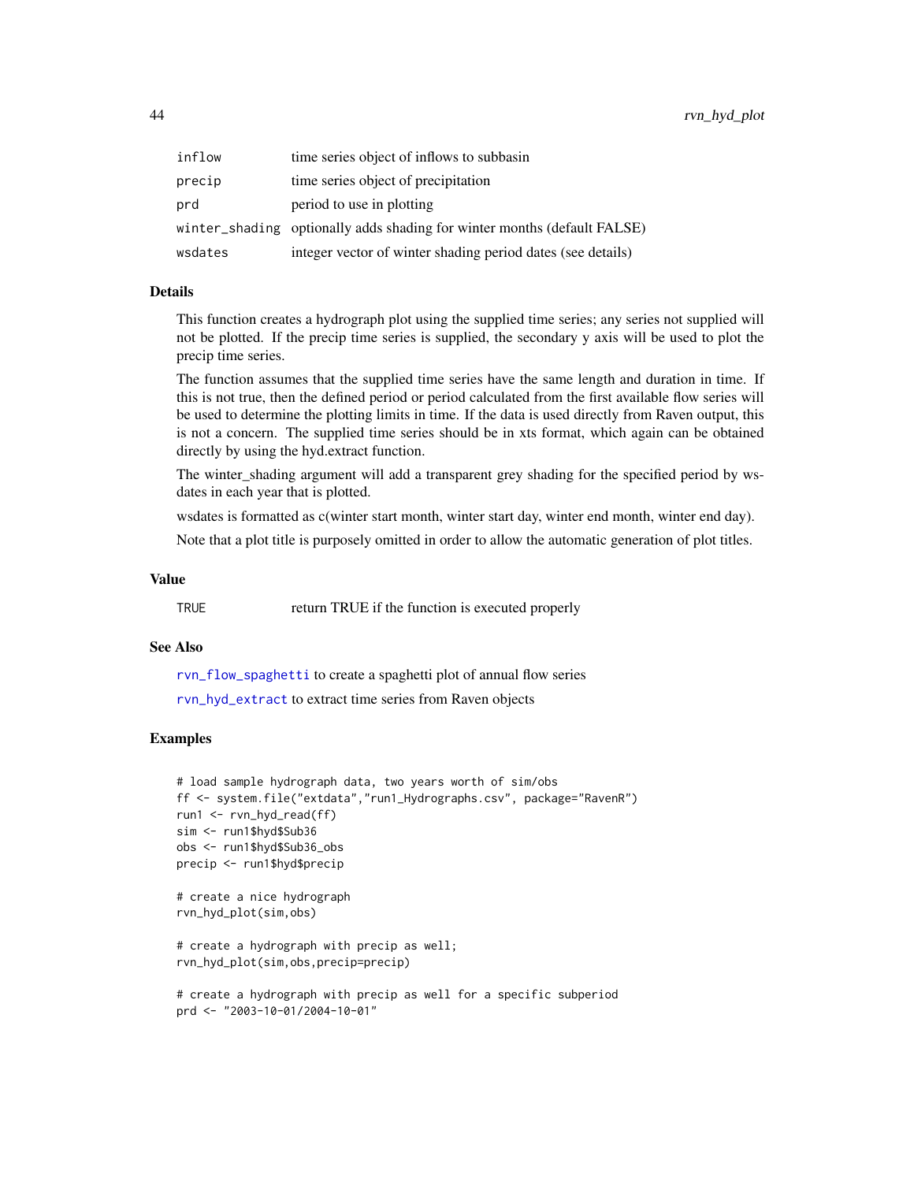| | |
|---|---|
| inflow | time series object of inflows to subbasin |
| precip | time series object of precipitation |
| prd | period to use in plotting |
| winter_shading | optionally adds shading for winter months (default FALSE) |
| wsdates | integer vector of winter shading period dates (see details) |

### Details

This function creates a hydrograph plot using the supplied time series; any series not supplied will not be plotted. If the precip time series is supplied, the secondary y axis will be used to plot the precip time series.

The function assumes that the supplied time series have the same length and duration in time. If this is not true, then the defined period or period calculated from the first available flow series will be used to determine the plotting limits in time. If the data is used directly from Raven output, this is not a concern. The supplied time series should be in xts format, which again can be obtained directly by using the hyd.extract function.

The winter_shading argument will add a transparent grey shading for the specified period by wsdates in each year that is plotted.

wsdates is formatted as c(winter start month, winter start day, winter end month, winter end day).

Note that a plot title is purposely omitted in order to allow the automatic generation of plot titles.

### Value

| | |
|---|---|
| TRUE | return TRUE if the function is executed properly |

### See Also

rvn_flow_spaghetti to create a spaghetti plot of annual flow series

rvn_hyd_extract to extract time series from Raven objects

### Examples

```
# load sample hydrograph data, two years worth of sim/obs
ff <- system.file("extdata","run1_Hydrographs.csv", package="RavenR")
run1 <- rvn_hyd_read(ff)
sim <- run1$hyd$Sub36
obs <- run1$hyd$Sub36_obs
precip <- run1$hyd$precip

# create a nice hydrograph
rvn_hyd_plot(sim,obs)

# create a hydrograph with precip as well;
rvn_hyd_plot(sim,obs,precip=precip)

# create a hydrograph with precip as well for a specific subperiod
prd <- "2003-10-01/2004-10-01"
```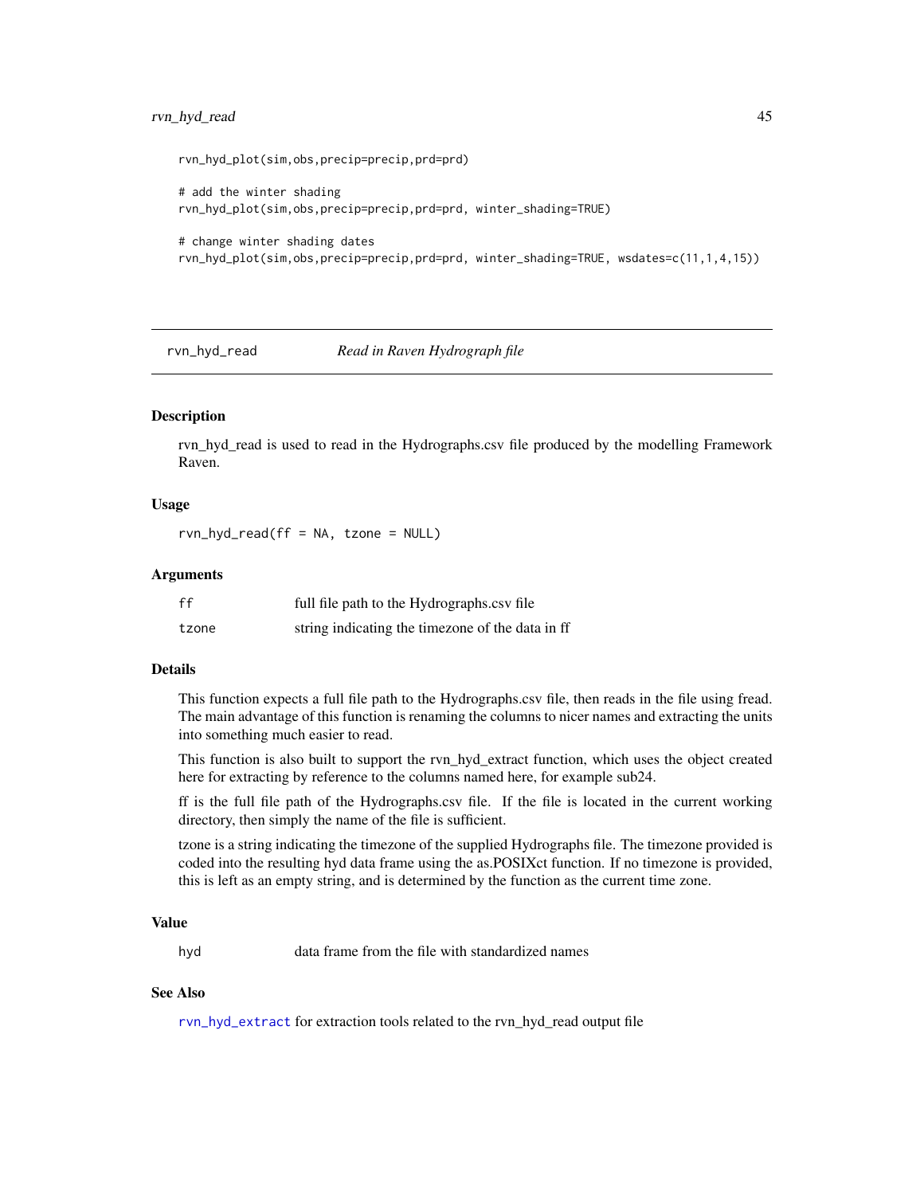```
rvn_hyd_plot(sim,obs,precip=precip,prd=prd)

# add the winter shading
rvn_hyd_plot(sim,obs,precip=precip,prd=prd, winter_shading=TRUE)

# change winter shading dates
rvn_hyd_plot(sim,obs,precip=precip,prd=prd, winter_shading=TRUE, wsdates=c(11,1,4,15))
```

---

## rvn_hyd_read *Read in Raven Hydrograph file*

---

### Description

rvn_hyd_read is used to read in the Hydrographs.csv file produced by the modelling Framework Raven.

### Usage

```
rvn_hyd_read(ff = NA, tzone = NULL)
```

### Arguments

| | |
|---|---|
| ff | full file path to the Hydrographs.csv file |
| tzone | string indicating the timezone of the data in ff |

### Details

This function expects a full file path to the Hydrographs.csv file, then reads in the file using fread. The main advantage of this function is renaming the columns to nicer names and extracting the units into something much easier to read.

This function is also built to support the rvn_hyd_extract function, which uses the object created here for extracting by reference to the columns named here, for example sub24.

ff is the full file path of the Hydrographs.csv file. If the file is located in the current working directory, then simply the name of the file is sufficient.

tzone is a string indicating the timezone of the supplied Hydrographs file. The timezone provided is coded into the resulting hyd data frame using the as.POSIXct function. If no timezone is provided, this is left as an empty string, and is determined by the function as the current time zone.

### Value

| | |
|---|---|
| hyd | data frame from the file with standardized names |

### See Also

rvn_hyd_extract for extraction tools related to the rvn_hyd_read output file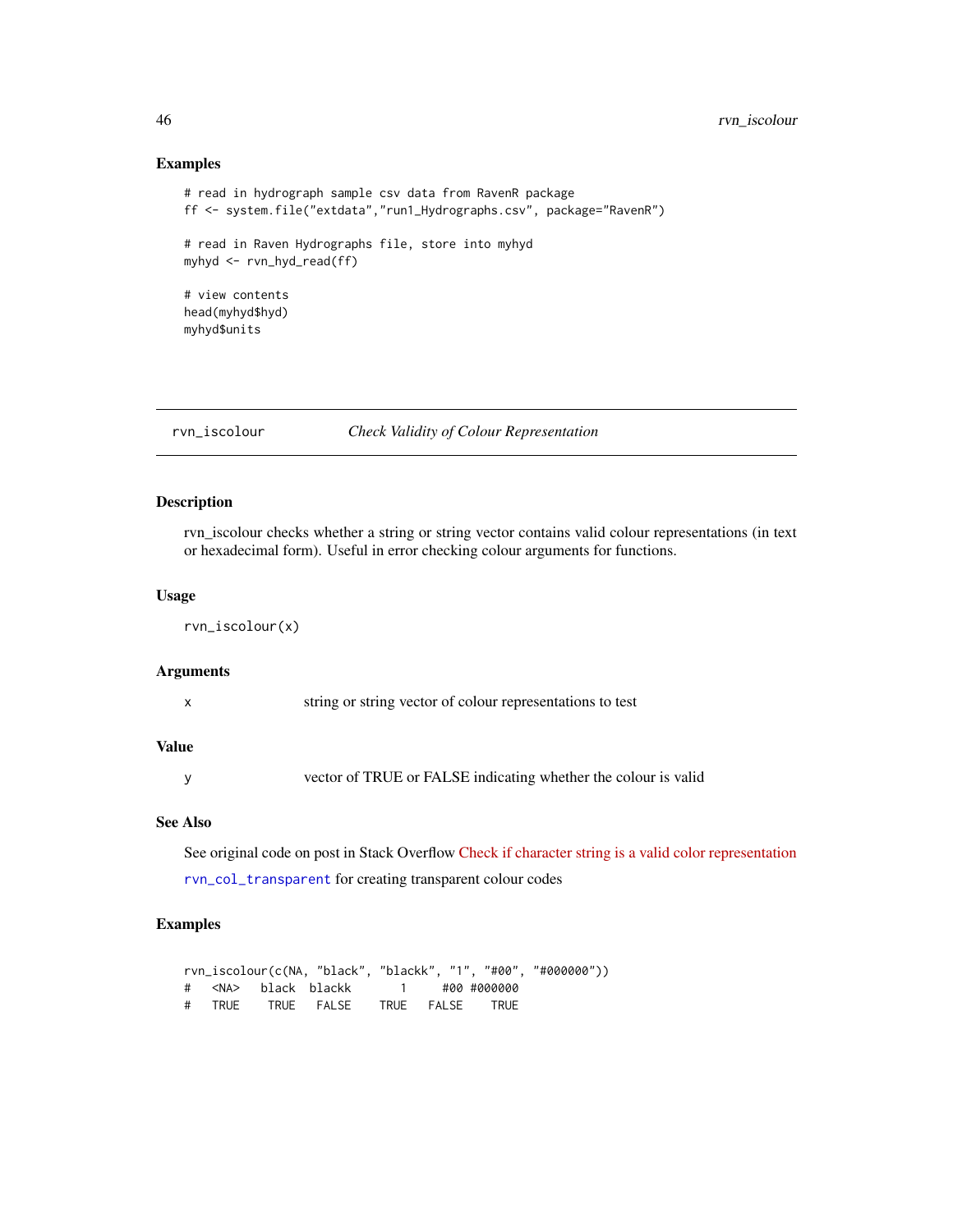## Examples

```
# read in hydrograph sample csv data from RavenR package
ff <- system.file("extdata","run1_Hydrographs.csv", package="RavenR")

# read in Raven Hydrographs file, store into myhyd
myhyd <- rvn_hyd_read(ff)

# view contents
head(myhyd$hyd)
myhyd$units
```

---

# rvn_iscolour — *Check Validity of Colour Representation*

## Description

rvn_iscolour checks whether a string or string vector contains valid colour representations (in text or hexadecimal form). Useful in error checking colour arguments for functions.

## Usage

```
rvn_iscolour(x)
```

## Arguments

| | |
|---|---|
| x | string or string vector of colour representations to test |

## Value

| | |
|---|---|
| y | vector of TRUE or FALSE indicating whether the colour is valid |

## See Also

See original code on post in Stack Overflow Check if character string is a valid color representation

rvn_col_transparent for creating transparent colour codes

## Examples

```
rvn_iscolour(c(NA, "black", "blackk", "1", "#00", "#000000"))
#   <NA>   black  blackk       1     #00 #000000
#   TRUE    TRUE   FALSE    TRUE   FALSE    TRUE
```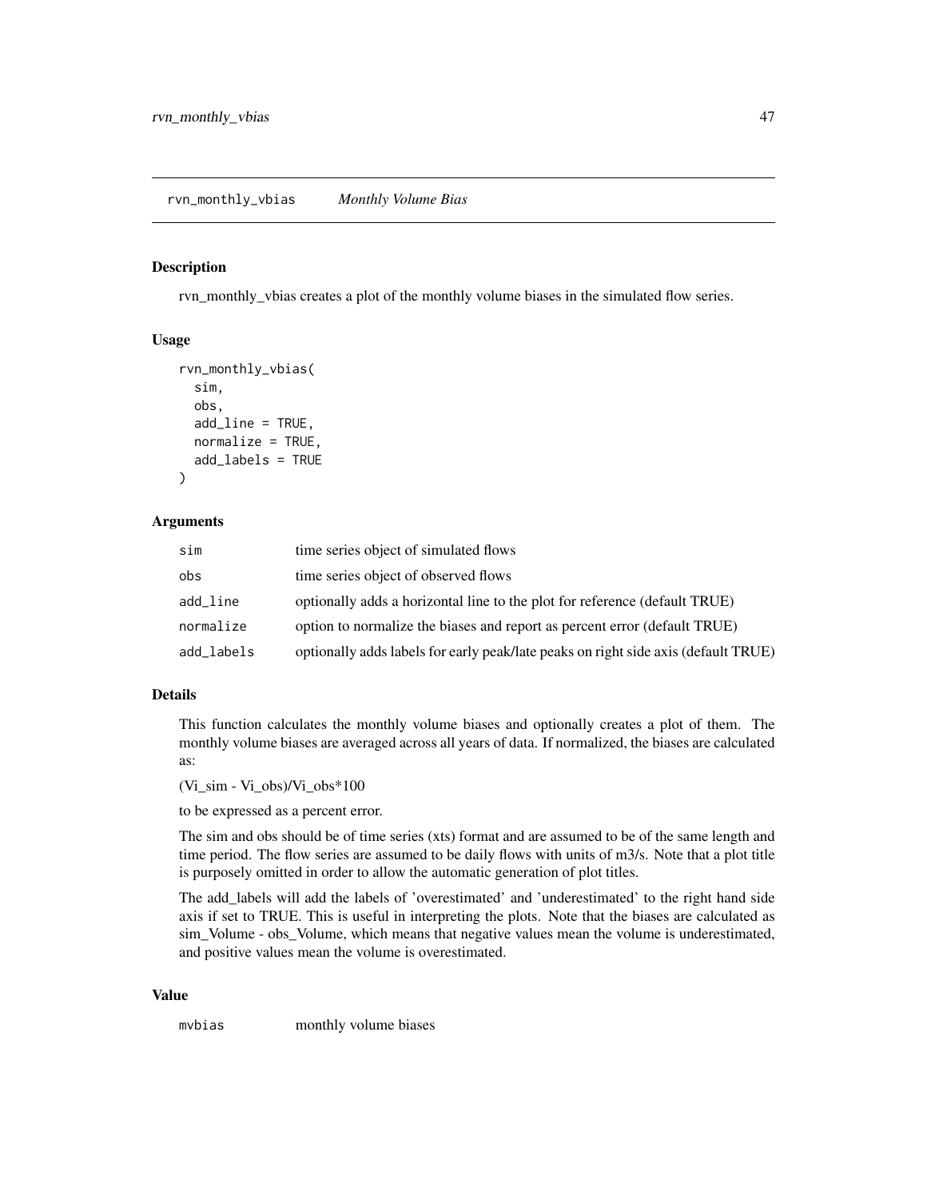# rvn_monthly_vbias *Monthly Volume Bias*

## Description

rvn_monthly_vbias creates a plot of the monthly volume biases in the simulated flow series.

## Usage

```
rvn_monthly_vbias(
  sim,
  obs,
  add_line = TRUE,
  normalize = TRUE,
  add_labels = TRUE
)
```

## Arguments

| | |
|---|---|
| sim | time series object of simulated flows |
| obs | time series object of observed flows |
| add_line | optionally adds a horizontal line to the plot for reference (default TRUE) |
| normalize | option to normalize the biases and report as percent error (default TRUE) |
| add_labels | optionally adds labels for early peak/late peaks on right side axis (default TRUE) |

## Details

This function calculates the monthly volume biases and optionally creates a plot of them. The monthly volume biases are averaged across all years of data. If normalized, the biases are calculated as:

(Vi_sim - Vi_obs)/Vi_obs*100

to be expressed as a percent error.

The sim and obs should be of time series (xts) format and are assumed to be of the same length and time period. The flow series are assumed to be daily flows with units of m3/s. Note that a plot title is purposely omitted in order to allow the automatic generation of plot titles.

The add_labels will add the labels of 'overestimated' and 'underestimated' to the right hand side axis if set to TRUE. This is useful in interpreting the plots. Note that the biases are calculated as sim_Volume - obs_Volume, which means that negative values mean the volume is underestimated, and positive values mean the volume is overestimated.

## Value

| | |
|---|---|
| mvbias | monthly volume biases |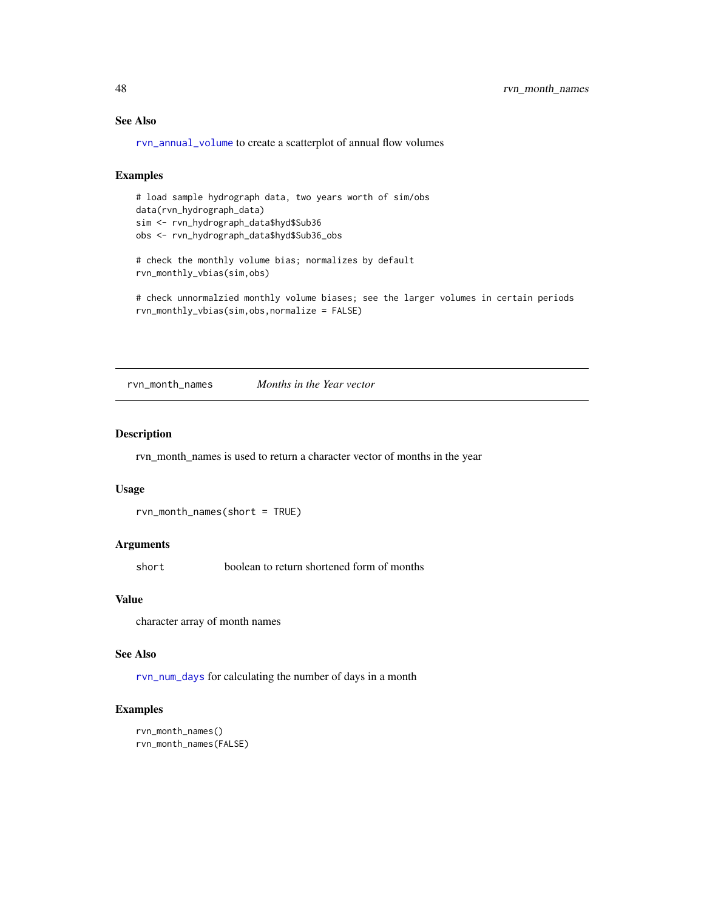### See Also

`rvn_annual_volume` to create a scatterplot of annual flow volumes

### Examples

```
# load sample hydrograph data, two years worth of sim/obs
data(rvn_hydrograph_data)
sim <- rvn_hydrograph_data$hyd$Sub36
obs <- rvn_hydrograph_data$hyd$Sub36_obs

# check the monthly volume bias; normalizes by default
rvn_monthly_vbias(sim,obs)

# check unnormalzied monthly volume biases; see the larger volumes in certain periods
rvn_monthly_vbias(sim,obs,normalize = FALSE)
```

---

## rvn_month_names — *Months in the Year vector*

### Description

rvn_month_names is used to return a character vector of months in the year

### Usage

```
rvn_month_names(short = TRUE)
```

### Arguments

| | |
|---|---|
| short | boolean to return shortened form of months |

### Value

character array of month names

### See Also

`rvn_num_days` for calculating the number of days in a month

### Examples

```
rvn_month_names()
rvn_month_names(FALSE)
```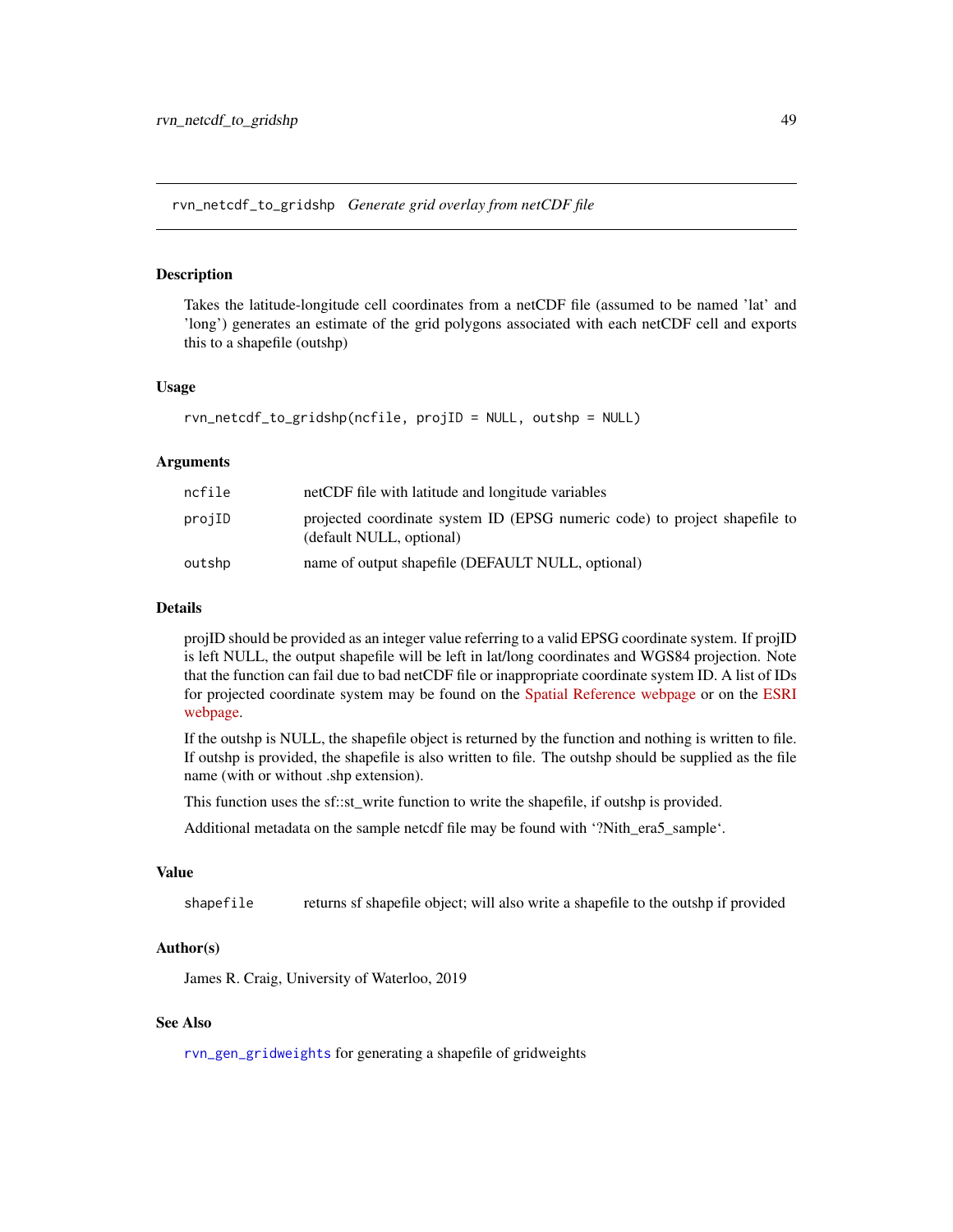## rvn_netcdf_to_gridshp *Generate grid overlay from netCDF file*

### Description

Takes the latitude-longitude cell coordinates from a netCDF file (assumed to be named 'lat' and 'long') generates an estimate of the grid polygons associated with each netCDF cell and exports this to a shapefile (outshp)

### Usage

```
rvn_netcdf_to_gridshp(ncfile, projID = NULL, outshp = NULL)
```

### Arguments

| | |
|---|---|
| ncfile | netCDF file with latitude and longitude variables |
| projID | projected coordinate system ID (EPSG numeric code) to project shapefile to (default NULL, optional) |
| outshp | name of output shapefile (DEFAULT NULL, optional) |

### Details

projID should be provided as an integer value referring to a valid EPSG coordinate system. If projID is left NULL, the output shapefile will be left in lat/long coordinates and WGS84 projection. Note that the function can fail due to bad netCDF file or inappropriate coordinate system ID. A list of IDs for projected coordinate system may be found on the Spatial Reference webpage or on the ESRI webpage.

If the outshp is NULL, the shapefile object is returned by the function and nothing is written to file. If outshp is provided, the shapefile is also written to file. The outshp should be supplied as the file name (with or without .shp extension).

This function uses the sf::st_write function to write the shapefile, if outshp is provided.

Additional metadata on the sample netcdf file may be found with '?Nith_era5_sample'.

### Value

| | |
|---|---|
| shapefile | returns sf shapefile object; will also write a shapefile to the outshp if provided |

### Author(s)

James R. Craig, University of Waterloo, 2019

### See Also

rvn_gen_gridweights for generating a shapefile of gridweights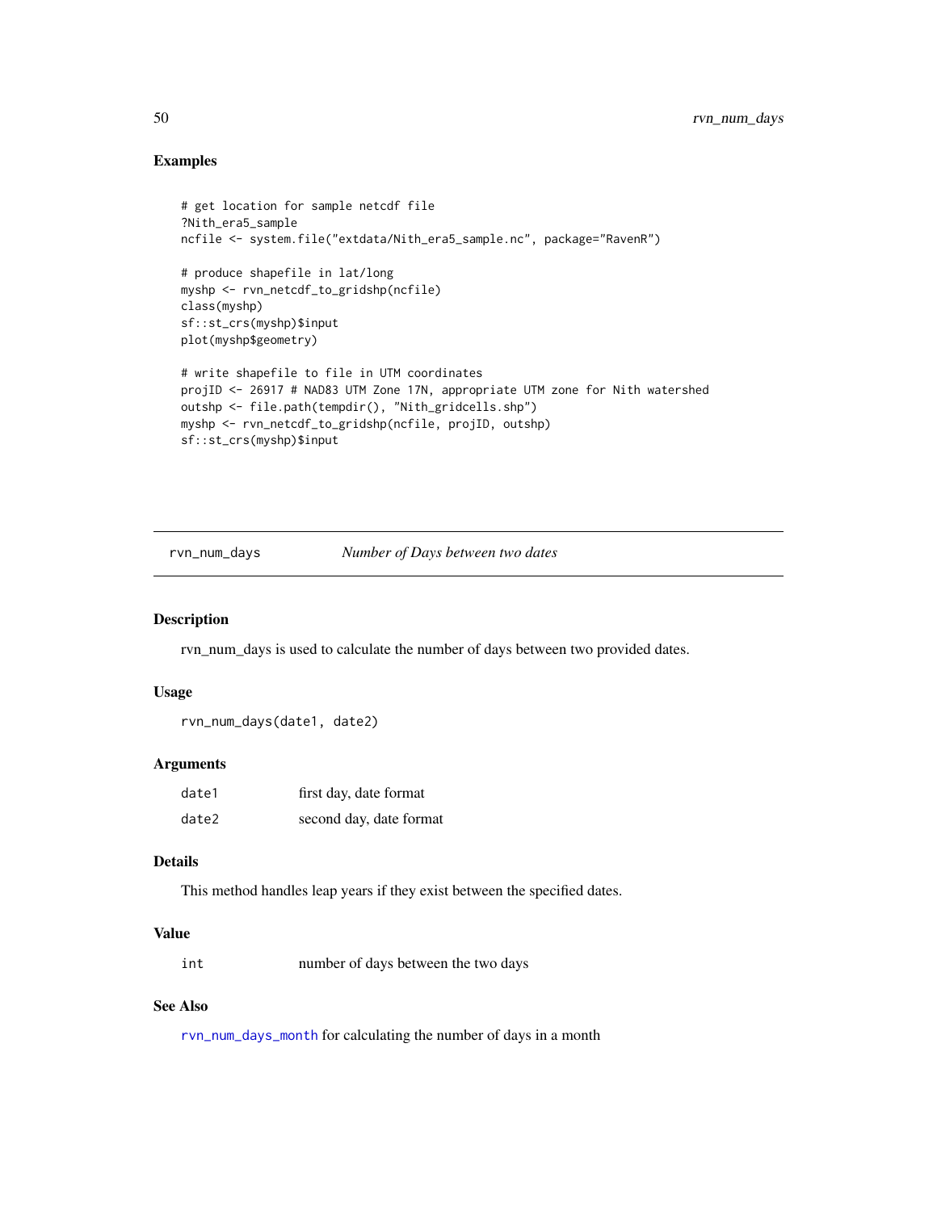## Examples

```
# get location for sample netcdf file
?Nith_era5_sample
ncfile <- system.file("extdata/Nith_era5_sample.nc", package="RavenR")

# produce shapefile in lat/long
myshp <- rvn_netcdf_to_gridshp(ncfile)
class(myshp)
sf::st_crs(myshp)$input
plot(myshp$geometry)

# write shapefile to file in UTM coordinates
projID <- 26917 # NAD83 UTM Zone 17N, appropriate UTM zone for Nith watershed
outshp <- file.path(tempdir(), "Nith_gridcells.shp")
myshp <- rvn_netcdf_to_gridshp(ncfile, projID, outshp)
sf::st_crs(myshp)$input
```

---

# rvn_num_days — *Number of Days between two dates*

## Description

rvn_num_days is used to calculate the number of days between two provided dates.

## Usage

```
rvn_num_days(date1, date2)
```

## Arguments

| | |
|---|---|
| date1 | first day, date format |
| date2 | second day, date format |

## Details

This method handles leap years if they exist between the specified dates.

## Value

| | |
|---|---|
| int | number of days between the two days |

## See Also

rvn_num_days_month for calculating the number of days in a month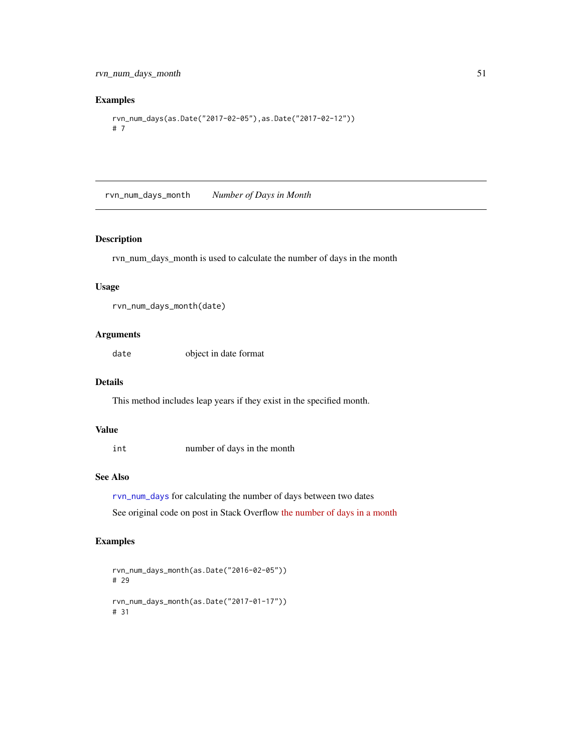### Examples

```
rvn_num_days(as.Date("2017-02-05"),as.Date("2017-02-12"))
# 7
```

## rvn_num_days_month *Number of Days in Month*

### Description

rvn_num_days_month is used to calculate the number of days in the month

### Usage

```
rvn_num_days_month(date)
```

### Arguments

| | |
|---|---|
| `date` | object in date format |

### Details

This method includes leap years if they exist in the specified month.

### Value

| | |
|---|---|
| `int` | number of days in the month |

### See Also

`rvn_num_days` for calculating the number of days between two dates

See original code on post in Stack Overflow the number of days in a month

### Examples

```
rvn_num_days_month(as.Date("2016-02-05"))
# 29

rvn_num_days_month(as.Date("2017-01-17"))
# 31
```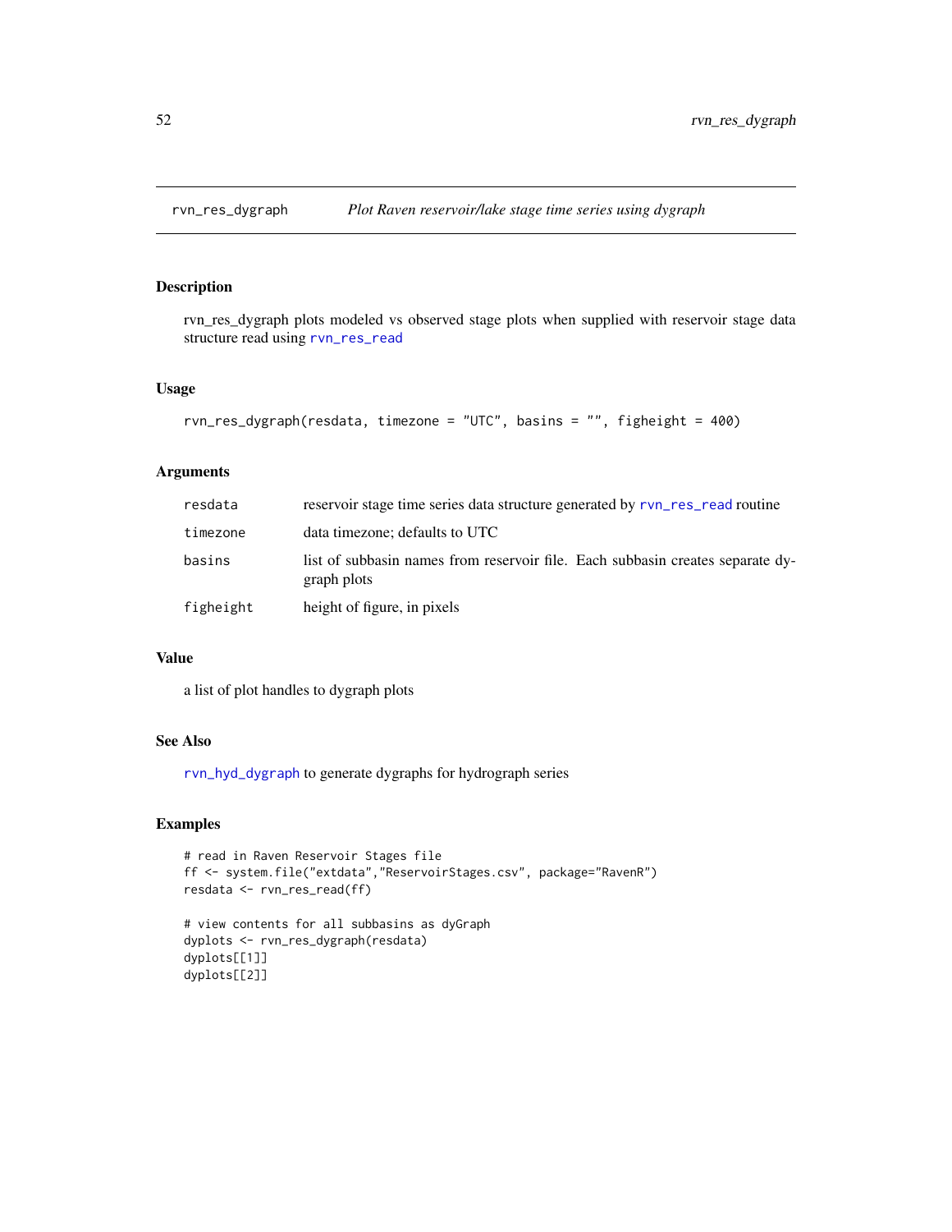# rvn_res_dygraph — *Plot Raven reservoir/lake stage time series using dygraph*

## Description

rvn_res_dygraph plots modeled vs observed stage plots when supplied with reservoir stage data structure read using rvn_res_read

## Usage

```
rvn_res_dygraph(resdata, timezone = "UTC", basins = "", figheight = 400)
```

## Arguments

| | |
|---|---|
| resdata | reservoir stage time series data structure generated by rvn_res_read routine |
| timezone | data timezone; defaults to UTC |
| basins | list of subbasin names from reservoir file. Each subbasin creates separate dygraph plots |
| figheight | height of figure, in pixels |

## Value

a list of plot handles to dygraph plots

## See Also

rvn_hyd_dygraph to generate dygraphs for hydrograph series

## Examples

```
# read in Raven Reservoir Stages file
ff <- system.file("extdata","ReservoirStages.csv", package="RavenR")
resdata <- rvn_res_read(ff)

# view contents for all subbasins as dyGraph
dyplots <- rvn_res_dygraph(resdata)
dyplots[[1]]
dyplots[[2]]
```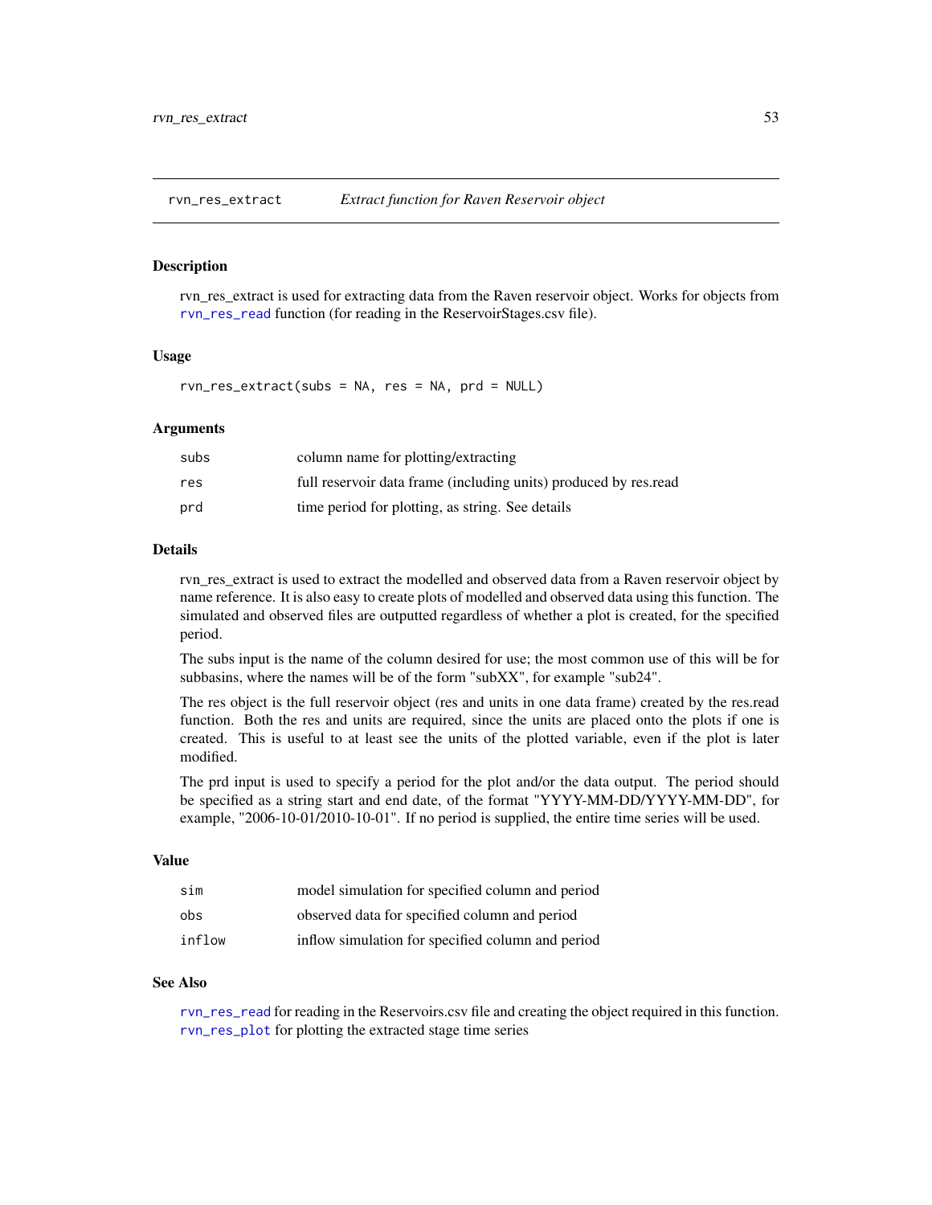# rvn_res_extract — *Extract function for Raven Reservoir object*

## Description

rvn_res_extract is used for extracting data from the Raven reservoir object. Works for objects from rvn_res_read function (for reading in the ReservoirStages.csv file).

## Usage

```
rvn_res_extract(subs = NA, res = NA, prd = NULL)
```

## Arguments

| | |
|---|---|
| subs | column name for plotting/extracting |
| res | full reservoir data frame (including units) produced by res.read |
| prd | time period for plotting, as string. See details |

## Details

rvn_res_extract is used to extract the modelled and observed data from a Raven reservoir object by name reference. It is also easy to create plots of modelled and observed data using this function. The simulated and observed files are outputted regardless of whether a plot is created, for the specified period.

The subs input is the name of the column desired for use; the most common use of this will be for subbasins, where the names will be of the form "subXX", for example "sub24".

The res object is the full reservoir object (res and units in one data frame) created by the res.read function. Both the res and units are required, since the units are placed onto the plots if one is created. This is useful to at least see the units of the plotted variable, even if the plot is later modified.

The prd input is used to specify a period for the plot and/or the data output. The period should be specified as a string start and end date, of the format "YYYY-MM-DD/YYYY-MM-DD", for example, "2006-10-01/2010-10-01". If no period is supplied, the entire time series will be used.

## Value

| | |
|---|---|
| sim | model simulation for specified column and period |
| obs | observed data for specified column and period |
| inflow | inflow simulation for specified column and period |

## See Also

rvn_res_read for reading in the Reservoirs.csv file and creating the object required in this function.
rvn_res_plot for plotting the extracted stage time series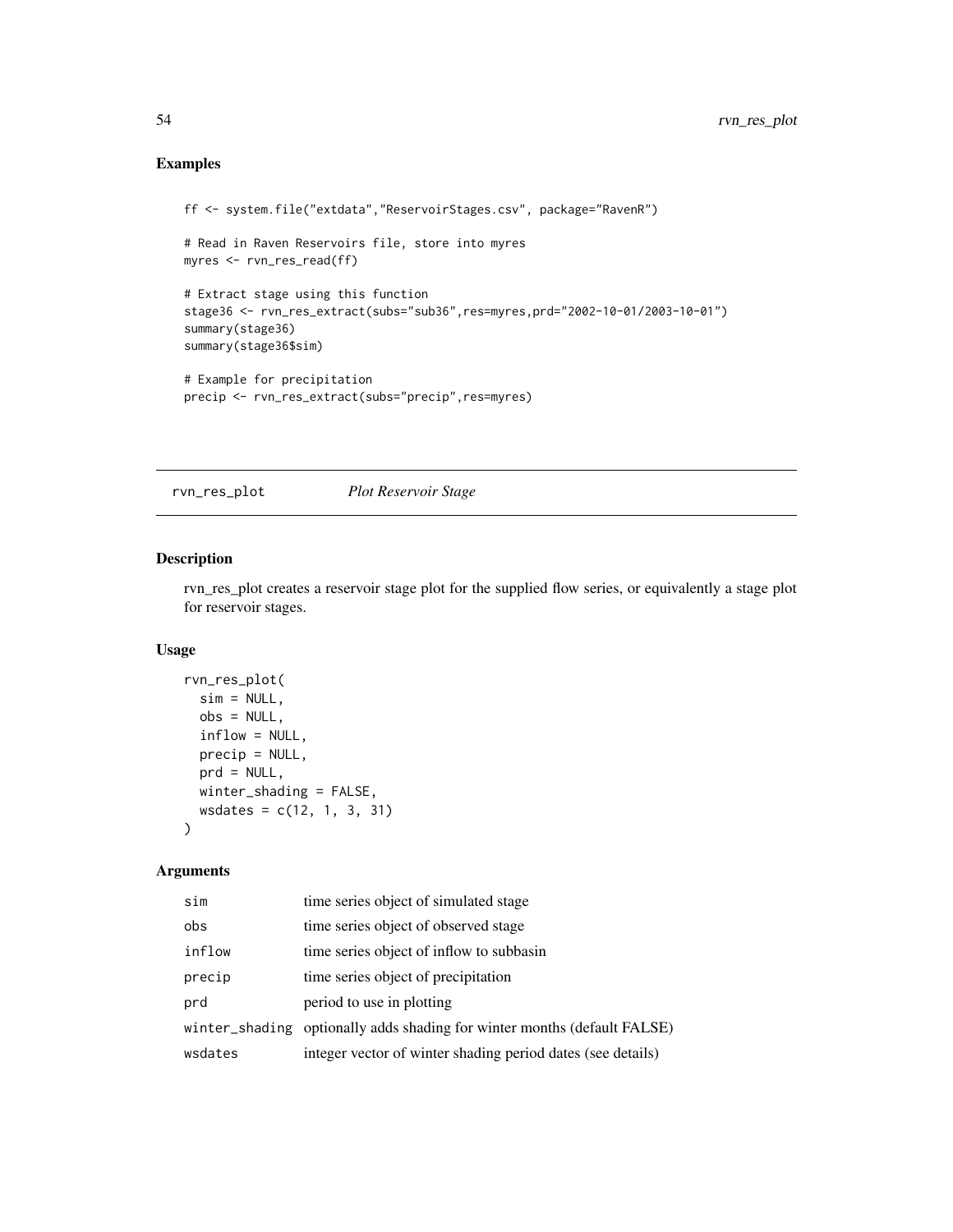## Examples

```
ff <- system.file("extdata","ReservoirStages.csv", package="RavenR")

# Read in Raven Reservoirs file, store into myres
myres <- rvn_res_read(ff)

# Extract stage using this function
stage36 <- rvn_res_extract(subs="sub36",res=myres,prd="2002-10-01/2003-10-01")
summary(stage36)
summary(stage36$sim)

# Example for precipitation
precip <- rvn_res_extract(subs="precip",res=myres)
```

---

# rvn_res_plot *Plot Reservoir Stage*

## Description

rvn_res_plot creates a reservoir stage plot for the supplied flow series, or equivalently a stage plot for reservoir stages.

## Usage

```
rvn_res_plot(
  sim = NULL,
  obs = NULL,
  inflow = NULL,
  precip = NULL,
  prd = NULL,
  winter_shading = FALSE,
  wsdates = c(12, 1, 3, 31)
)
```

## Arguments

| | |
|---|---|
| sim | time series object of simulated stage |
| obs | time series object of observed stage |
| inflow | time series object of inflow to subbasin |
| precip | time series object of precipitation |
| prd | period to use in plotting |
| winter_shading | optionally adds shading for winter months (default FALSE) |
| wsdates | integer vector of winter shading period dates (see details) |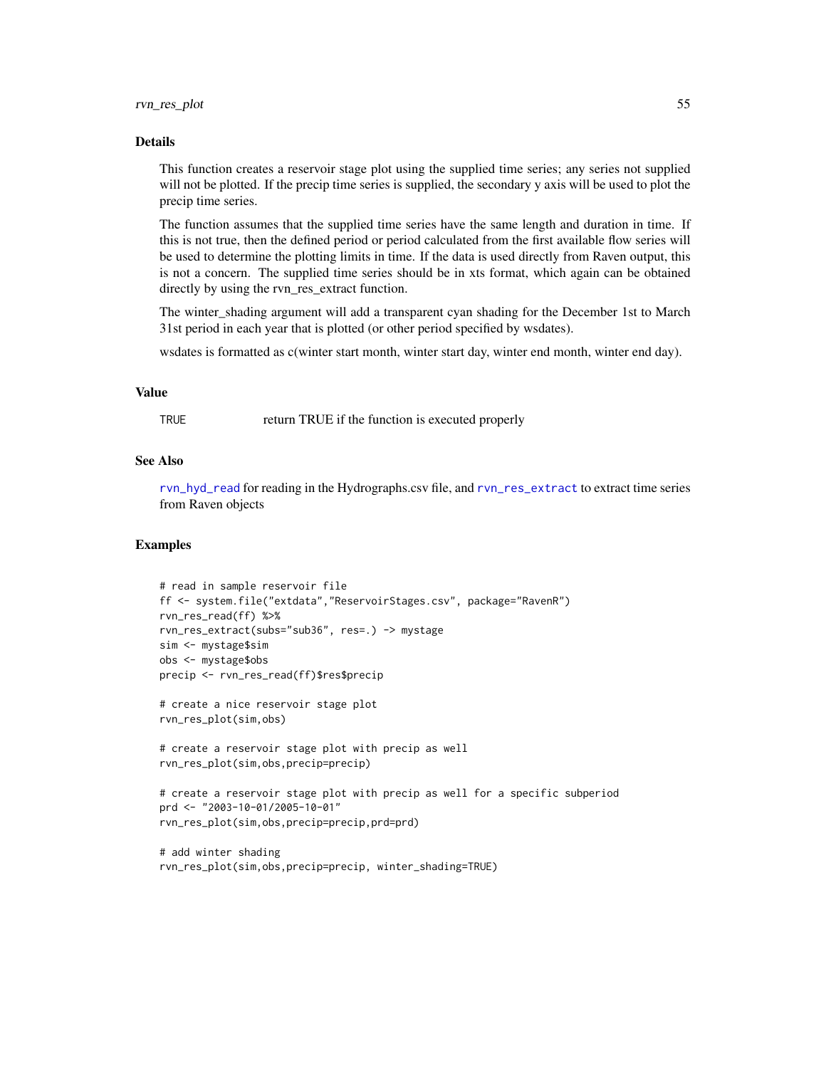## Details

This function creates a reservoir stage plot using the supplied time series; any series not supplied will not be plotted. If the precip time series is supplied, the secondary y axis will be used to plot the precip time series.

The function assumes that the supplied time series have the same length and duration in time. If this is not true, then the defined period or period calculated from the first available flow series will be used to determine the plotting limits in time. If the data is used directly from Raven output, this is not a concern. The supplied time series should be in xts format, which again can be obtained directly by using the rvn_res_extract function.

The winter_shading argument will add a transparent cyan shading for the December 1st to March 31st period in each year that is plotted (or other period specified by wsdates).

wsdates is formatted as c(winter start month, winter start day, winter end month, winter end day).

## Value

| | |
|---|---|
| TRUE | return TRUE if the function is executed properly |

## See Also

rvn_hyd_read for reading in the Hydrographs.csv file, and rvn_res_extract to extract time series from Raven objects

## Examples

```
# read in sample reservoir file
ff <- system.file("extdata","ReservoirStages.csv", package="RavenR")
rvn_res_read(ff) %>%
rvn_res_extract(subs="sub36", res=.) -> mystage
sim <- mystage$sim
obs <- mystage$obs
precip <- rvn_res_read(ff)$res$precip

# create a nice reservoir stage plot
rvn_res_plot(sim,obs)

# create a reservoir stage plot with precip as well
rvn_res_plot(sim,obs,precip=precip)

# create a reservoir stage plot with precip as well for a specific subperiod
prd <- "2003-10-01/2005-10-01"
rvn_res_plot(sim,obs,precip=precip,prd=prd)

# add winter shading
rvn_res_plot(sim,obs,precip=precip, winter_shading=TRUE)
```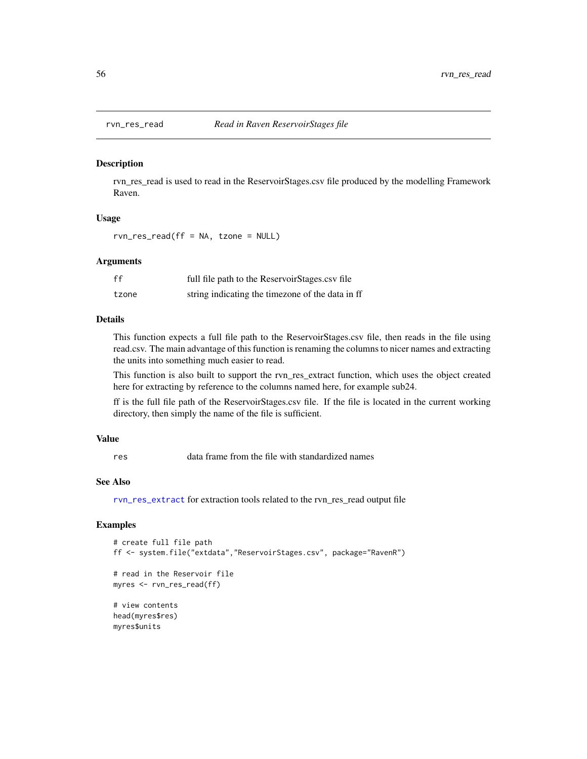## rvn_res_read — *Read in Raven ReservoirStages file*

### Description

rvn_res_read is used to read in the ReservoirStages.csv file produced by the modelling Framework Raven.

### Usage

```
rvn_res_read(ff = NA, tzone = NULL)
```

### Arguments

| | |
|---|---|
| `ff` | full file path to the ReservoirStages.csv file |
| `tzone` | string indicating the timezone of the data in ff |

### Details

This function expects a full file path to the ReservoirStages.csv file, then reads in the file using read.csv. The main advantage of this function is renaming the columns to nicer names and extracting the units into something much easier to read.

This function is also built to support the rvn_res_extract function, which uses the object created here for extracting by reference to the columns named here, for example sub24.

ff is the full file path of the ReservoirStages.csv file. If the file is located in the current working directory, then simply the name of the file is sufficient.

### Value

| | |
|---|---|
| `res` | data frame from the file with standardized names |

### See Also

`rvn_res_extract` for extraction tools related to the rvn_res_read output file

### Examples

```
# create full file path
ff <- system.file("extdata","ReservoirStages.csv", package="RavenR")

# read in the Reservoir file
myres <- rvn_res_read(ff)

# view contents
head(myres$res)
myres$units
```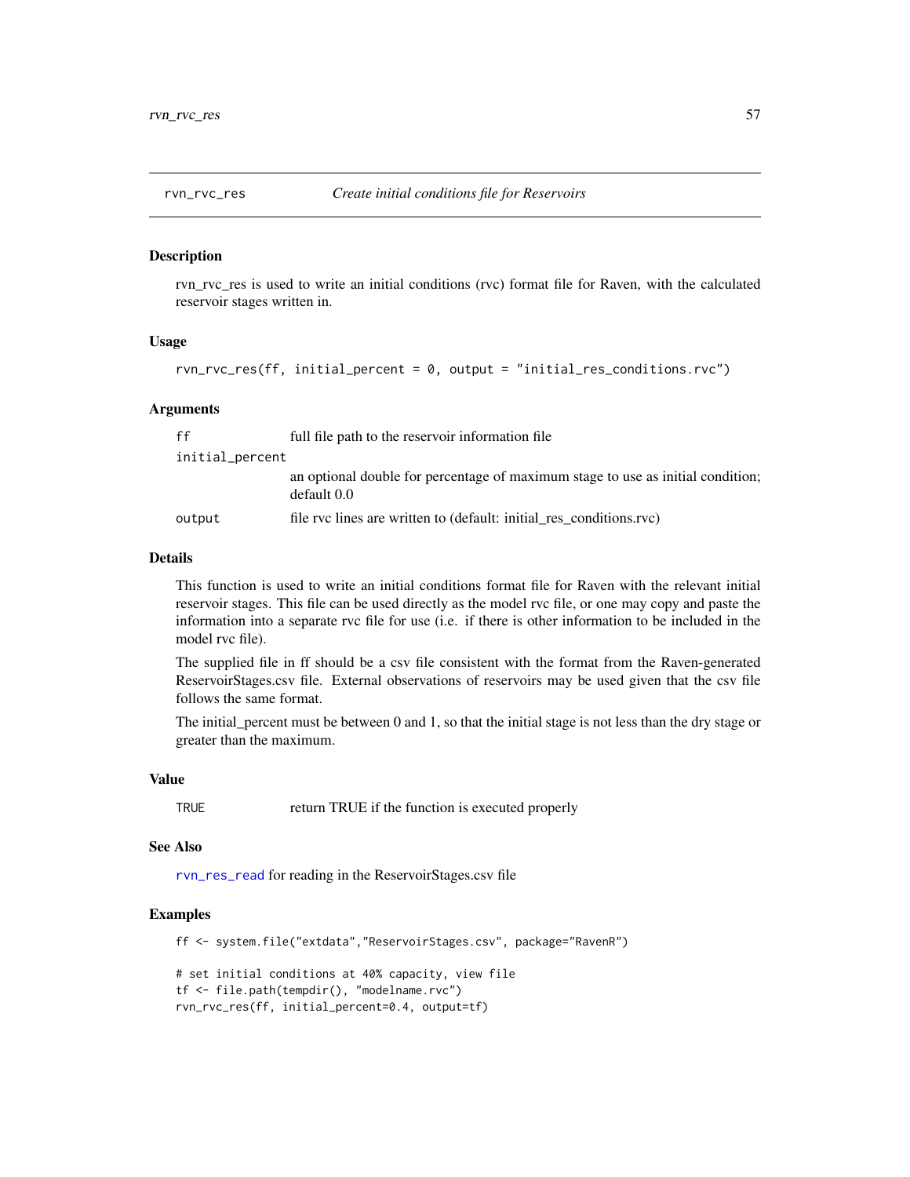## rvn_rvc_res — *Create initial conditions file for Reservoirs*

### Description

rvn_rvc_res is used to write an initial conditions (rvc) format file for Raven, with the calculated reservoir stages written in.

### Usage

```
rvn_rvc_res(ff, initial_percent = 0, output = "initial_res_conditions.rvc")
```

### Arguments

| | |
|---|---|
| `ff` | full file path to the reservoir information file |
| `initial_percent` | an optional double for percentage of maximum stage to use as initial condition; default 0.0 |
| `output` | file rvc lines are written to (default: initial_res_conditions.rvc) |

### Details

This function is used to write an initial conditions format file for Raven with the relevant initial reservoir stages. This file can be used directly as the model rvc file, or one may copy and paste the information into a separate rvc file for use (i.e. if there is other information to be included in the model rvc file).

The supplied file in ff should be a csv file consistent with the format from the Raven-generated ReservoirStages.csv file. External observations of reservoirs may be used given that the csv file follows the same format.

The initial_percent must be between 0 and 1, so that the initial stage is not less than the dry stage or greater than the maximum.

### Value

| | |
|---|---|
| `TRUE` | return TRUE if the function is executed properly |

### See Also

`rvn_res_read` for reading in the ReservoirStages.csv file

### Examples

```
ff <- system.file("extdata","ReservoirStages.csv", package="RavenR")

# set initial conditions at 40% capacity, view file
tf <- file.path(tempdir(), "modelname.rvc")
rvn_rvc_res(ff, initial_percent=0.4, output=tf)
```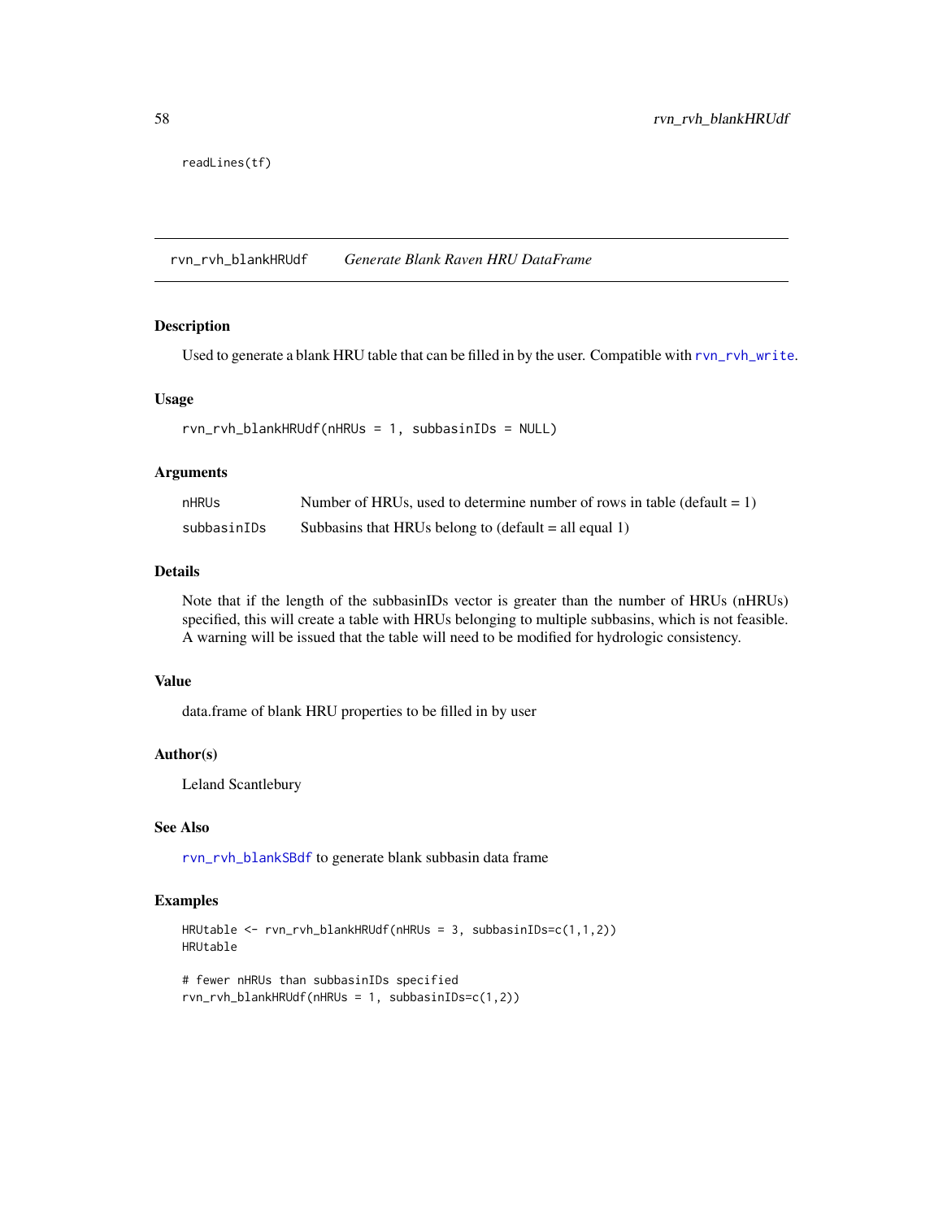```
readLines(tf)
```

## rvn_rvh_blankHRUdf — *Generate Blank Raven HRU DataFrame*

### Description

Used to generate a blank HRU table that can be filled in by the user. Compatible with rvn_rvh_write.

### Usage

```
rvn_rvh_blankHRUdf(nHRUs = 1, subbasinIDs = NULL)
```

### Arguments

| | |
|---|---|
| nHRUs | Number of HRUs, used to determine number of rows in table (default = 1) |
| subbasinIDs | Subbasins that HRUs belong to (default = all equal 1) |

### Details

Note that if the length of the subbasinIDs vector is greater than the number of HRUs (nHRUs) specified, this will create a table with HRUs belonging to multiple subbasins, which is not feasible. A warning will be issued that the table will need to be modified for hydrologic consistency.

### Value

data.frame of blank HRU properties to be filled in by user

### Author(s)

Leland Scantlebury

### See Also

rvn_rvh_blankSBdf to generate blank subbasin data frame

### Examples

```
HRUtable <- rvn_rvh_blankHRUdf(nHRUs = 3, subbasinIDs=c(1,1,2))
HRUtable

# fewer nHRUs than subbasinIDs specified
rvn_rvh_blankHRUdf(nHRUs = 1, subbasinIDs=c(1,2))
```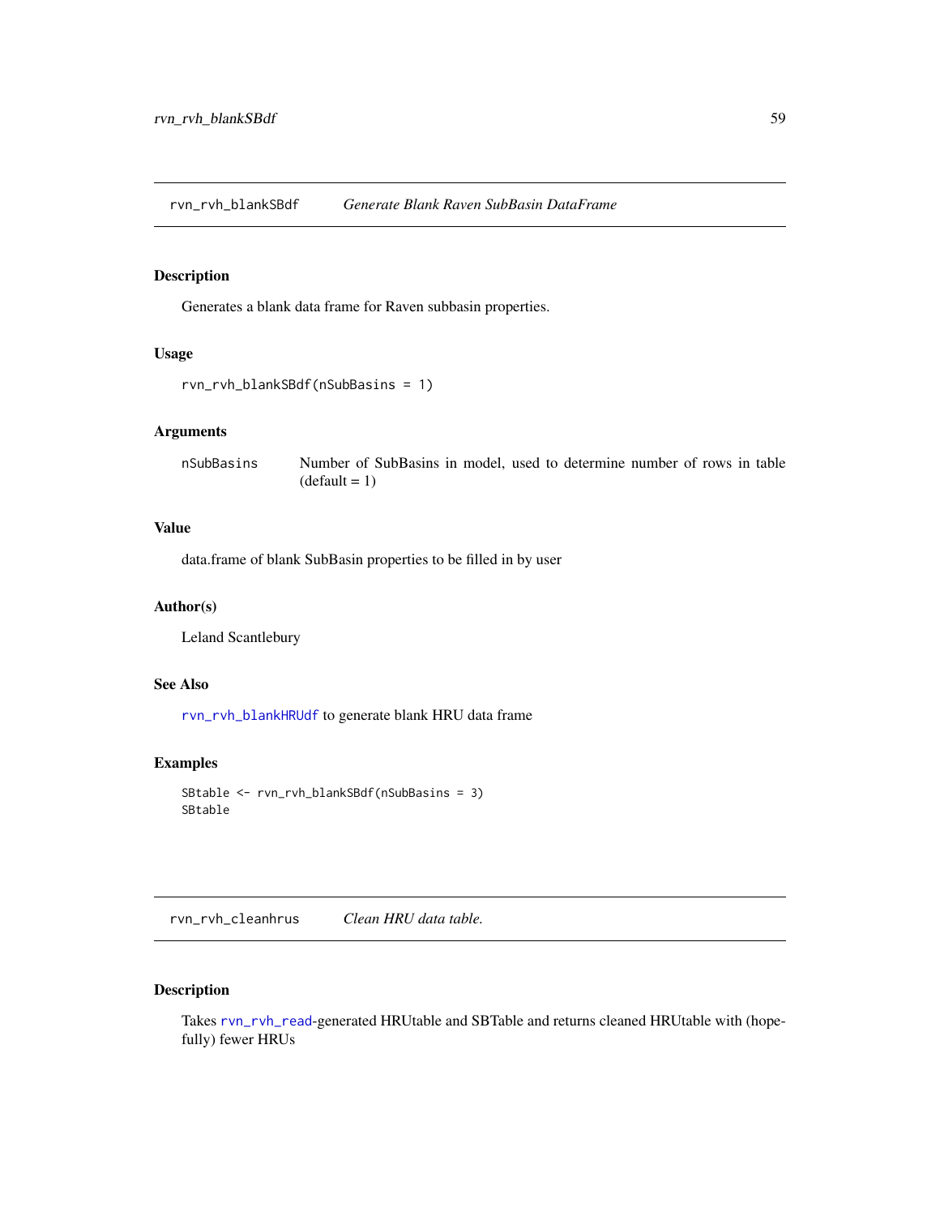## rvn_rvh_blankSBdf — *Generate Blank Raven SubBasin DataFrame*

### Description

Generates a blank data frame for Raven subbasin properties.

### Usage

```
rvn_rvh_blankSBdf(nSubBasins = 1)
```

### Arguments

| | |
|---|---|
| nSubBasins | Number of SubBasins in model, used to determine number of rows in table (default = 1) |

### Value

data.frame of blank SubBasin properties to be filled in by user

### Author(s)

Leland Scantlebury

### See Also

rvn_rvh_blankHRUdf to generate blank HRU data frame

### Examples

```
SBtable <- rvn_rvh_blankSBdf(nSubBasins = 3)
SBtable
```

## rvn_rvh_cleanhrus — *Clean HRU data table.*

### Description

Takes rvn_rvh_read-generated HRUtable and SBTable and returns cleaned HRUtable with (hopefully) fewer HRUs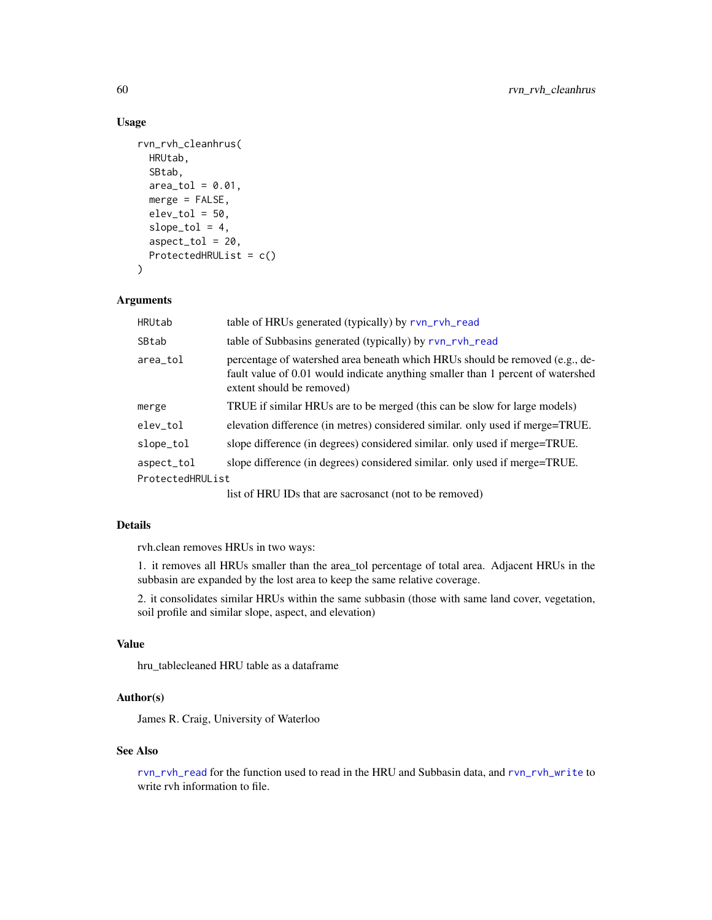### Usage

```
rvn_rvh_cleanhrus(
  HRUtab,
  SBtab,
  area_tol = 0.01,
  merge = FALSE,
  elev_tol = 50,
  slope_tol = 4,
  aspect_tol = 20,
  ProtectedHRUList = c()
)
```

### Arguments

| | |
|---|---|
| HRUtab | table of HRUs generated (typically) by rvn_rvh_read |
| SBtab | table of Subbasins generated (typically) by rvn_rvh_read |
| area_tol | percentage of watershed area beneath which HRUs should be removed (e.g., default value of 0.01 would indicate anything smaller than 1 percent of watershed extent should be removed) |
| merge | TRUE if similar HRUs are to be merged (this can be slow for large models) |
| elev_tol | elevation difference (in metres) considered similar. only used if merge=TRUE. |
| slope_tol | slope difference (in degrees) considered similar. only used if merge=TRUE. |
| aspect_tol | slope difference (in degrees) considered similar. only used if merge=TRUE. |
| ProtectedHRUList | list of HRU IDs that are sacrosanct (not to be removed) |

### Details

rvh.clean removes HRUs in two ways:

1. it removes all HRUs smaller than the area_tol percentage of total area. Adjacent HRUs in the subbasin are expanded by the lost area to keep the same relative coverage.

2. it consolidates similar HRUs within the same subbasin (those with same land cover, vegetation, soil profile and similar slope, aspect, and elevation)

### Value

hru_tablecleaned HRU table as a dataframe

### Author(s)

James R. Craig, University of Waterloo

### See Also

rvn_rvh_read for the function used to read in the HRU and Subbasin data, and rvn_rvh_write to write rvh information to file.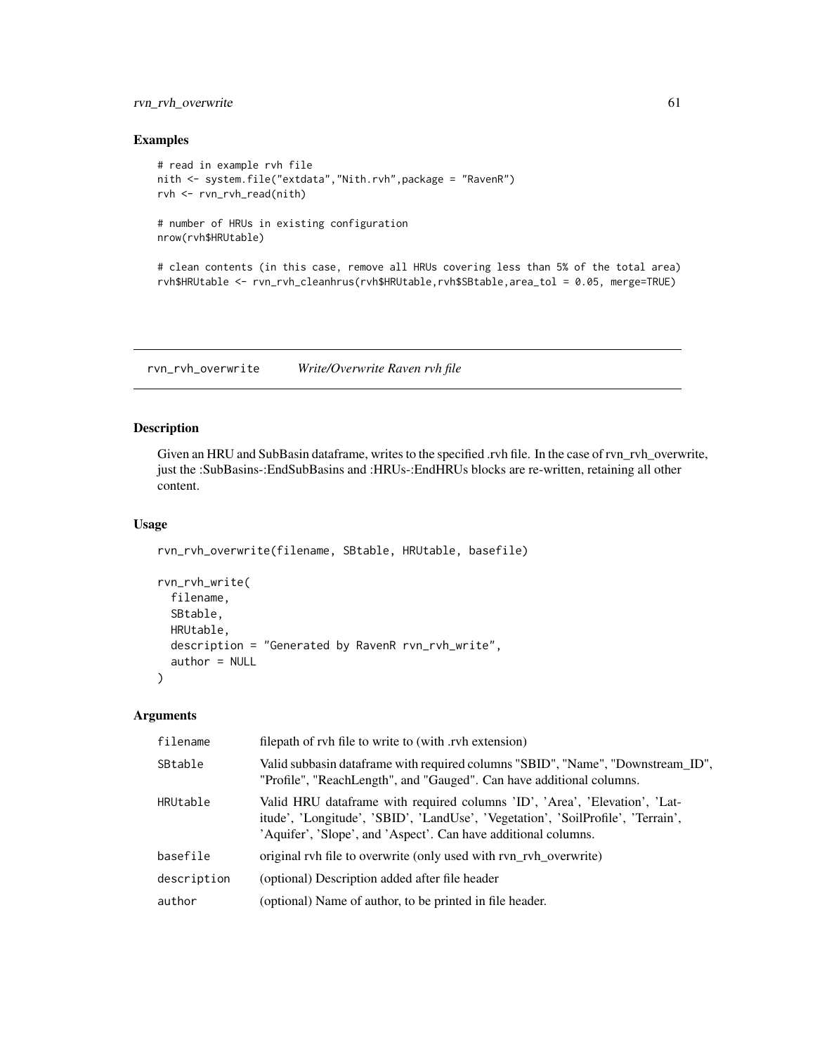## Examples

```
# read in example rvh file
nith <- system.file("extdata","Nith.rvh",package = "RavenR")
rvh <- rvn_rvh_read(nith)

# number of HRUs in existing configuration
nrow(rvh$HRUtable)

# clean contents (in this case, remove all HRUs covering less than 5% of the total area)
rvh$HRUtable <- rvn_rvh_cleanhrus(rvh$HRUtable,rvh$SBtable,area_tol = 0.05, merge=TRUE)
```

---

# rvn_rvh_overwrite *Write/Overwrite Raven rvh file*

## Description

Given an HRU and SubBasin dataframe, writes to the specified .rvh file. In the case of rvn_rvh_overwrite, just the :SubBasins-:EndSubBasins and :HRUs-:EndHRUs blocks are re-written, retaining all other content.

## Usage

```
rvn_rvh_overwrite(filename, SBtable, HRUtable, basefile)

rvn_rvh_write(
  filename,
  SBtable,
  HRUtable,
  description = "Generated by RavenR rvn_rvh_write",
  author = NULL
)
```

## Arguments

| | |
|---|---|
| `filename` | filepath of rvh file to write to (with .rvh extension) |
| `SBtable` | Valid subbasin dataframe with required columns "SBID", "Name", "Downstream_ID", "Profile", "ReachLength", and "Gauged". Can have additional columns. |
| `HRUtable` | Valid HRU dataframe with required columns 'ID', 'Area', 'Elevation', 'Latitude', 'Longitude', 'SBID', 'LandUse', 'Vegetation', 'SoilProfile', 'Terrain', 'Aquifer', 'Slope', and 'Aspect'. Can have additional columns. |
| `basefile` | original rvh file to overwrite (only used with rvn_rvh_overwrite) |
| `description` | (optional) Description added after file header |
| `author` | (optional) Name of author, to be printed in file header. |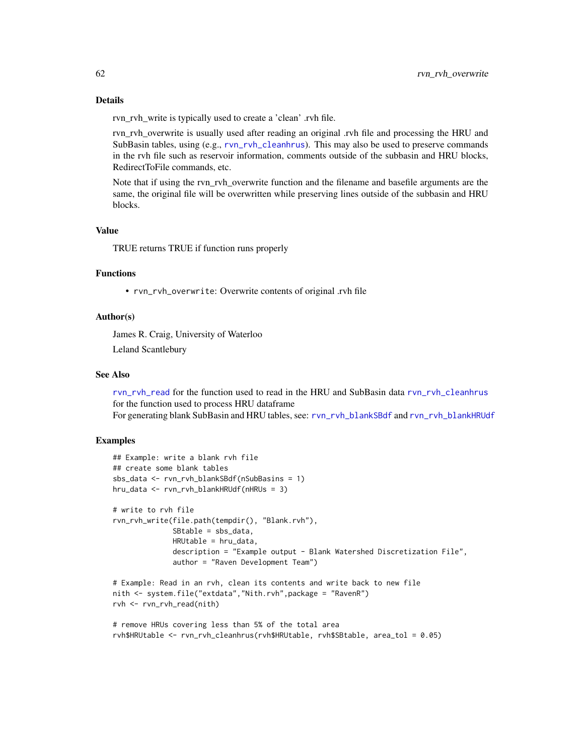## Details

rvn_rvh_write is typically used to create a 'clean' .rvh file.

rvn_rvh_overwrite is usually used after reading an original .rvh file and processing the HRU and SubBasin tables, using (e.g., rvn_rvh_cleanhrus). This may also be used to preserve commands in the rvh file such as reservoir information, comments outside of the subbasin and HRU blocks, RedirectToFile commands, etc.

Note that if using the rvn_rvh_overwrite function and the filename and basefile arguments are the same, the original file will be overwritten while preserving lines outside of the subbasin and HRU blocks.

## Value

TRUE returns TRUE if function runs properly

## Functions

- rvn_rvh_overwrite: Overwrite contents of original .rvh file

## Author(s)

James R. Craig, University of Waterloo

Leland Scantlebury

## See Also

rvn_rvh_read for the function used to read in the HRU and SubBasin data rvn_rvh_cleanhrus for the function used to process HRU dataframe
For generating blank SubBasin and HRU tables, see: rvn_rvh_blankSBdf and rvn_rvh_blankHRUdf

## Examples

```
## Example: write a blank rvh file
## create some blank tables
sbs_data <- rvn_rvh_blankSBdf(nSubBasins = 1)
hru_data <- rvn_rvh_blankHRUdf(nHRUs = 3)

# write to rvh file
rvn_rvh_write(file.path(tempdir(), "Blank.rvh"),
              SBtable = sbs_data,
              HRUtable = hru_data,
              description = "Example output - Blank Watershed Discretization File",
              author = "Raven Development Team")

# Example: Read in an rvh, clean its contents and write back to new file
nith <- system.file("extdata","Nith.rvh",package = "RavenR")
rvh <- rvn_rvh_read(nith)

# remove HRUs covering less than 5% of the total area
rvh$HRUtable <- rvn_rvh_cleanhrus(rvh$HRUtable, rvh$SBtable, area_tol = 0.05)
```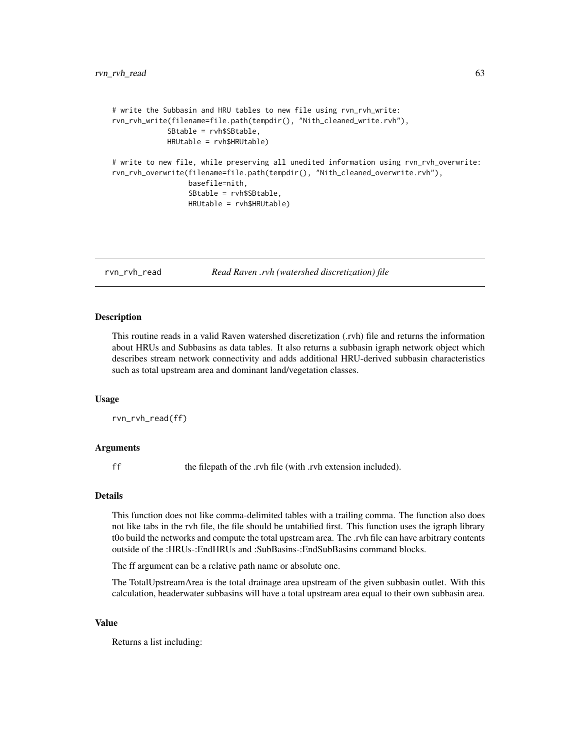```
# write the Subbasin and HRU tables to new file using rvn_rvh_write:
rvn_rvh_write(filename=file.path(tempdir(), "Nith_cleaned_write.rvh"),
             SBtable = rvh$SBtable,
             HRUtable = rvh$HRUtable)

# write to new file, while preserving all unedited information using rvn_rvh_overwrite:
rvn_rvh_overwrite(filename=file.path(tempdir(), "Nith_cleaned_overwrite.rvh"),
                  basefile=nith,
                  SBtable = rvh$SBtable,
                  HRUtable = rvh$HRUtable)
```

---

## rvn_rvh_read — *Read Raven .rvh (watershed discretization) file*

### Description

This routine reads in a valid Raven watershed discretization (.rvh) file and returns the information about HRUs and Subbasins as data tables. It also returns a subbasin igraph network object which describes stream network connectivity and adds additional HRU-derived subbasin characteristics such as total upstream area and dominant land/vegetation classes.

### Usage

```
rvn_rvh_read(ff)
```

### Arguments

| | |
|---|---|
| ff | the filepath of the .rvh file (with .rvh extension included). |

### Details

This function does not like comma-delimited tables with a trailing comma. The function also does not like tabs in the rvh file, the file should be untabified first. This function uses the igraph library t0o build the networks and compute the total upstream area. The .rvh file can have arbitrary contents outside of the :HRUs-:EndHRUs and :SubBasins-:EndSubBasins command blocks.

The ff argument can be a relative path name or absolute one.

The TotalUpstreamArea is the total drainage area upstream of the given subbasin outlet. With this calculation, headerwater subbasins will have a total upstream area equal to their own subbasin area.

### Value

Returns a list including: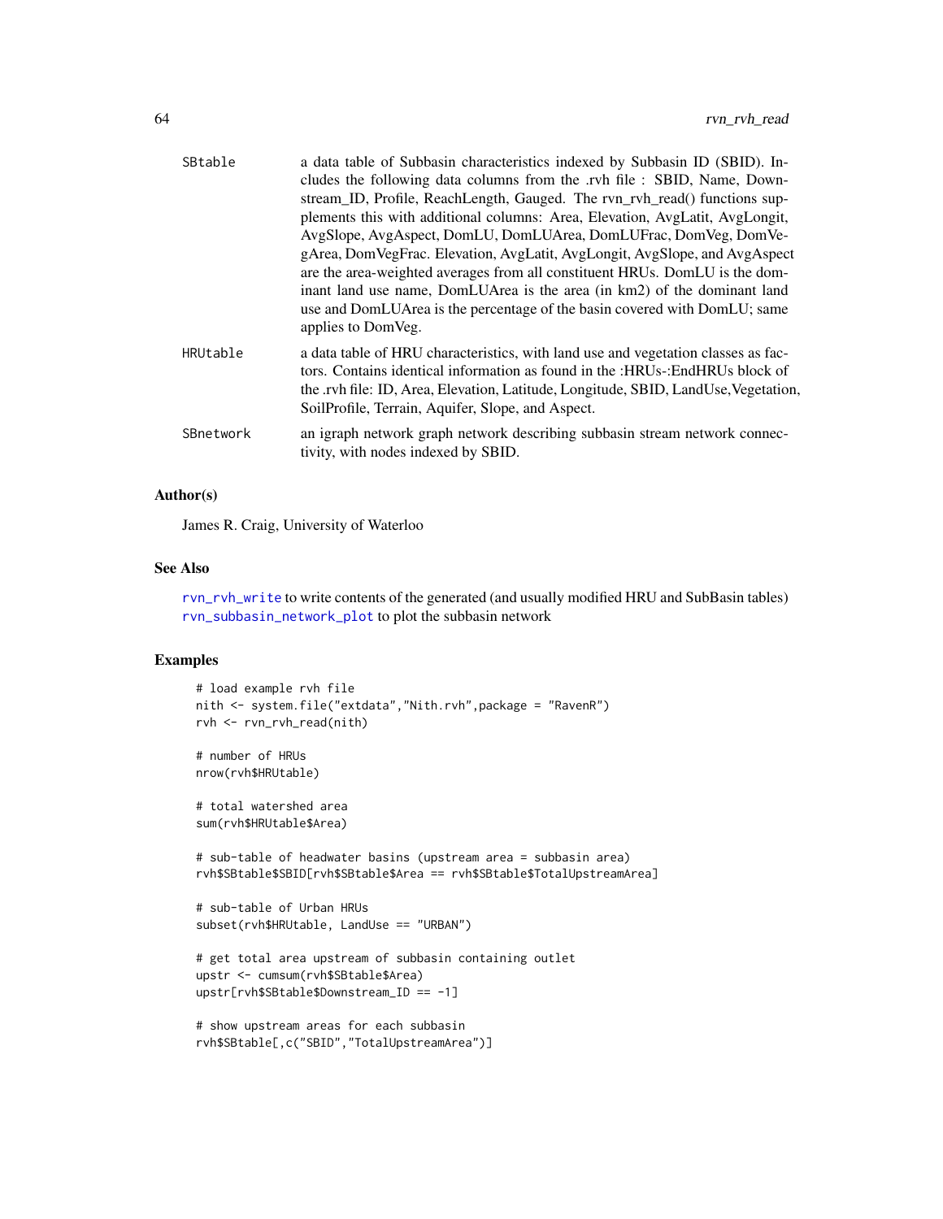| | |
|---|---|
| SBtable | a data table of Subbasin characteristics indexed by Subbasin ID (SBID). Includes the following data columns from the .rvh file : SBID, Name, Downstream_ID, Profile, ReachLength, Gauged. The rvn_rvh_read() functions supplements this with additional columns: Area, Elevation, AvgLatit, AvgLongit, AvgSlope, AvgAspect, DomLU, DomLUArea, DomLUFrac, DomVeg, DomVegArea, DomVegFrac. Elevation, AvgLatit, AvgLongit, AvgSlope, and AvgAspect are the area-weighted averages from all constituent HRUs. DomLU is the dominant land use name, DomLUArea is the area (in km2) of the dominant land use and DomLUArea is the percentage of the basin covered with DomLU; same applies to DomVeg. |
| HRUtable | a data table of HRU characteristics, with land use and vegetation classes as factors. Contains identical information as found in the :HRUs-:EndHRUs block of the .rvh file: ID, Area, Elevation, Latitude, Longitude, SBID, LandUse,Vegetation, SoilProfile, Terrain, Aquifer, Slope, and Aspect. |
| SBnetwork | an igraph network graph network describing subbasin stream network connectivity, with nodes indexed by SBID. |

## Author(s)

James R. Craig, University of Waterloo

## See Also

rvn_rvh_write to write contents of the generated (and usually modified HRU and SubBasin tables)
rvn_subbasin_network_plot to plot the subbasin network

## Examples

```
# load example rvh file
nith <- system.file("extdata","Nith.rvh",package = "RavenR")
rvh <- rvn_rvh_read(nith)

# number of HRUs
nrow(rvh$HRUtable)

# total watershed area
sum(rvh$HRUtable$Area)

# sub-table of headwater basins (upstream area = subbasin area)
rvh$SBtable$SBID[rvh$SBtable$Area == rvh$SBtable$TotalUpstreamArea]

# sub-table of Urban HRUs
subset(rvh$HRUtable, LandUse == "URBAN")

# get total area upstream of subbasin containing outlet
upstr <- cumsum(rvh$SBtable$Area)
upstr[rvh$SBtable$Downstream_ID == -1]

# show upstream areas for each subbasin
rvh$SBtable[,c("SBID","TotalUpstreamArea")]
```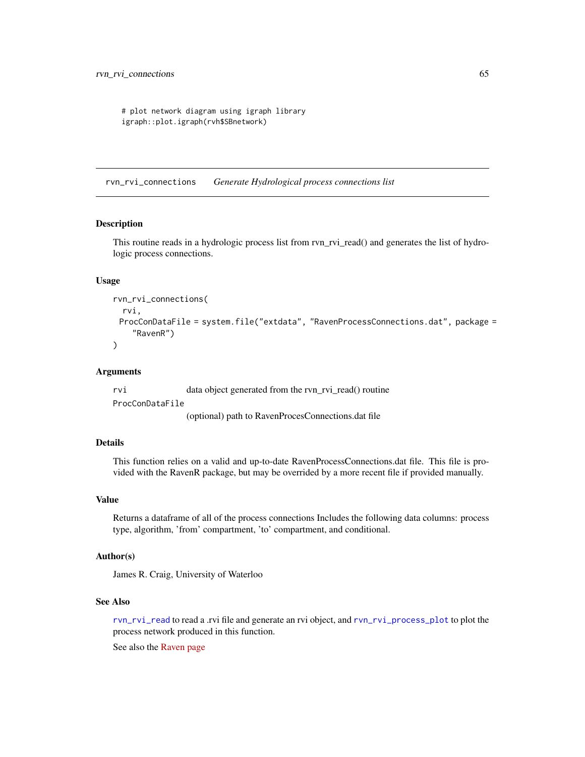```
# plot network diagram using igraph library
igraph::plot.igraph(rvh$SBnetwork)
```

---

## rvn_rvi_connections *Generate Hydrological process connections list*

### Description

This routine reads in a hydrologic process list from rvn_rvi_read() and generates the list of hydrologic process connections.

### Usage

```
rvn_rvi_connections(
  rvi,
 ProcConDataFile = system.file("extdata", "RavenProcessConnections.dat", package =
    "RavenR")
)
```

### Arguments

| | |
|---|---|
| rvi | data object generated from the rvn_rvi_read() routine |
| ProcConDataFile | (optional) path to RavenProcesConnections.dat file |

### Details

This function relies on a valid and up-to-date RavenProcessConnections.dat file. This file is provided with the RavenR package, but may be overrided by a more recent file if provided manually.

### Value

Returns a dataframe of all of the process connections Includes the following data columns: process type, algorithm, 'from' compartment, 'to' compartment, and conditional.

### Author(s)

James R. Craig, University of Waterloo

### See Also

`rvn_rvi_read` to read a .rvi file and generate an rvi object, and `rvn_rvi_process_plot` to plot the process network produced in this function.

See also the Raven page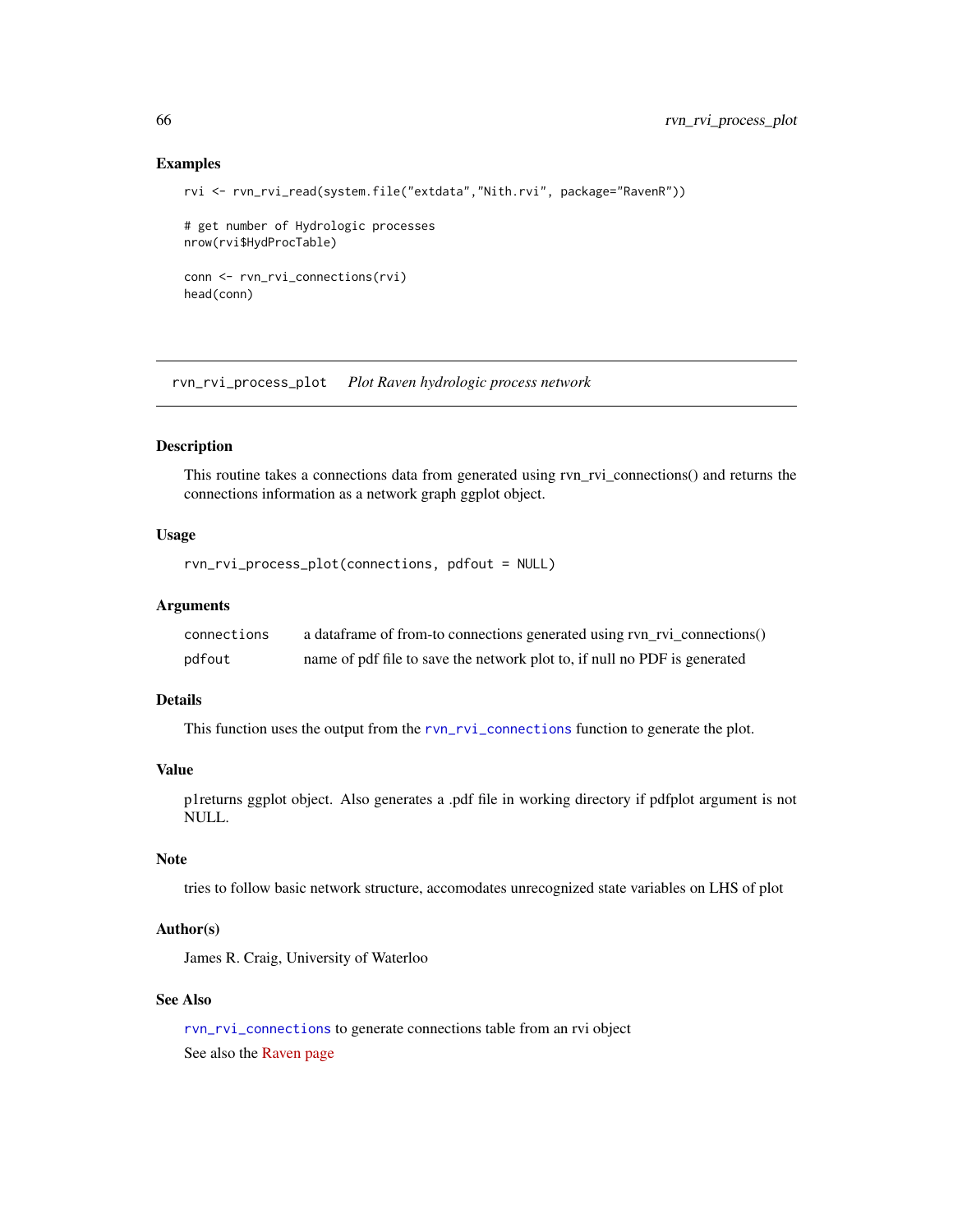## Examples

```
rvi <- rvn_rvi_read(system.file("extdata","Nith.rvi", package="RavenR"))

# get number of Hydrologic processes
nrow(rvi$HydProcTable)

conn <- rvn_rvi_connections(rvi)
head(conn)
```

---

# rvn_rvi_process_plot    *Plot Raven hydrologic process network*

---

## Description

This routine takes a connections data from generated using rvn_rvi_connections() and returns the connections information as a network graph ggplot object.

## Usage

```
rvn_rvi_process_plot(connections, pdfout = NULL)
```

## Arguments

| | |
|---|---|
| connections | a dataframe of from-to connections generated using rvn_rvi_connections() |
| pdfout | name of pdf file to save the network plot to, if null no PDF is generated |

## Details

This function uses the output from the `rvn_rvi_connections` function to generate the plot.

## Value

p1returns ggplot object. Also generates a .pdf file in working directory if pdfplot argument is not NULL.

## Note

tries to follow basic network structure, accomodates unrecognized state variables on LHS of plot

## Author(s)

James R. Craig, University of Waterloo

## See Also

`rvn_rvi_connections` to generate connections table from an rvi object

See also the Raven page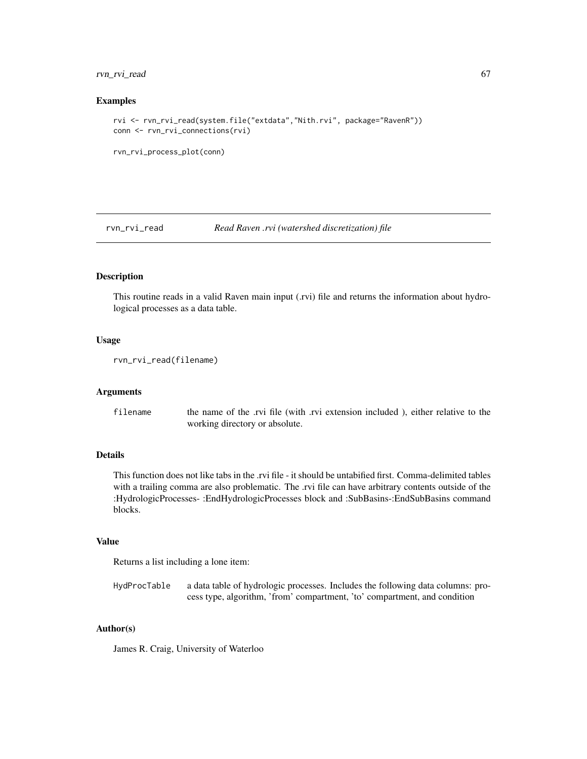### Examples

```
rvi <- rvn_rvi_read(system.file("extdata","Nith.rvi", package="RavenR"))
conn <- rvn_rvi_connections(rvi)

rvn_rvi_process_plot(conn)
```

## rvn_rvi_read *Read Raven .rvi (watershed discretization) file*

### Description

This routine reads in a valid Raven main input (.rvi) file and returns the information about hydrological processes as a data table.

### Usage

```
rvn_rvi_read(filename)
```

### Arguments

| | |
|---|---|
| filename | the name of the .rvi file (with .rvi extension included ), either relative to the working directory or absolute. |

### Details

This function does not like tabs in the .rvi file - it should be untabified first. Comma-delimited tables with a trailing comma are also problematic. The .rvi file can have arbitrary contents outside of the :HydrologicProcesses- :EndHydrologicProcesses block and :SubBasins-:EndSubBasins command blocks.

### Value

Returns a list including a lone item:

| | |
|---|---|
| HydProcTable | a data table of hydrologic processes. Includes the following data columns: process type, algorithm, 'from' compartment, 'to' compartment, and condition |

### Author(s)

James R. Craig, University of Waterloo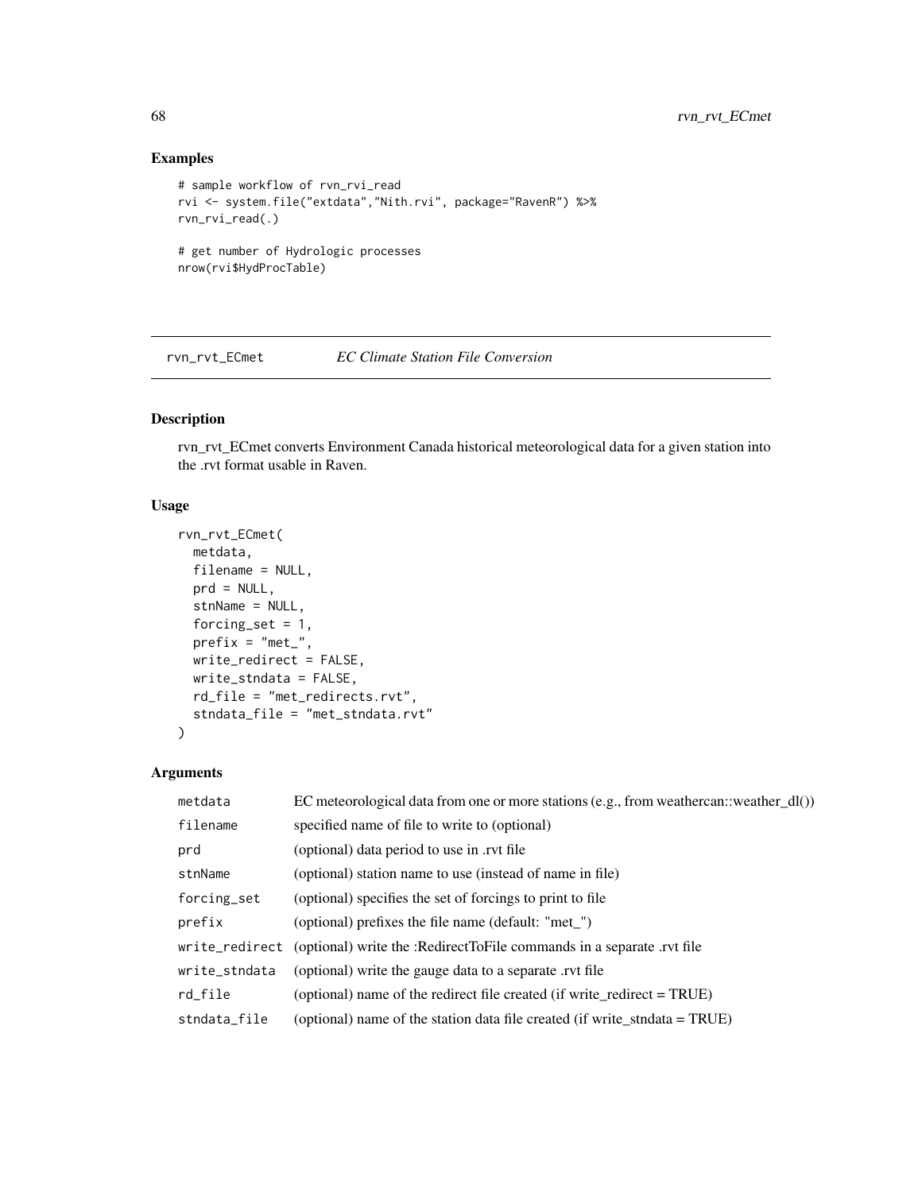## Examples

```
# sample workflow of rvn_rvi_read
rvi <- system.file("extdata","Nith.rvi", package="RavenR") %>%
rvn_rvi_read(.)

# get number of Hydrologic processes
nrow(rvi$HydProcTable)
```

---

# rvn_rvt_ECmet    *EC Climate Station File Conversion*

## Description

rvn_rvt_ECmet converts Environment Canada historical meteorological data for a given station into the .rvt format usable in Raven.

## Usage

```
rvn_rvt_ECmet(
  metdata,
  filename = NULL,
  prd = NULL,
  stnName = NULL,
  forcing_set = 1,
  prefix = "met_",
  write_redirect = FALSE,
  write_stndata = FALSE,
  rd_file = "met_redirects.rvt",
  stndata_file = "met_stndata.rvt"
)
```

## Arguments

| | |
|---|---|
| metdata | EC meteorological data from one or more stations (e.g., from weathercan::weather_dl()) |
| filename | specified name of file to write to (optional) |
| prd | (optional) data period to use in .rvt file |
| stnName | (optional) station name to use (instead of name in file) |
| forcing_set | (optional) specifies the set of forcings to print to file |
| prefix | (optional) prefixes the file name (default: "met_") |
| write_redirect | (optional) write the :RedirectToFile commands in a separate .rvt file |
| write_stndata | (optional) write the gauge data to a separate .rvt file |
| rd_file | (optional) name of the redirect file created (if write_redirect = TRUE) |
| stndata_file | (optional) name of the station data file created (if write_stndata = TRUE) |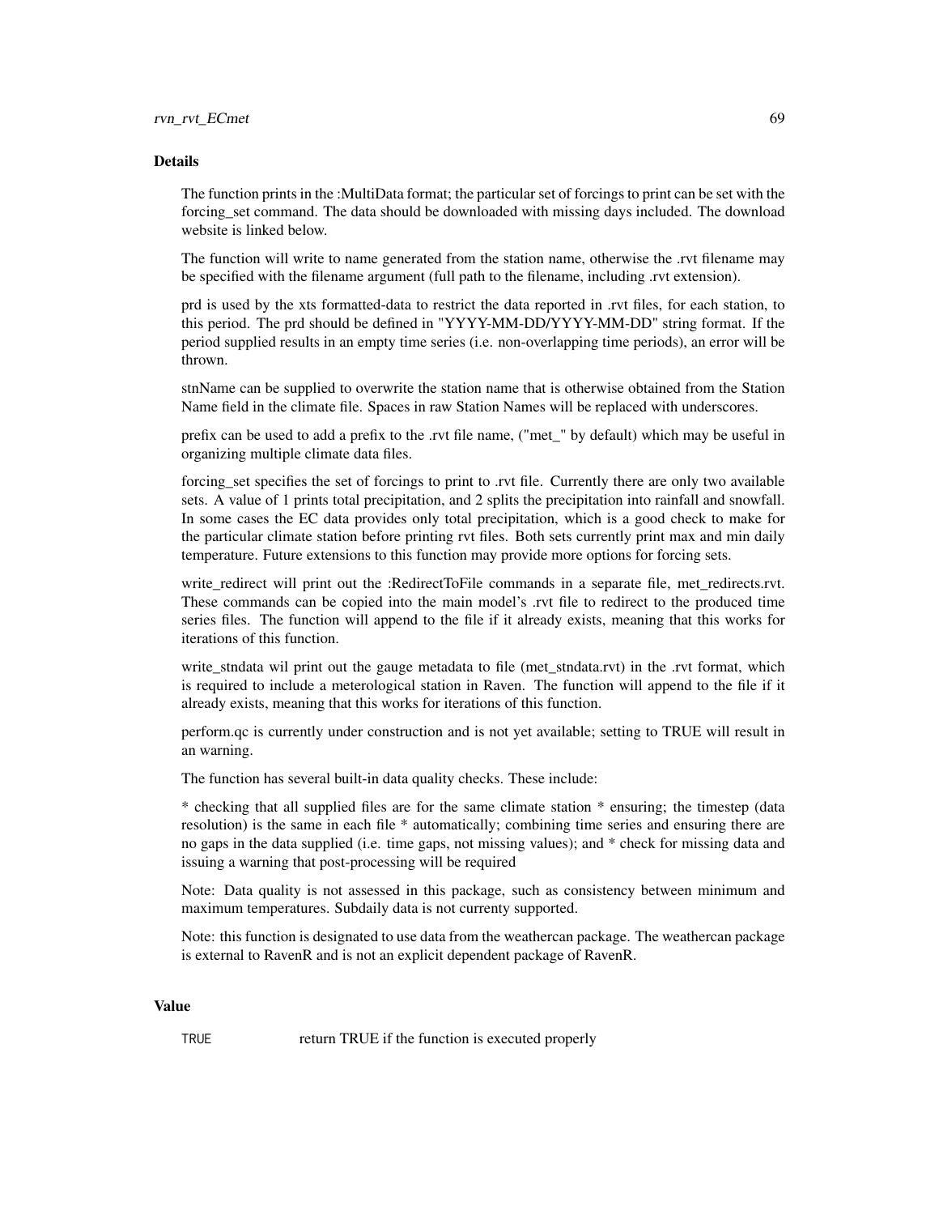## Details

The function prints in the :MultiData format; the particular set of forcings to print can be set with the forcing_set command. The data should be downloaded with missing days included. The download website is linked below.

The function will write to name generated from the station name, otherwise the .rvt filename may be specified with the filename argument (full path to the filename, including .rvt extension).

prd is used by the xts formatted-data to restrict the data reported in .rvt files, for each station, to this period. The prd should be defined in "YYYY-MM-DD/YYYY-MM-DD" string format. If the period supplied results in an empty time series (i.e. non-overlapping time periods), an error will be thrown.

stnName can be supplied to overwrite the station name that is otherwise obtained from the Station Name field in the climate file. Spaces in raw Station Names will be replaced with underscores.

prefix can be used to add a prefix to the .rvt file name, ("met_" by default) which may be useful in organizing multiple climate data files.

forcing_set specifies the set of forcings to print to .rvt file. Currently there are only two available sets. A value of 1 prints total precipitation, and 2 splits the precipitation into rainfall and snowfall. In some cases the EC data provides only total precipitation, which is a good check to make for the particular climate station before printing rvt files. Both sets currently print max and min daily temperature. Future extensions to this function may provide more options for forcing sets.

write_redirect will print out the :RedirectToFile commands in a separate file, met_redirects.rvt. These commands can be copied into the main model's .rvt file to redirect to the produced time series files. The function will append to the file if it already exists, meaning that this works for iterations of this function.

write_stndata wil print out the gauge metadata to file (met_stndata.rvt) in the .rvt format, which is required to include a meterological station in Raven. The function will append to the file if it already exists, meaning that this works for iterations of this function.

perform.qc is currently under construction and is not yet available; setting to TRUE will result in an warning.

The function has several built-in data quality checks. These include:

* checking that all supplied files are for the same climate station * ensuring; the timestep (data resolution) is the same in each file * automatically; combining time series and ensuring there are no gaps in the data supplied (i.e. time gaps, not missing values); and * check for missing data and issuing a warning that post-processing will be required

Note: Data quality is not assessed in this package, such as consistency between minimum and maximum temperatures. Subdaily data is not currenty supported.

Note: this function is designated to use data from the weathercan package. The weathercan package is external to RavenR and is not an explicit dependent package of RavenR.

## Value

TRUE return TRUE if the function is executed properly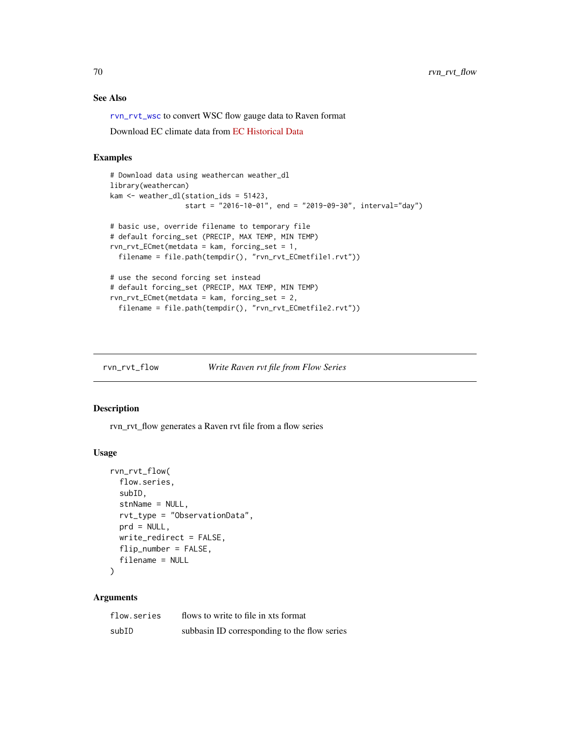### See Also

rvn_rvt_wsc to convert WSC flow gauge data to Raven format

Download EC climate data from EC Historical Data

### Examples

```
# Download data using weathercan weather_dl
library(weathercan)
kam <- weather_dl(station_ids = 51423,
                  start = "2016-10-01", end = "2019-09-30", interval="day")

# basic use, override filename to temporary file
# default forcing_set (PRECIP, MAX TEMP, MIN TEMP)
rvn_rvt_ECmet(metdata = kam, forcing_set = 1,
  filename = file.path(tempdir(), "rvn_rvt_ECmetfile1.rvt"))

# use the second forcing set instead
# default forcing_set (PRECIP, MAX TEMP, MIN TEMP)
rvn_rvt_ECmet(metdata = kam, forcing_set = 2,
  filename = file.path(tempdir(), "rvn_rvt_ECmetfile2.rvt"))
```

---

## rvn_rvt_flow — *Write Raven rvt file from Flow Series*

### Description

rvn_rvt_flow generates a Raven rvt file from a flow series

### Usage

```
rvn_rvt_flow(
  flow.series,
  subID,
  stnName = NULL,
  rvt_type = "ObservationData",
  prd = NULL,
  write_redirect = FALSE,
  flip_number = FALSE,
  filename = NULL
)
```

### Arguments

| | |
|---|---|
| flow.series | flows to write to file in xts format |
| subID | subbasin ID corresponding to the flow series |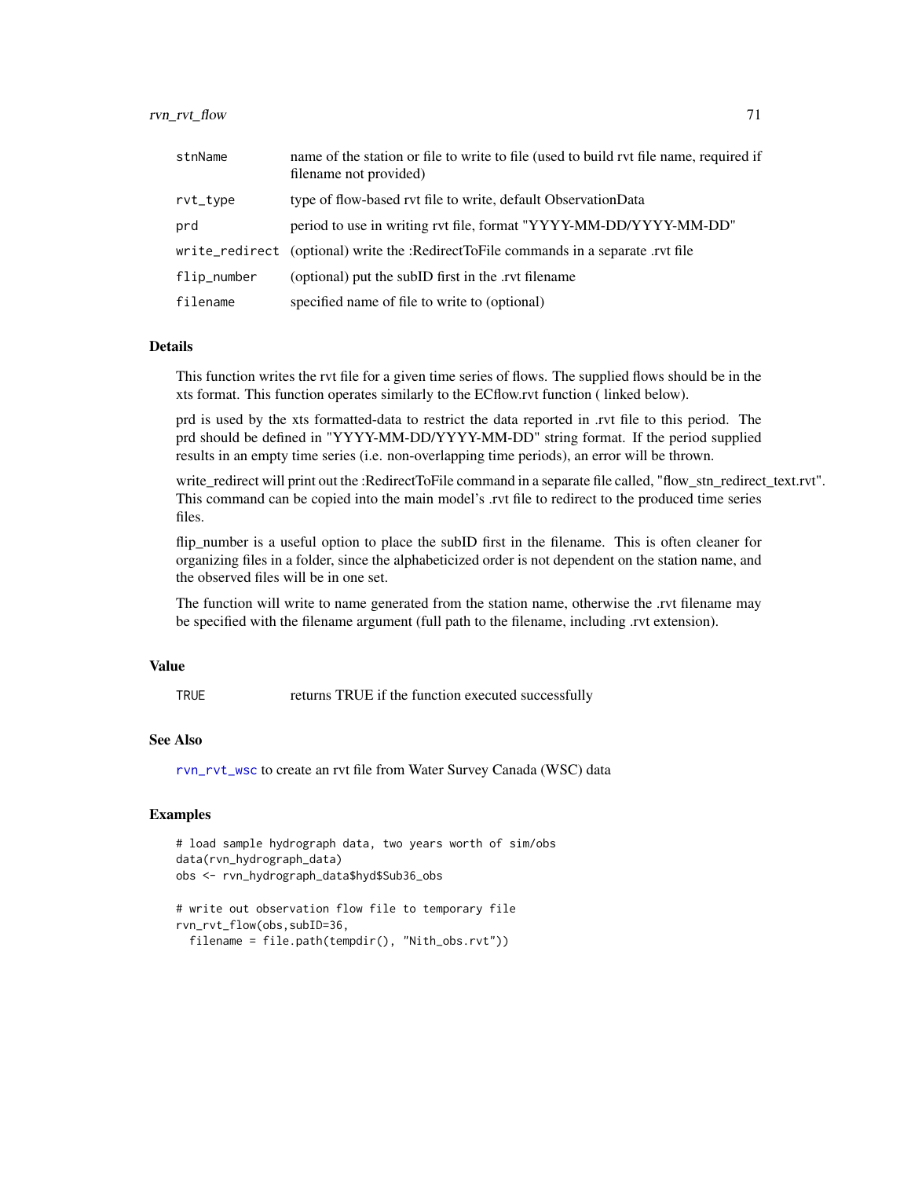| | |
|---|---|
| stnName | name of the station or file to write to file (used to build rvt file name, required if filename not provided) |
| rvt_type | type of flow-based rvt file to write, default ObservationData |
| prd | period to use in writing rvt file, format "YYYY-MM-DD/YYYY-MM-DD" |
| write_redirect | (optional) write the :RedirectToFile commands in a separate .rvt file |
| flip_number | (optional) put the subID first in the .rvt filename |
| filename | specified name of file to write to (optional) |

### Details

This function writes the rvt file for a given time series of flows. The supplied flows should be in the xts format. This function operates similarly to the ECflow.rvt function ( linked below).

prd is used by the xts formatted-data to restrict the data reported in .rvt file to this period. The prd should be defined in "YYYY-MM-DD/YYYY-MM-DD" string format. If the period supplied results in an empty time series (i.e. non-overlapping time periods), an error will be thrown.

write_redirect will print out the :RedirectToFile command in a separate file called, "flow_stn_redirect_text.rvt". This command can be copied into the main model's .rvt file to redirect to the produced time series files.

flip_number is a useful option to place the subID first in the filename. This is often cleaner for organizing files in a folder, since the alphabeticized order is not dependent on the station name, and the observed files will be in one set.

The function will write to name generated from the station name, otherwise the .rvt filename may be specified with the filename argument (full path to the filename, including .rvt extension).

### Value

| | |
|---|---|
| TRUE | returns TRUE if the function executed successfully |

### See Also

rvn_rvt_wsc to create an rvt file from Water Survey Canada (WSC) data

### Examples

```
# load sample hydrograph data, two years worth of sim/obs
data(rvn_hydrograph_data)
obs <- rvn_hydrograph_data$hyd$Sub36_obs

# write out observation flow file to temporary file
rvn_rvt_flow(obs,subID=36,
  filename = file.path(tempdir(), "Nith_obs.rvt"))
```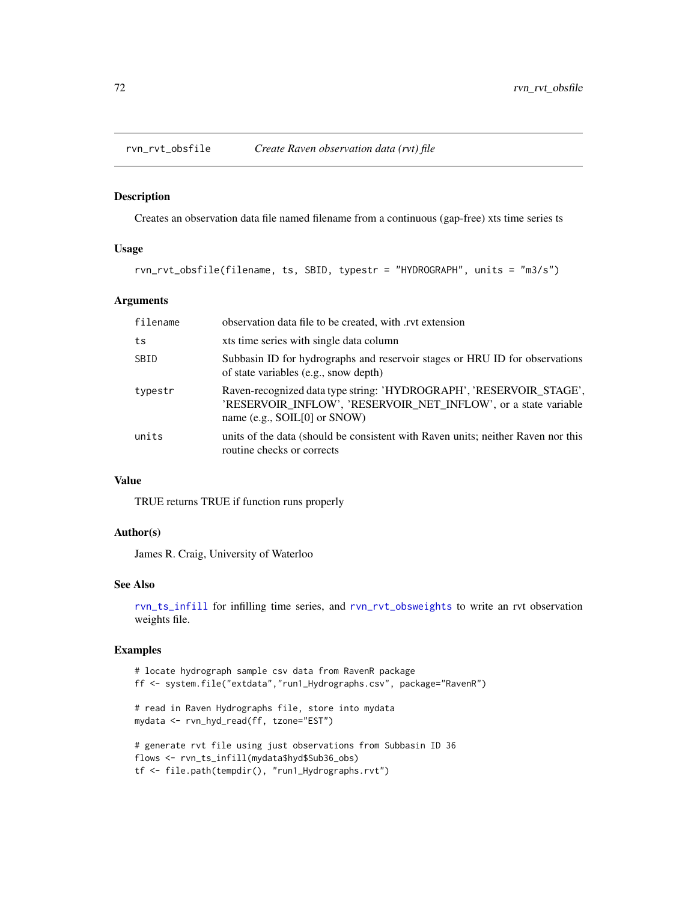# rvn_rvt_obsfile — *Create Raven observation data (rvt) file*

## Description

Creates an observation data file named filename from a continuous (gap-free) xts time series ts

## Usage

```
rvn_rvt_obsfile(filename, ts, SBID, typestr = "HYDROGRAPH", units = "m3/s")
```

## Arguments

| | |
|---|---|
| filename | observation data file to be created, with .rvt extension |
| ts | xts time series with single data column |
| SBID | Subbasin ID for hydrographs and reservoir stages or HRU ID for observations of state variables (e.g., snow depth) |
| typestr | Raven-recognized data type string: 'HYDROGRAPH', 'RESERVOIR_STAGE', 'RESERVOIR_INFLOW', 'RESERVOIR_NET_INFLOW', or a state variable name (e.g., SOIL[0] or SNOW) |
| units | units of the data (should be consistent with Raven units; neither Raven nor this routine checks or corrects |

## Value

TRUE returns TRUE if function runs properly

## Author(s)

James R. Craig, University of Waterloo

## See Also

rvn_ts_infill for infilling time series, and rvn_rvt_obsweights to write an rvt observation weights file.

## Examples

```
# locate hydrograph sample csv data from RavenR package
ff <- system.file("extdata","run1_Hydrographs.csv", package="RavenR")

# read in Raven Hydrographs file, store into mydata
mydata <- rvn_hyd_read(ff, tzone="EST")

# generate rvt file using just observations from Subbasin ID 36
flows <- rvn_ts_infill(mydata$hyd$Sub36_obs)
tf <- file.path(tempdir(), "run1_Hydrographs.rvt")
```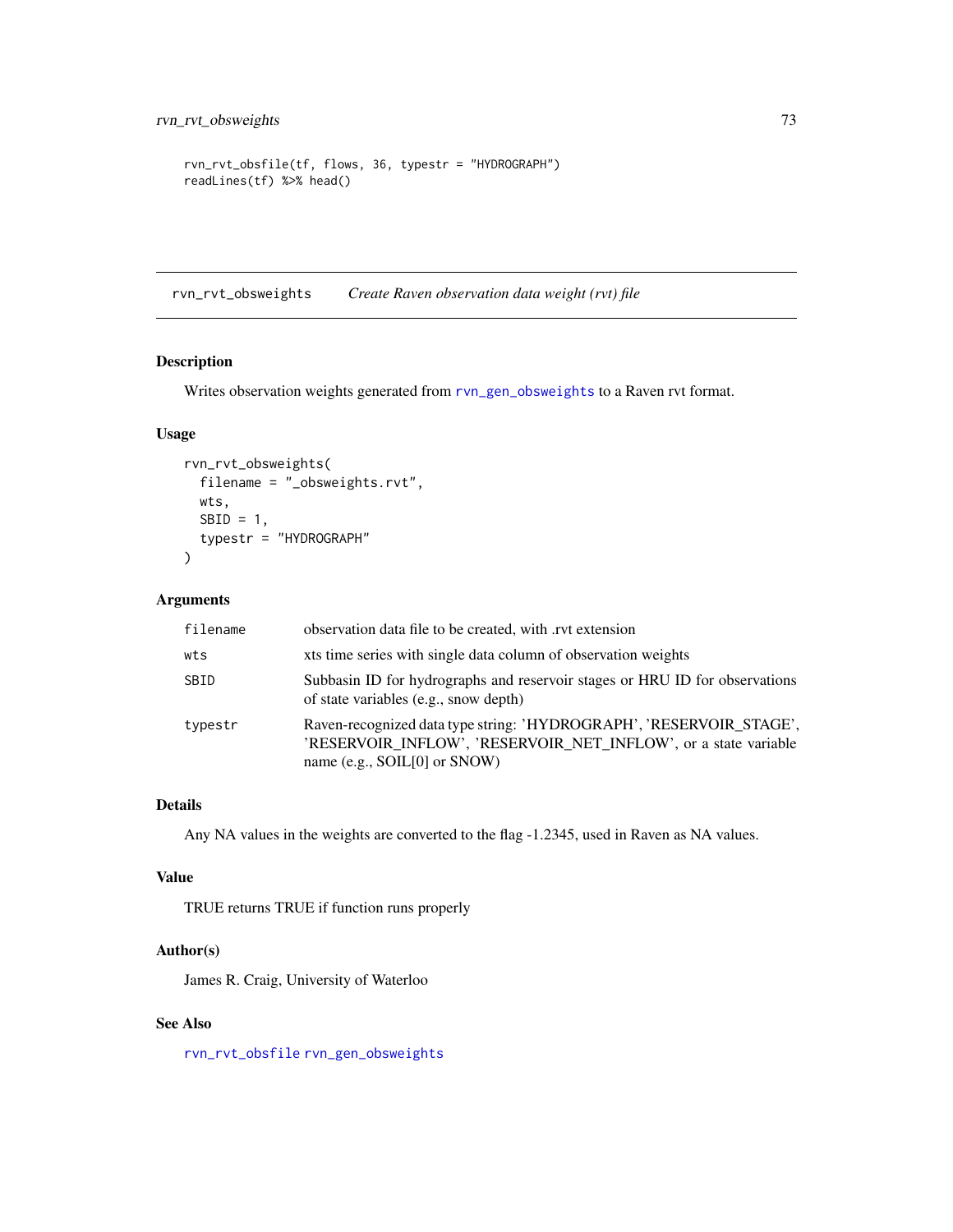```
rvn_rvt_obsfile(tf, flows, 36, typestr = "HYDROGRAPH")
readLines(tf) %>% head()
```

## rvn_rvt_obsweights *Create Raven observation data weight (rvt) file*

### Description

Writes observation weights generated from rvn_gen_obsweights to a Raven rvt format.

### Usage

```
rvn_rvt_obsweights(
  filename = "_obsweights.rvt",
  wts,
  SBID = 1,
  typestr = "HYDROGRAPH"
)
```

### Arguments

| | |
|---|---|
| filename | observation data file to be created, with .rvt extension |
| wts | xts time series with single data column of observation weights |
| SBID | Subbasin ID for hydrographs and reservoir stages or HRU ID for observations of state variables (e.g., snow depth) |
| typestr | Raven-recognized data type string: 'HYDROGRAPH', 'RESERVOIR_STAGE', 'RESERVOIR_INFLOW', 'RESERVOIR_NET_INFLOW', or a state variable name (e.g., SOIL[0] or SNOW) |

### Details

Any NA values in the weights are converted to the flag -1.2345, used in Raven as NA values.

### Value

TRUE returns TRUE if function runs properly

### Author(s)

James R. Craig, University of Waterloo

### See Also

rvn_rvt_obsfile rvn_gen_obsweights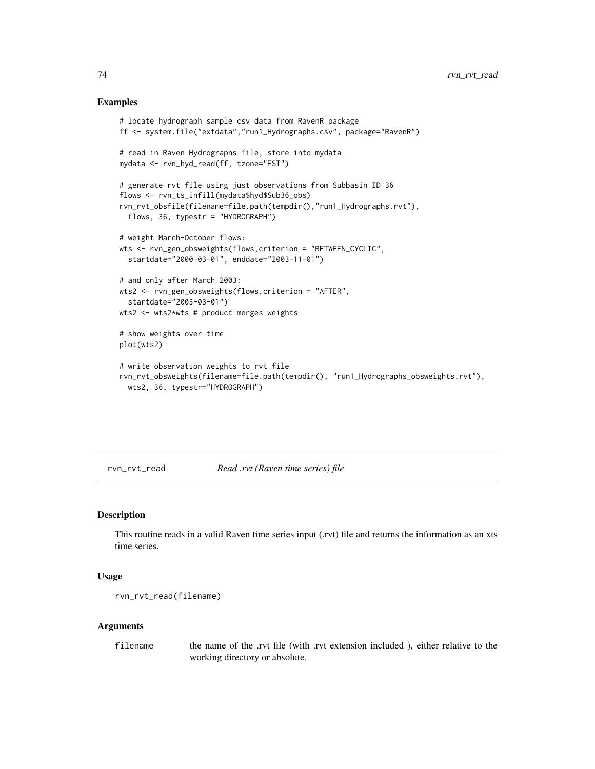## Examples

```
# locate hydrograph sample csv data from RavenR package
ff <- system.file("extdata","run1_Hydrographs.csv", package="RavenR")

# read in Raven Hydrographs file, store into mydata
mydata <- rvn_hyd_read(ff, tzone="EST")

# generate rvt file using just observations from Subbasin ID 36
flows <- rvn_ts_infill(mydata$hyd$Sub36_obs)
rvn_rvt_obsfile(filename=file.path(tempdir(),"run1_Hydrographs.rvt"),
  flows, 36, typestr = "HYDROGRAPH")

# weight March-October flows:
wts <- rvn_gen_obsweights(flows,criterion = "BETWEEN_CYCLIC",
  startdate="2000-03-01", enddate="2003-11-01")

# and only after March 2003:
wts2 <- rvn_gen_obsweights(flows,criterion = "AFTER",
  startdate="2003-03-01")
wts2 <- wts2*wts # product merges weights

# show weights over time
plot(wts2)

# write observation weights to rvt file
rvn_rvt_obsweights(filename=file.path(tempdir(), "run1_Hydrographs_obsweights.rvt"),
  wts2, 36, typestr="HYDROGRAPH")
```

# rvn_rvt_read *Read .rvt (Raven time series) file*

## Description

This routine reads in a valid Raven time series input (.rvt) file and returns the information as an xts time series.

## Usage

```
rvn_rvt_read(filename)
```

## Arguments

| | |
|---|---|
| filename | the name of the .rvt file (with .rvt extension included ), either relative to the working directory or absolute. |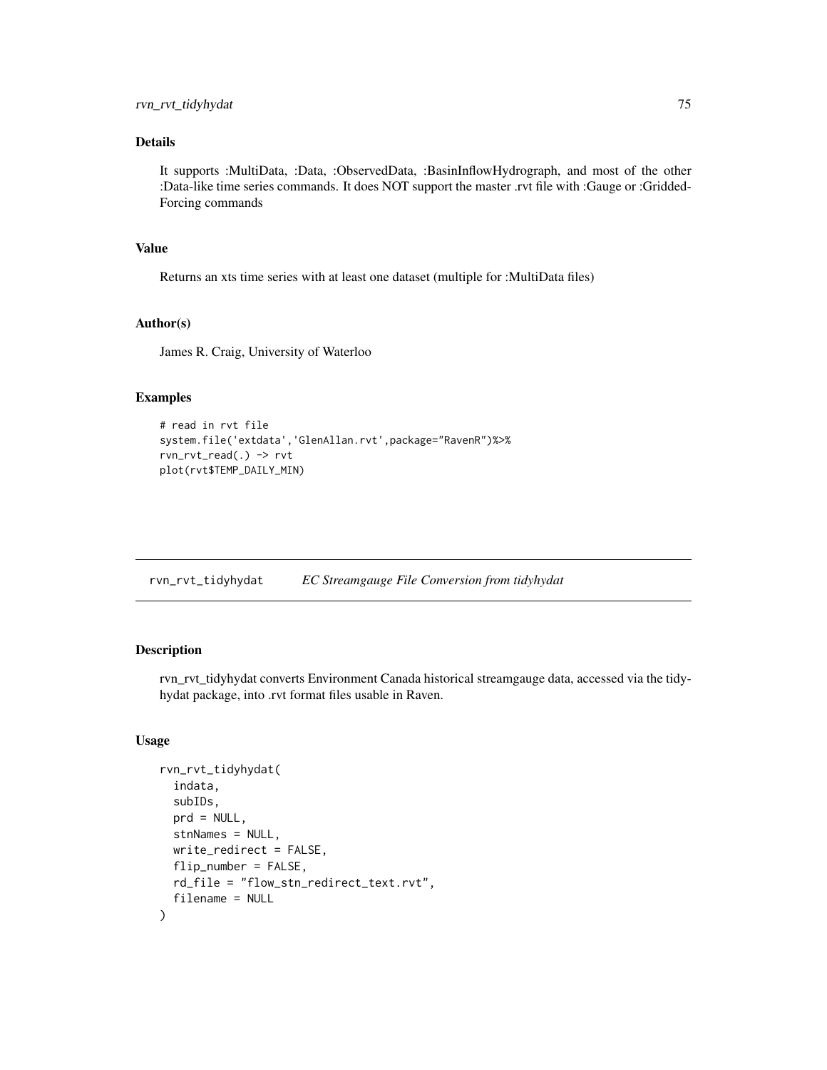## Details

It supports :MultiData, :Data, :ObservedData, :BasinInflowHydrograph, and most of the other :Data-like time series commands. It does NOT support the master .rvt file with :Gauge or :GriddedForcing commands

## Value

Returns an xts time series with at least one dataset (multiple for :MultiData files)

## Author(s)

James R. Craig, University of Waterloo

## Examples

```
# read in rvt file
system.file('extdata','GlenAllan.rvt',package="RavenR")%>%
rvn_rvt_read(.) -> rvt
plot(rvt$TEMP_DAILY_MIN)
```

---

# rvn_rvt_tidyhydat *EC Streamgauge File Conversion from tidyhydat*

## Description

rvn_rvt_tidyhydat converts Environment Canada historical streamgauge data, accessed via the tidyhydat package, into .rvt format files usable in Raven.

## Usage

```
rvn_rvt_tidyhydat(
  indata,
  subIDs,
  prd = NULL,
  stnNames = NULL,
  write_redirect = FALSE,
  flip_number = FALSE,
  rd_file = "flow_stn_redirect_text.rvt",
  filename = NULL
)
```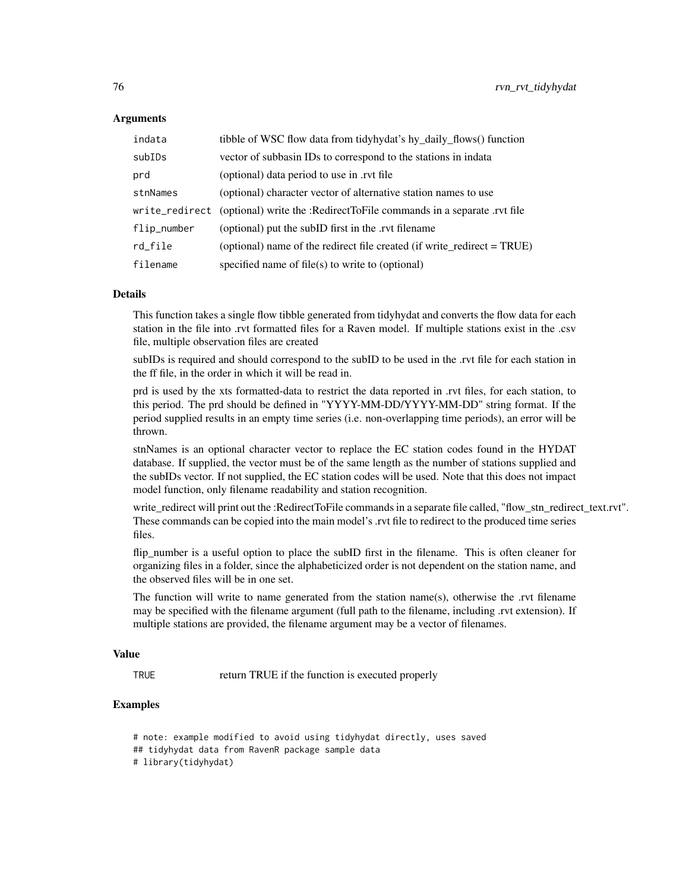## Arguments

| | |
|---|---|
| indata | tibble of WSC flow data from tidyhydat's hy_daily_flows() function |
| subIDs | vector of subbasin IDs to correspond to the stations in indata |
| prd | (optional) data period to use in .rvt file |
| stnNames | (optional) character vector of alternative station names to use |
| write_redirect | (optional) write the :RedirectToFile commands in a separate .rvt file |
| flip_number | (optional) put the subID first in the .rvt filename |
| rd_file | (optional) name of the redirect file created (if write_redirect = TRUE) |
| filename | specified name of file(s) to write to (optional) |

## Details

This function takes a single flow tibble generated from tidyhydat and converts the flow data for each station in the file into .rvt formatted files for a Raven model. If multiple stations exist in the .csv file, multiple observation files are created

subIDs is required and should correspond to the subID to be used in the .rvt file for each station in the ff file, in the order in which it will be read in.

prd is used by the xts formatted-data to restrict the data reported in .rvt files, for each station, to this period. The prd should be defined in "YYYY-MM-DD/YYYY-MM-DD" string format. If the period supplied results in an empty time series (i.e. non-overlapping time periods), an error will be thrown.

stnNames is an optional character vector to replace the EC station codes found in the HYDAT database. If supplied, the vector must be of the same length as the number of stations supplied and the subIDs vector. If not supplied, the EC station codes will be used. Note that this does not impact model function, only filename readability and station recognition.

write_redirect will print out the :RedirectToFile commands in a separate file called, "flow_stn_redirect_text.rvt". These commands can be copied into the main model's .rvt file to redirect to the produced time series files.

flip_number is a useful option to place the subID first in the filename. This is often cleaner for organizing files in a folder, since the alphabeticized order is not dependent on the station name, and the observed files will be in one set.

The function will write to name generated from the station name(s), otherwise the .rvt filename may be specified with the filename argument (full path to the filename, including .rvt extension). If multiple stations are provided, the filename argument may be a vector of filenames.

## Value

| | |
|---|---|
| TRUE | return TRUE if the function is executed properly |

## Examples

```
# note: example modified to avoid using tidyhydat directly, uses saved
## tidyhydat data from RavenR package sample data
# library(tidyhydat)
```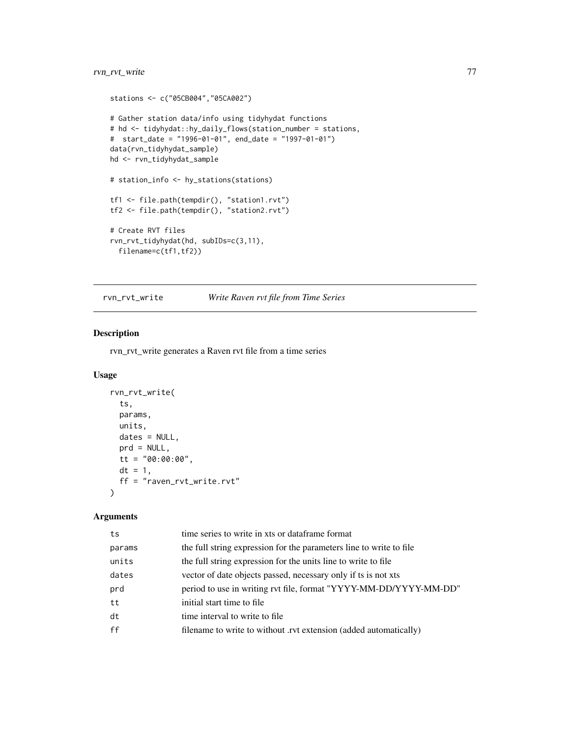```
stations <- c("05CB004","05CA002")

# Gather station data/info using tidyhydat functions
# hd <- tidyhydat::hy_daily_flows(station_number = stations,
#  start_date = "1996-01-01", end_date = "1997-01-01")
data(rvn_tidyhydat_sample)
hd <- rvn_tidyhydat_sample

# station_info <- hy_stations(stations)

tf1 <- file.path(tempdir(), "station1.rvt")
tf2 <- file.path(tempdir(), "station2.rvt")

# Create RVT files
rvn_rvt_tidyhydat(hd, subIDs=c(3,11),
  filename=c(tf1,tf2))
```

---

## rvn_rvt_write    *Write Raven rvt file from Time Series*

---

### Description

rvn_rvt_write generates a Raven rvt file from a time series

### Usage

```
rvn_rvt_write(
  ts,
  params,
  units,
  dates = NULL,
  prd = NULL,
  tt = "00:00:00",
  dt = 1,
  ff = "raven_rvt_write.rvt"
)
```

### Arguments

| | |
|---|---|
| ts | time series to write in xts or dataframe format |
| params | the full string expression for the parameters line to write to file |
| units | the full string expression for the units line to write to file |
| dates | vector of date objects passed, necessary only if ts is not xts |
| prd | period to use in writing rvt file, format "YYYY-MM-DD/YYYY-MM-DD" |
| tt | initial start time to file |
| dt | time interval to write to file |
| ff | filename to write to without .rvt extension (added automatically) |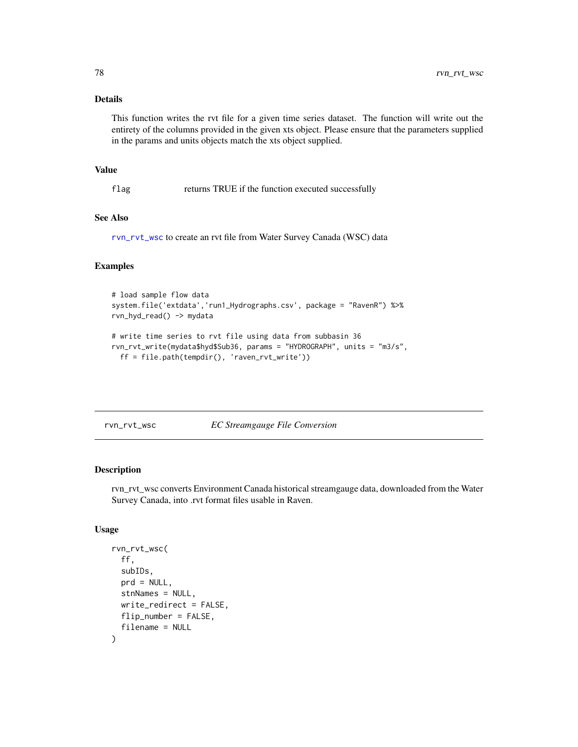### Details

This function writes the rvt file for a given time series dataset. The function will write out the entirety of the columns provided in the given xts object. Please ensure that the parameters supplied in the params and units objects match the xts object supplied.

### Value

`flag` returns TRUE if the function executed successfully

### See Also

`rvn_rvt_wsc` to create an rvt file from Water Survey Canada (WSC) data

### Examples

```
# load sample flow data
system.file('extdata','run1_Hydrographs.csv', package = "RavenR") %>%
rvn_hyd_read() -> mydata

# write time series to rvt file using data from subbasin 36
rvn_rvt_write(mydata$hyd$Sub36, params = "HYDROGRAPH", units = "m3/s",
  ff = file.path(tempdir(), 'raven_rvt_write'))
```

---

## rvn_rvt_wsc *EC Streamgauge File Conversion*

### Description

rvn_rvt_wsc converts Environment Canada historical streamgauge data, downloaded from the Water Survey Canada, into .rvt format files usable in Raven.

### Usage

```
rvn_rvt_wsc(
  ff,
  subIDs,
  prd = NULL,
  stnNames = NULL,
  write_redirect = FALSE,
  flip_number = FALSE,
  filename = NULL
)
```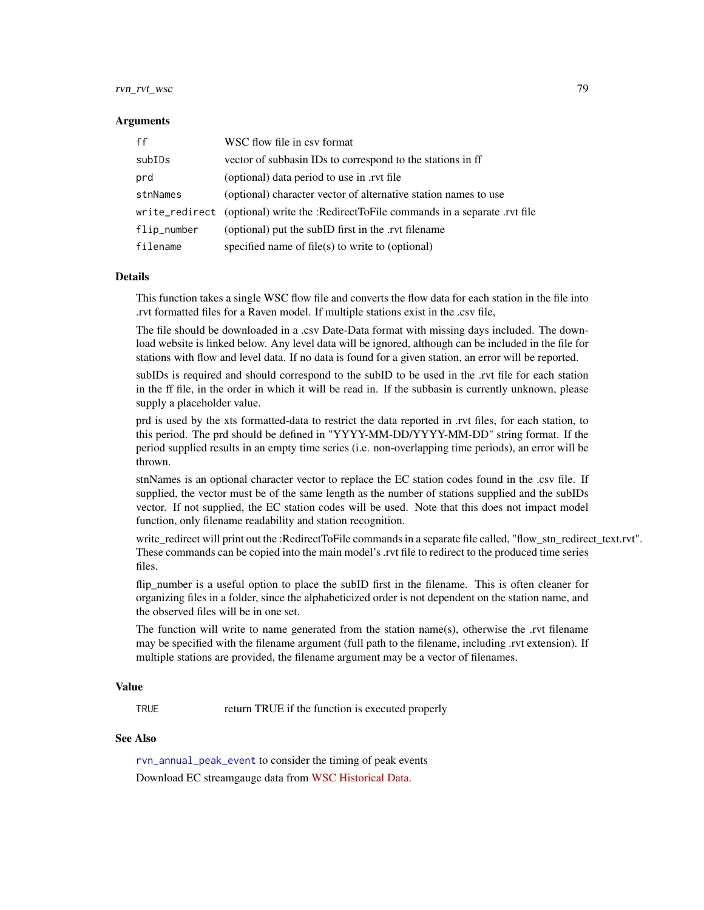### Arguments

| | |
|---|---|
| ff | WSC flow file in csv format |
| subIDs | vector of subbasin IDs to correspond to the stations in ff |
| prd | (optional) data period to use in .rvt file |
| stnNames | (optional) character vector of alternative station names to use |
| write_redirect | (optional) write the :RedirectToFile commands in a separate .rvt file |
| flip_number | (optional) put the subID first in the .rvt filename |
| filename | specified name of file(s) to write to (optional) |

### Details

This function takes a single WSC flow file and converts the flow data for each station in the file into .rvt formatted files for a Raven model. If multiple stations exist in the .csv file,

The file should be downloaded in a .csv Date-Data format with missing days included. The download website is linked below. Any level data will be ignored, although can be included in the file for stations with flow and level data. If no data is found for a given station, an error will be reported.

subIDs is required and should correspond to the subID to be used in the .rvt file for each station in the ff file, in the order in which it will be read in. If the subbasin is currently unknown, please supply a placeholder value.

prd is used by the xts formatted-data to restrict the data reported in .rvt files, for each station, to this period. The prd should be defined in "YYYY-MM-DD/YYYY-MM-DD" string format. If the period supplied results in an empty time series (i.e. non-overlapping time periods), an error will be thrown.

stnNames is an optional character vector to replace the EC station codes found in the .csv file. If supplied, the vector must be of the same length as the number of stations supplied and the subIDs vector. If not supplied, the EC station codes will be used. Note that this does not impact model function, only filename readability and station recognition.

write_redirect will print out the :RedirectToFile commands in a separate file called, "flow_stn_redirect_text.rvt". These commands can be copied into the main model's .rvt file to redirect to the produced time series files.

flip_number is a useful option to place the subID first in the filename. This is often cleaner for organizing files in a folder, since the alphabeticized order is not dependent on the station name, and the observed files will be in one set.

The function will write to name generated from the station name(s), otherwise the .rvt filename may be specified with the filename argument (full path to the filename, including .rvt extension). If multiple stations are provided, the filename argument may be a vector of filenames.

### Value

| | |
|---|---|
| TRUE | return TRUE if the function is executed properly |

### See Also

rvn_annual_peak_event to consider the timing of peak events

Download EC streamgauge data from WSC Historical Data.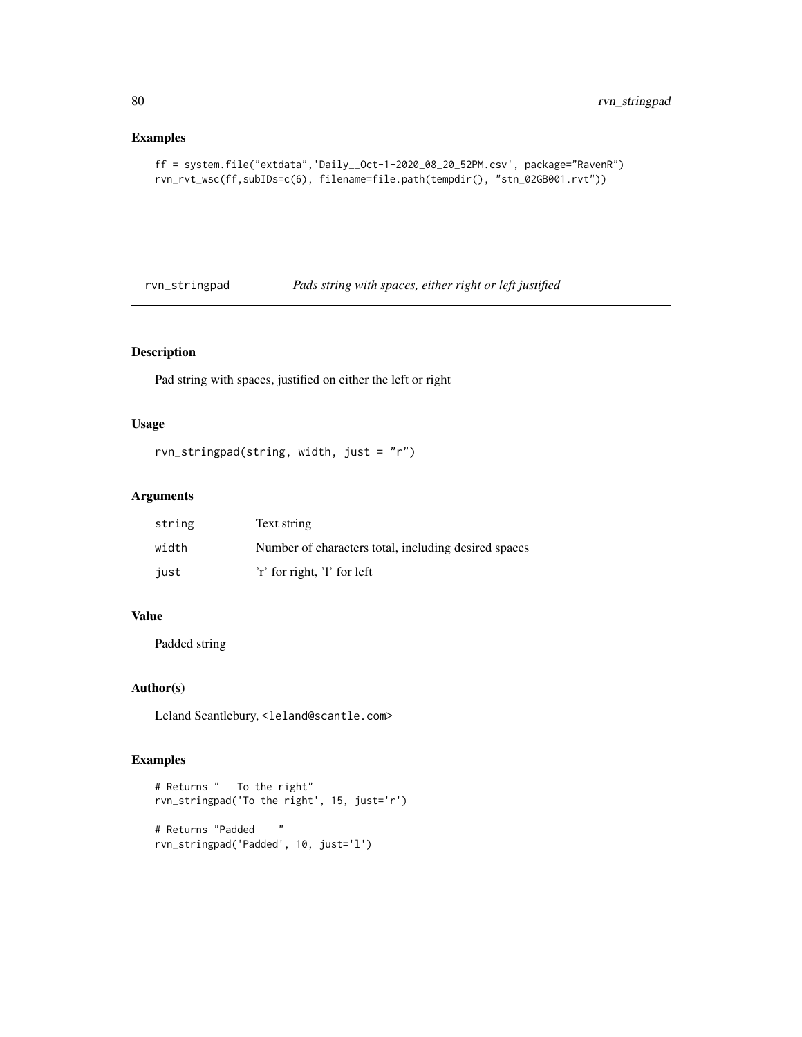## Examples

```
ff = system.file("extdata",'Daily__Oct-1-2020_08_20_52PM.csv', package="RavenR")
rvn_rvt_wsc(ff,subIDs=c(6), filename=file.path(tempdir(), "stn_02GB001.rvt"))
```

---

rvn_stringpad *Pads string with spaces, either right or left justified*

---

## Description

Pad string with spaces, justified on either the left or right

## Usage

```
rvn_stringpad(string, width, just = "r")
```

## Arguments

| | |
|---|---|
| string | Text string |
| width | Number of characters total, including desired spaces |
| just | 'r' for right, 'l' for left |

## Value

Padded string

## Author(s)

Leland Scantlebury, <leland@scantle.com>

## Examples

```
# Returns "   To the right"
rvn_stringpad('To the right', 15, just='r')

# Returns "Padded    "
rvn_stringpad('Padded', 10, just='l')
```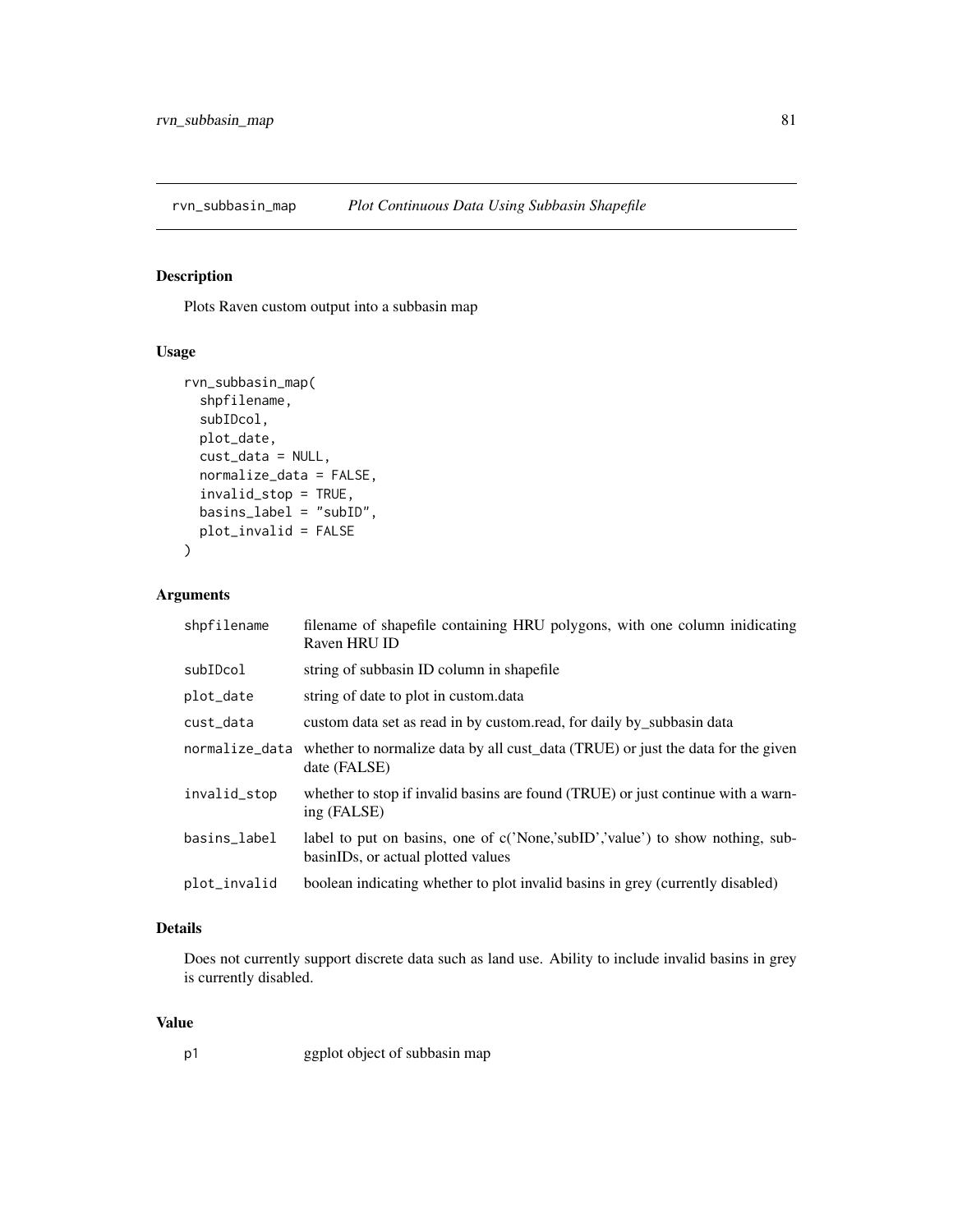## rvn_subbasin_map *Plot Continuous Data Using Subbasin Shapefile*

### Description

Plots Raven custom output into a subbasin map

### Usage

```
rvn_subbasin_map(
  shpfilename,
  subIDcol,
  plot_date,
  cust_data = NULL,
  normalize_data = FALSE,
  invalid_stop = TRUE,
  basins_label = "subID",
  plot_invalid = FALSE
)
```

### Arguments

| | |
|---|---|
| shpfilename | filename of shapefile containing HRU polygons, with one column inidicating Raven HRU ID |
| subIDcol | string of subbasin ID column in shapefile |
| plot_date | string of date to plot in custom.data |
| cust_data | custom data set as read in by custom.read, for daily by_subbasin data |
| normalize_data | whether to normalize data by all cust_data (TRUE) or just the data for the given date (FALSE) |
| invalid_stop | whether to stop if invalid basins are found (TRUE) or just continue with a warning (FALSE) |
| basins_label | label to put on basins, one of c('None,'subID','value') to show nothing, subbasinIDs, or actual plotted values |
| plot_invalid | boolean indicating whether to plot invalid basins in grey (currently disabled) |

### Details

Does not currently support discrete data such as land use. Ability to include invalid basins in grey is currently disabled.

### Value

| | |
|---|---|
| p1 | ggplot object of subbasin map |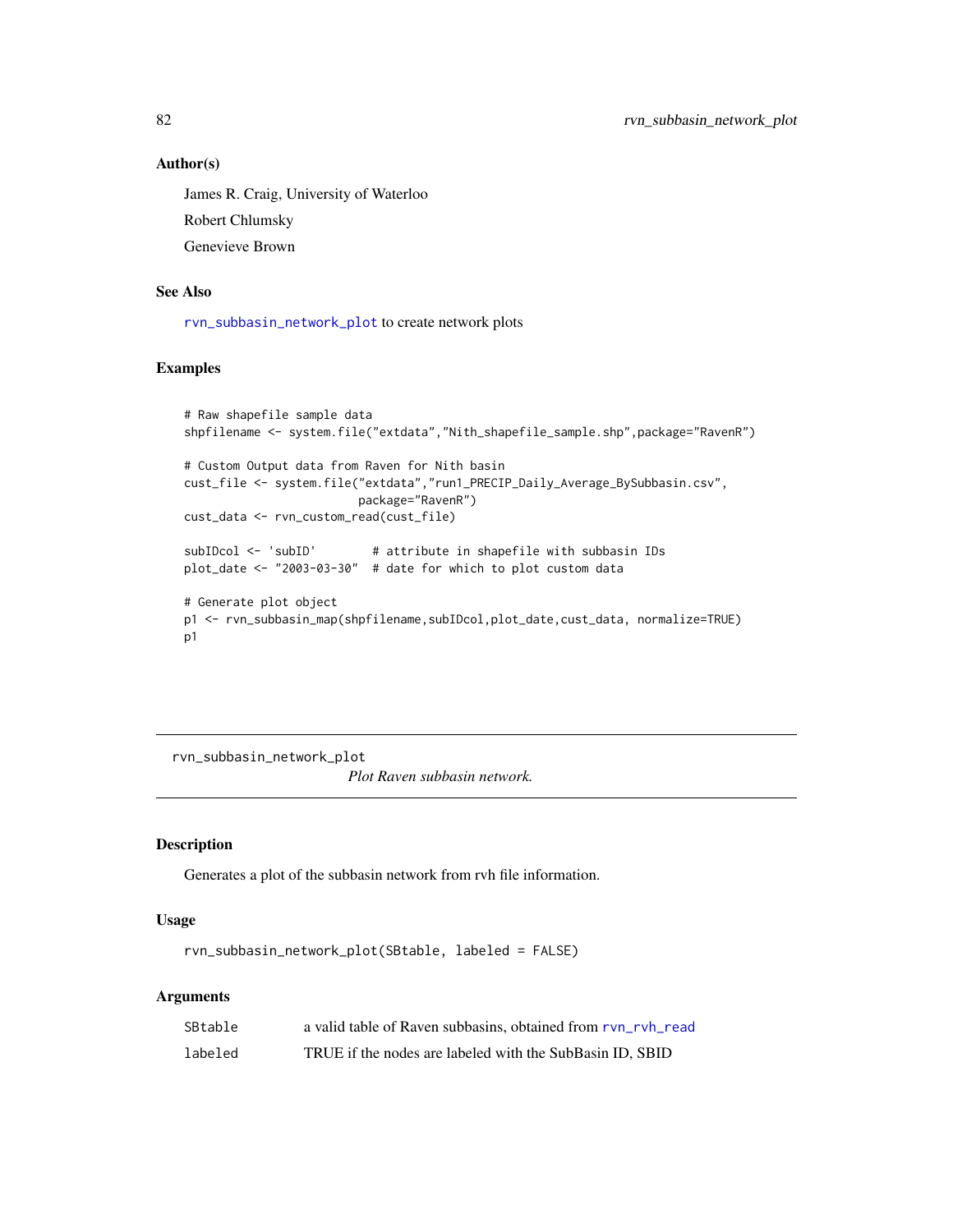### Author(s)

James R. Craig, University of Waterloo

Robert Chlumsky

Genevieve Brown

### See Also

`rvn_subbasin_network_plot` to create network plots

### Examples

```
# Raw shapefile sample data
shpfilename <- system.file("extdata","Nith_shapefile_sample.shp",package="RavenR")

# Custom Output data from Raven for Nith basin
cust_file <- system.file("extdata","run1_PRECIP_Daily_Average_BySubbasin.csv",
                         package="RavenR")
cust_data <- rvn_custom_read(cust_file)

subIDcol <- 'subID'        # attribute in shapefile with subbasin IDs
plot_date <- "2003-03-30"  # date for which to plot custom data

# Generate plot object
p1 <- rvn_subbasin_map(shpfilename,subIDcol,plot_date,cust_data, normalize=TRUE)
p1
```

---

## rvn_subbasin_network_plot

*Plot Raven subbasin network.*

### Description

Generates a plot of the subbasin network from rvh file information.

### Usage

```
rvn_subbasin_network_plot(SBtable, labeled = FALSE)
```

### Arguments

| | |
|---|---|
| SBtable | a valid table of Raven subbasins, obtained from `rvn_rvh_read` |
| labeled | TRUE if the nodes are labeled with the SubBasin ID, SBID |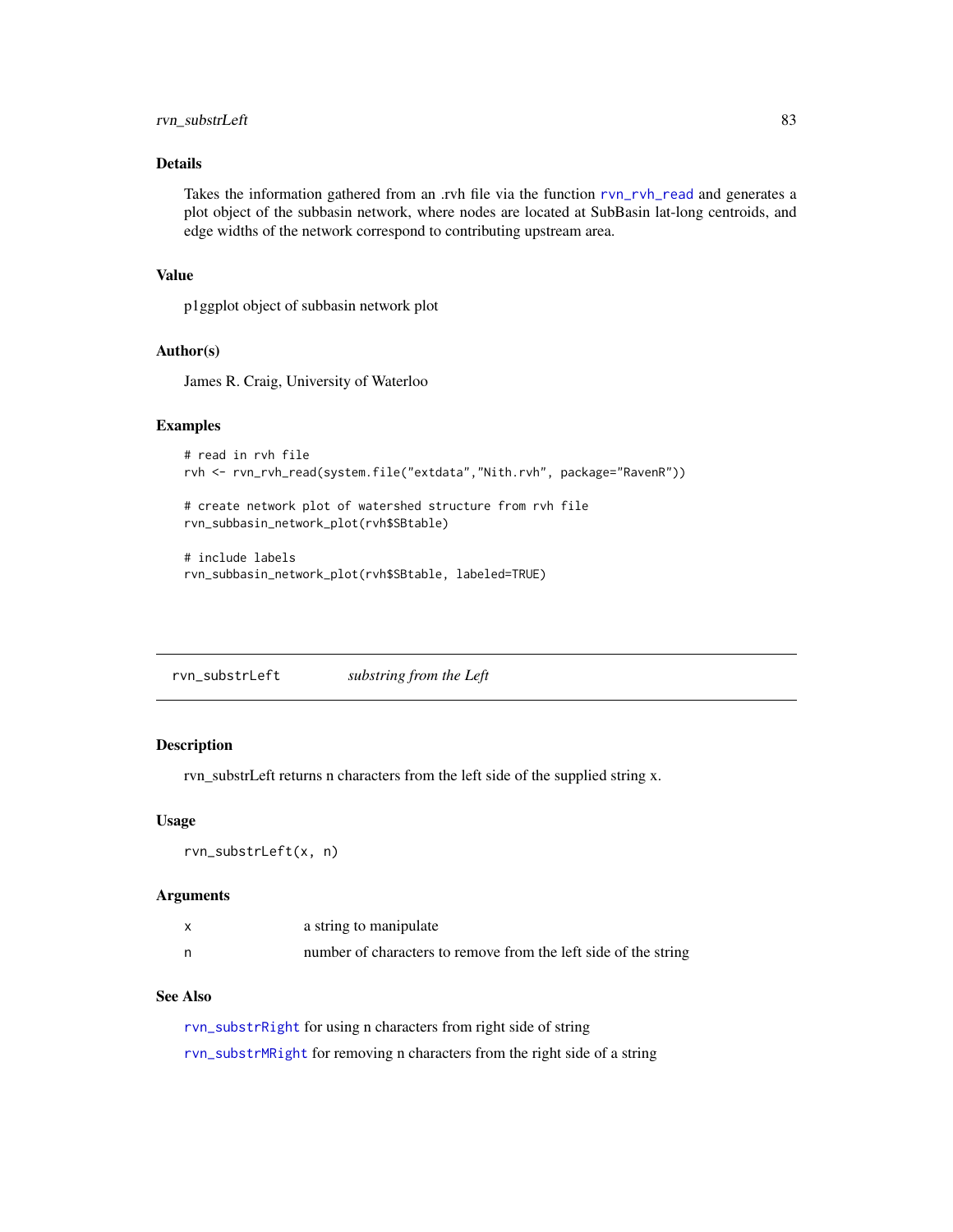### Details

Takes the information gathered from an .rvh file via the function rvn_rvh_read and generates a plot object of the subbasin network, where nodes are located at SubBasin lat-long centroids, and edge widths of the network correspond to contributing upstream area.

### Value

p1ggplot object of subbasin network plot

### Author(s)

James R. Craig, University of Waterloo

### Examples

```
# read in rvh file
rvh <- rvn_rvh_read(system.file("extdata","Nith.rvh", package="RavenR"))

# create network plot of watershed structure from rvh file
rvn_subbasin_network_plot(rvh$SBtable)

# include labels
rvn_subbasin_network_plot(rvh$SBtable, labeled=TRUE)
```

---

## rvn_substrLeft — *substring from the Left*

### Description

rvn_substrLeft returns n characters from the left side of the supplied string x.

### Usage

```
rvn_substrLeft(x, n)
```

### Arguments

| | |
|---|---|
| x | a string to manipulate |
| n | number of characters to remove from the left side of the string |

### See Also

rvn_substrRight for using n characters from right side of string

rvn_substrMRight for removing n characters from the right side of a string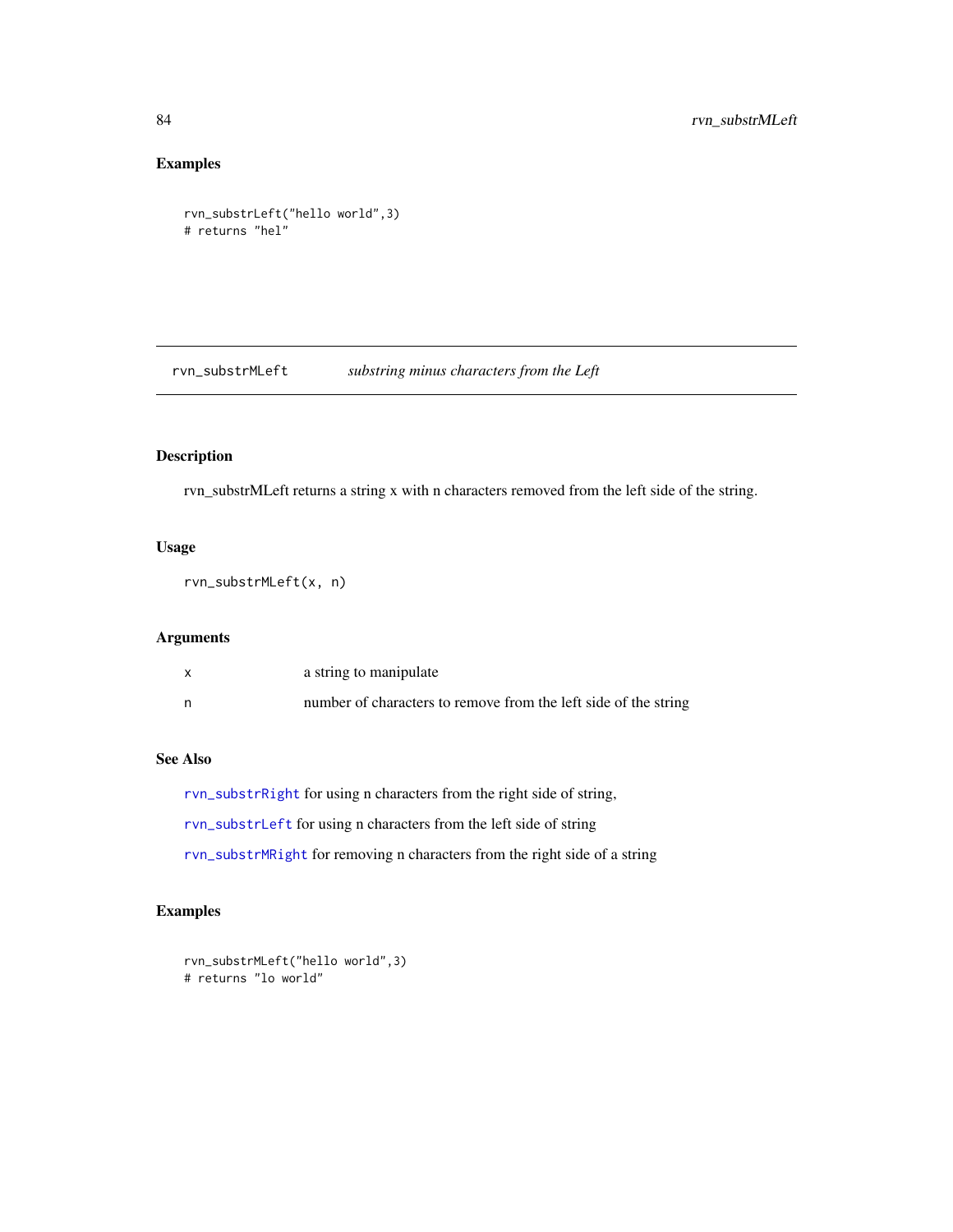### Examples

```
rvn_substrLeft("hello world",3)
# returns "hel"
```

## rvn_substrMLeft *substring minus characters from the Left*

### Description

rvn_substrMLeft returns a string x with n characters removed from the left side of the string.

### Usage

```
rvn_substrMLeft(x, n)
```

### Arguments

| | |
|---|---|
| x | a string to manipulate |
| n | number of characters to remove from the left side of the string |

### See Also

rvn_substrRight for using n characters from the right side of string,

rvn_substrLeft for using n characters from the left side of string

rvn_substrMRight for removing n characters from the right side of a string

### Examples

```
rvn_substrMLeft("hello world",3)
# returns "lo world"
```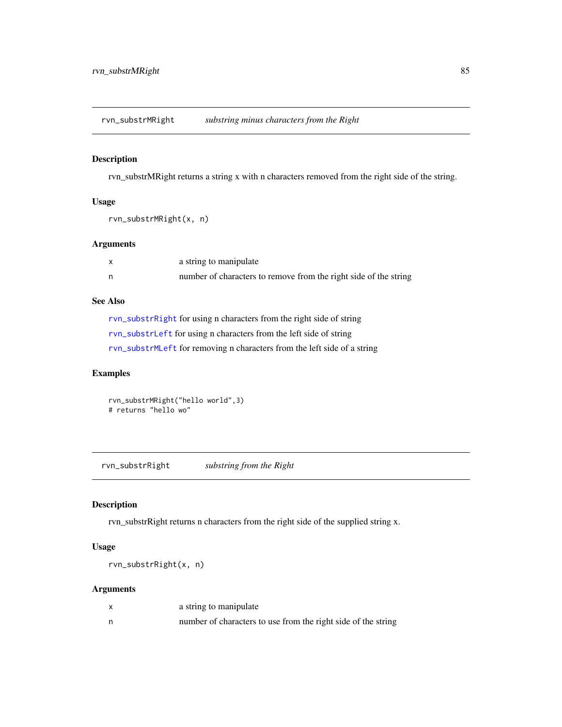## rvn_substrMRight — *substring minus characters from the Right*

### Description

rvn_substrMRight returns a string x with n characters removed from the right side of the string.

### Usage

```
rvn_substrMRight(x, n)
```

### Arguments

| | |
|---|---|
| x | a string to manipulate |
| n | number of characters to remove from the right side of the string |

### See Also

`rvn_substrRight` for using n characters from the right side of string

`rvn_substrLeft` for using n characters from the left side of string

`rvn_substrMLeft` for removing n characters from the left side of a string

### Examples

```
rvn_substrMRight("hello world",3)
# returns "hello wo"
```

## rvn_substrRight — *substring from the Right*

### Description

rvn_substrRight returns n characters from the right side of the supplied string x.

### Usage

```
rvn_substrRight(x, n)
```

### Arguments

| | |
|---|---|
| x | a string to manipulate |
| n | number of characters to use from the right side of the string |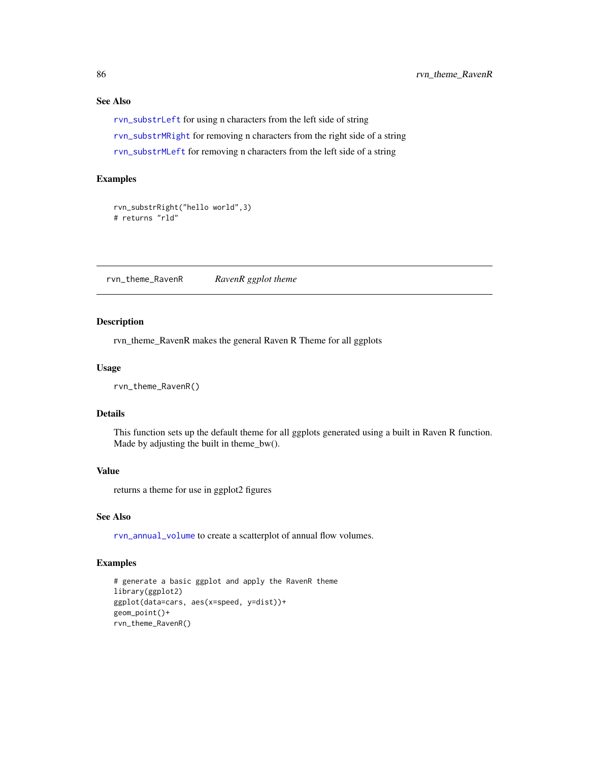### See Also

`rvn_substrLeft` for using n characters from the left side of string

`rvn_substrMRight` for removing n characters from the right side of a string

`rvn_substrMLeft` for removing n characters from the left side of a string

### Examples

```
rvn_substrRight("hello world",3)
# returns "rld"
```

---

## rvn_theme_RavenR *RavenR ggplot theme*

---

### Description

rvn_theme_RavenR makes the general Raven R Theme for all ggplots

### Usage

```
rvn_theme_RavenR()
```

### Details

This function sets up the default theme for all ggplots generated using a built in Raven R function. Made by adjusting the built in theme_bw().

### Value

returns a theme for use in ggplot2 figures

### See Also

`rvn_annual_volume` to create a scatterplot of annual flow volumes.

### Examples

```
# generate a basic ggplot and apply the RavenR theme
library(ggplot2)
ggplot(data=cars, aes(x=speed, y=dist))+
geom_point()+
rvn_theme_RavenR()
```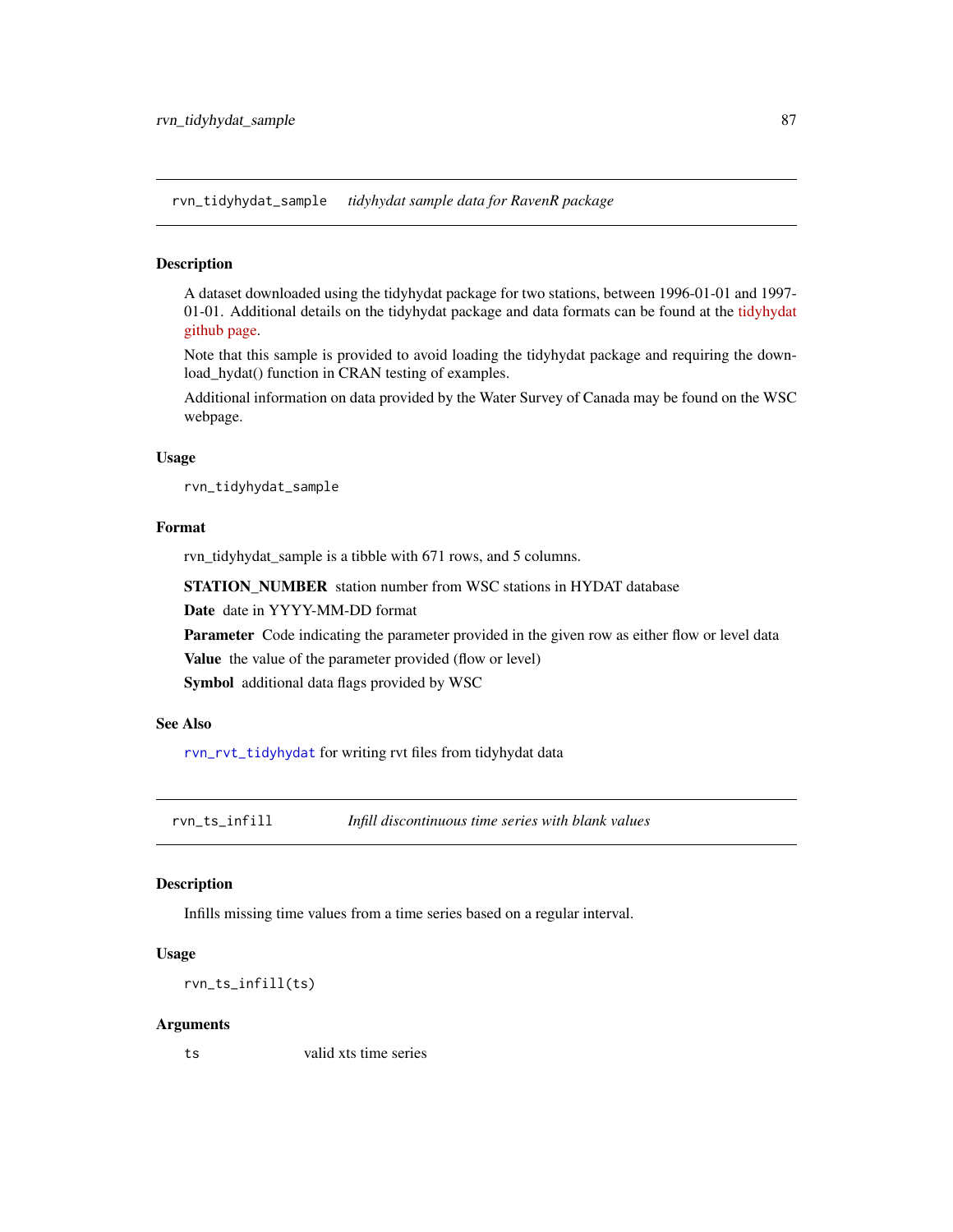## rvn_tidyhydat_sample    *tidyhydat sample data for RavenR package*

### Description

A dataset downloaded using the tidyhydat package for two stations, between 1996-01-01 and 1997-01-01. Additional details on the tidyhydat package and data formats can be found at the tidyhydat github page.

Note that this sample is provided to avoid loading the tidyhydat package and requiring the download_hydat() function in CRAN testing of examples.

Additional information on data provided by the Water Survey of Canada may be found on the WSC webpage.

### Usage

```
rvn_tidyhydat_sample
```

### Format

rvn_tidyhydat_sample is a tibble with 671 rows, and 5 columns.

**STATION_NUMBER** station number from WSC stations in HYDAT database

**Date** date in YYYY-MM-DD format

**Parameter** Code indicating the parameter provided in the given row as either flow or level data

**Value** the value of the parameter provided (flow or level)

**Symbol** additional data flags provided by WSC

### See Also

`rvn_rvt_tidyhydat` for writing rvt files from tidyhydat data

## rvn_ts_infill    *Infill discontinuous time series with blank values*

### Description

Infills missing time values from a time series based on a regular interval.

### Usage

```
rvn_ts_infill(ts)
```

### Arguments

| | |
|---|---|
| ts | valid xts time series |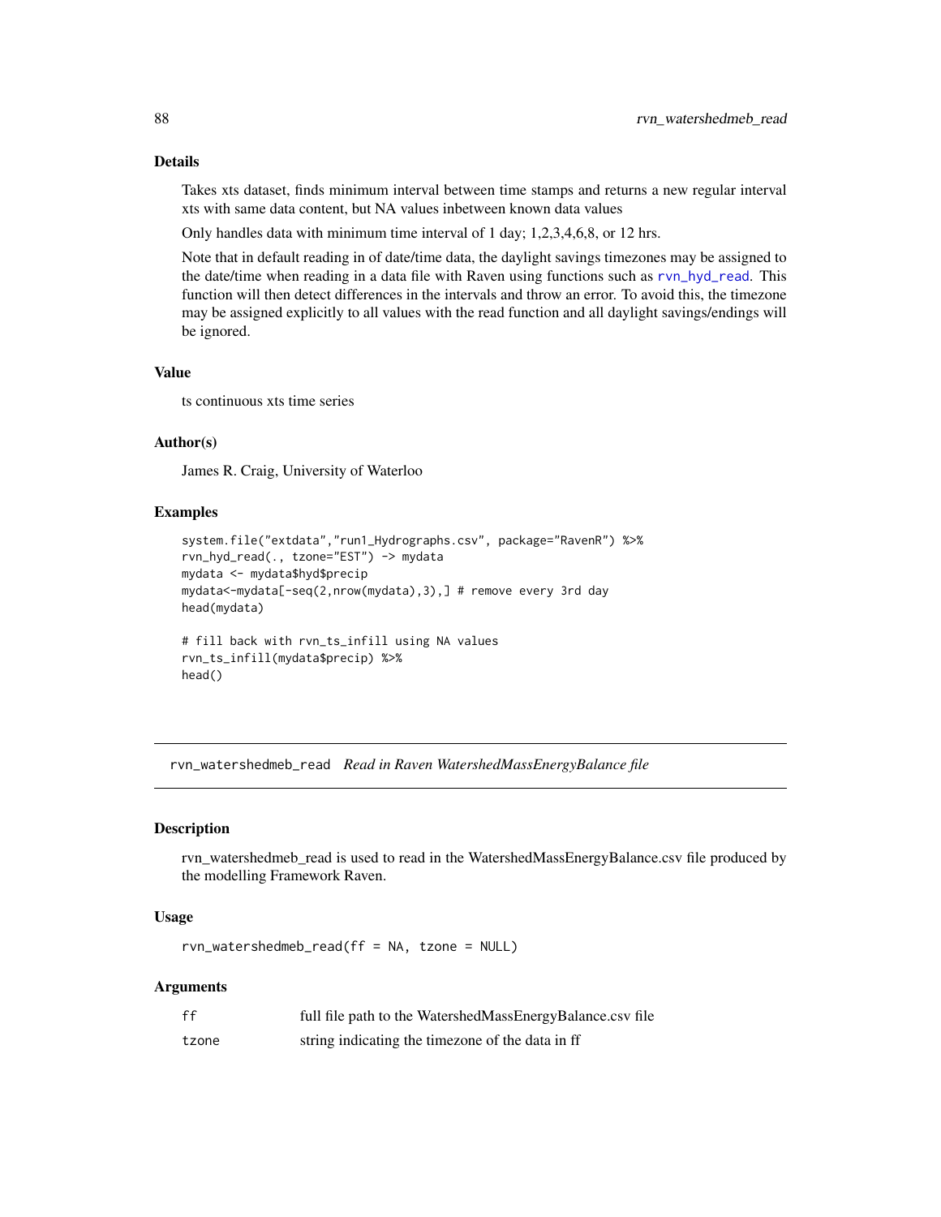## Details

Takes xts dataset, finds minimum interval between time stamps and returns a new regular interval xts with same data content, but NA values inbetween known data values

Only handles data with minimum time interval of 1 day; 1,2,3,4,6,8, or 12 hrs.

Note that in default reading in of date/time data, the daylight savings timezones may be assigned to the date/time when reading in a data file with Raven using functions such as rvn_hyd_read. This function will then detect differences in the intervals and throw an error. To avoid this, the timezone may be assigned explicitly to all values with the read function and all daylight savings/endings will be ignored.

## Value

ts continuous xts time series

## Author(s)

James R. Craig, University of Waterloo

## Examples

```
system.file("extdata","run1_Hydrographs.csv", package="RavenR") %>%
rvn_hyd_read(., tzone="EST") -> mydata
mydata <- mydata$hyd$precip
mydata<-mydata[-seq(2,nrow(mydata),3),] # remove every 3rd day
head(mydata)

# fill back with rvn_ts_infill using NA values
rvn_ts_infill(mydata$precip) %>%
head()
```

---

# rvn_watershedmeb_read *Read in Raven WatershedMassEnergyBalance file*

## Description

rvn_watershedmeb_read is used to read in the WatershedMassEnergyBalance.csv file produced by the modelling Framework Raven.

## Usage

```
rvn_watershedmeb_read(ff = NA, tzone = NULL)
```

## Arguments

| | |
|---|---|
| ff | full file path to the WatershedMassEnergyBalance.csv file |
| tzone | string indicating the timezone of the data in ff |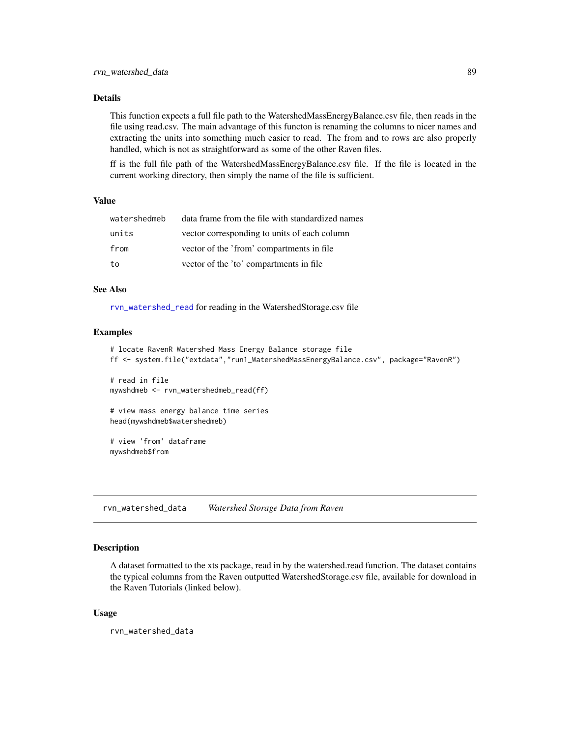## Details

This function expects a full file path to the WatershedMassEnergyBalance.csv file, then reads in the file using read.csv. The main advantage of this functon is renaming the columns to nicer names and extracting the units into something much easier to read. The from and to rows are also properly handled, which is not as straightforward as some of the other Raven files.

ff is the full file path of the WatershedMassEnergyBalance.csv file. If the file is located in the current working directory, then simply the name of the file is sufficient.

## Value

| | |
|---|---|
| watershedmeb | data frame from the file with standardized names |
| units | vector corresponding to units of each column |
| from | vector of the 'from' compartments in file |
| to | vector of the 'to' compartments in file |

## See Also

rvn_watershed_read for reading in the WatershedStorage.csv file

## Examples

```
# locate RavenR Watershed Mass Energy Balance storage file
ff <- system.file("extdata","run1_WatershedMassEnergyBalance.csv", package="RavenR")

# read in file
mywshdmeb <- rvn_watershedmeb_read(ff)

# view mass energy balance time series
head(mywshdmeb$watershedmeb)

# view 'from' dataframe
mywshdmeb$from
```

---

# rvn_watershed_data — *Watershed Storage Data from Raven*

## Description

A dataset formatted to the xts package, read in by the watershed.read function. The dataset contains the typical columns from the Raven outputted WatershedStorage.csv file, available for download in the Raven Tutorials (linked below).

## Usage

```
rvn_watershed_data
```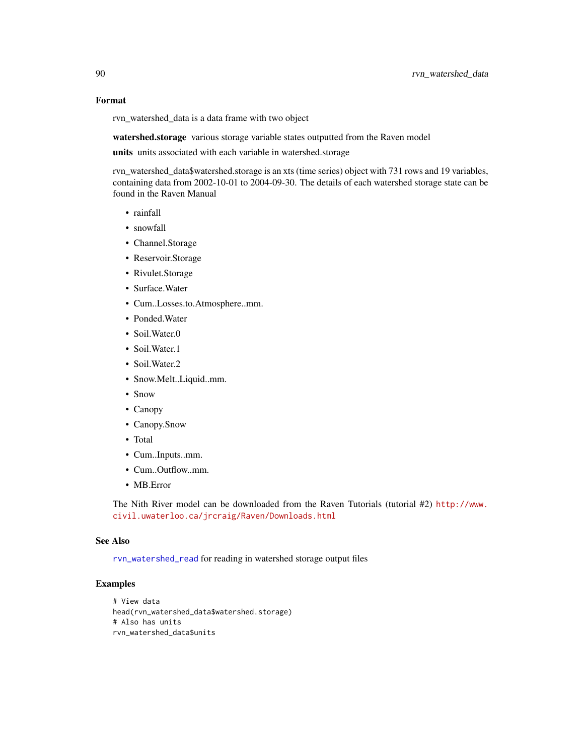### Format

rvn_watershed_data is a data frame with two object

**watershed.storage** various storage variable states outputted from the Raven model

**units** units associated with each variable in watershed.storage

rvn_watershed_data$watershed.storage is an xts (time series) object with 731 rows and 19 variables, containing data from 2002-10-01 to 2004-09-30. The details of each watershed storage state can be found in the Raven Manual

- rainfall
- snowfall
- Channel.Storage
- Reservoir.Storage
- Rivulet.Storage
- Surface.Water
- Cum..Losses.to.Atmosphere..mm.
- Ponded.Water
- Soil.Water.0
- Soil.Water.1
- Soil.Water.2
- Snow.Melt..Liquid..mm.
- Snow
- Canopy
- Canopy.Snow
- Total
- Cum..Inputs..mm.
- Cum..Outflow..mm.
- MB.Error

The Nith River model can be downloaded from the Raven Tutorials (tutorial #2) http://www.civil.uwaterloo.ca/jrcraig/Raven/Downloads.html

### See Also

rvn_watershed_read for reading in watershed storage output files

### Examples

```
# View data
head(rvn_watershed_data$watershed.storage)
# Also has units
rvn_watershed_data$units
```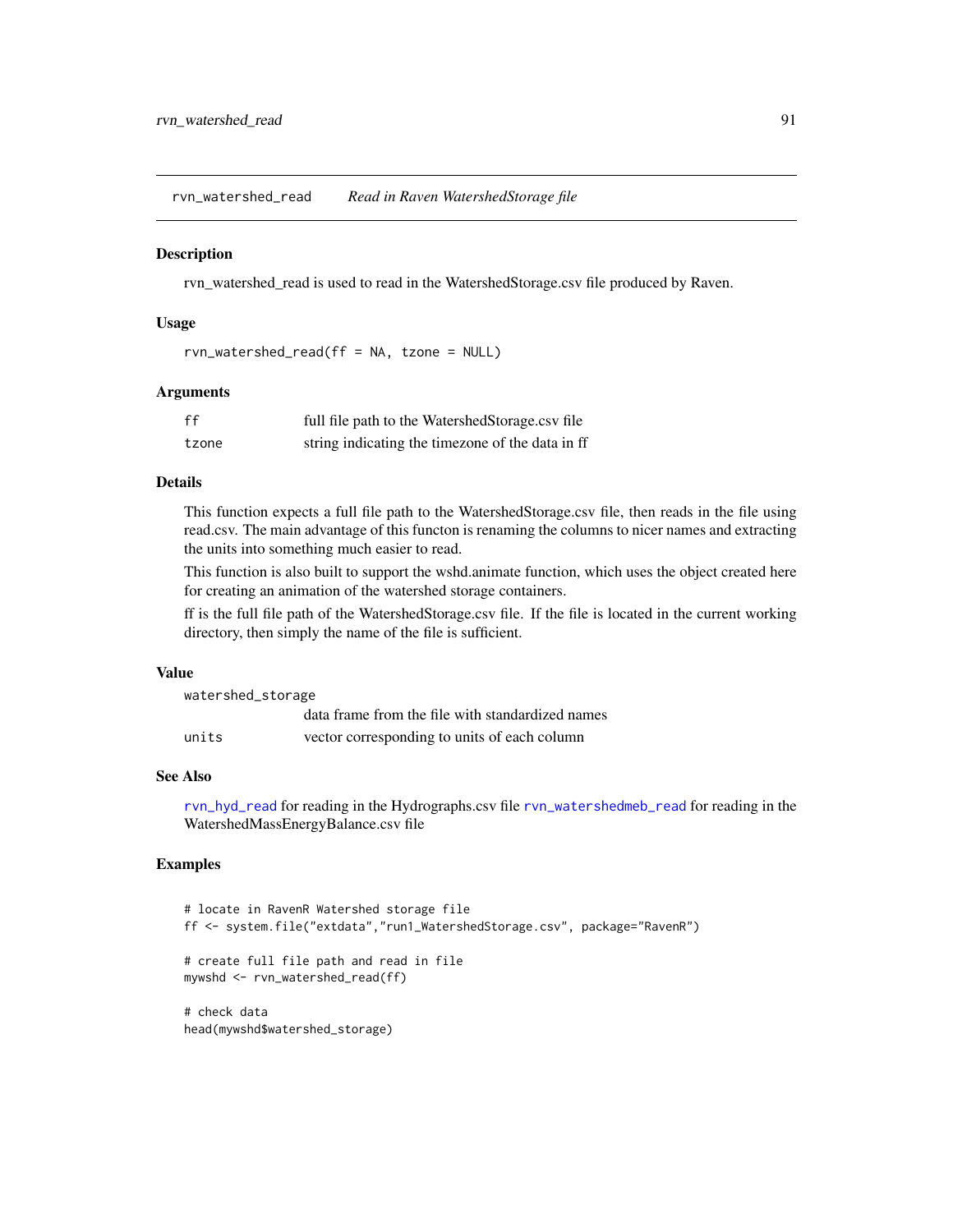## rvn_watershed_read — *Read in Raven WatershedStorage file*

### Description

rvn_watershed_read is used to read in the WatershedStorage.csv file produced by Raven.

### Usage

```
rvn_watershed_read(ff = NA, tzone = NULL)
```

### Arguments

| | |
|---|---|
| ff | full file path to the WatershedStorage.csv file |
| tzone | string indicating the timezone of the data in ff |

### Details

This function expects a full file path to the WatershedStorage.csv file, then reads in the file using read.csv. The main advantage of this functon is renaming the columns to nicer names and extracting the units into something much easier to read.

This function is also built to support the wshd.animate function, which uses the object created here for creating an animation of the watershed storage containers.

ff is the full file path of the WatershedStorage.csv file. If the file is located in the current working directory, then simply the name of the file is sufficient.

### Value

| | |
|---|---|
| watershed_storage | data frame from the file with standardized names |
| units | vector corresponding to units of each column |

### See Also

rvn_hyd_read for reading in the Hydrographs.csv file rvn_watershedmeb_read for reading in the WatershedMassEnergyBalance.csv file

### Examples

```
# locate in RavenR Watershed storage file
ff <- system.file("extdata","run1_WatershedStorage.csv", package="RavenR")

# create full file path and read in file
mywshd <- rvn_watershed_read(ff)

# check data
head(mywshd$watershed_storage)
```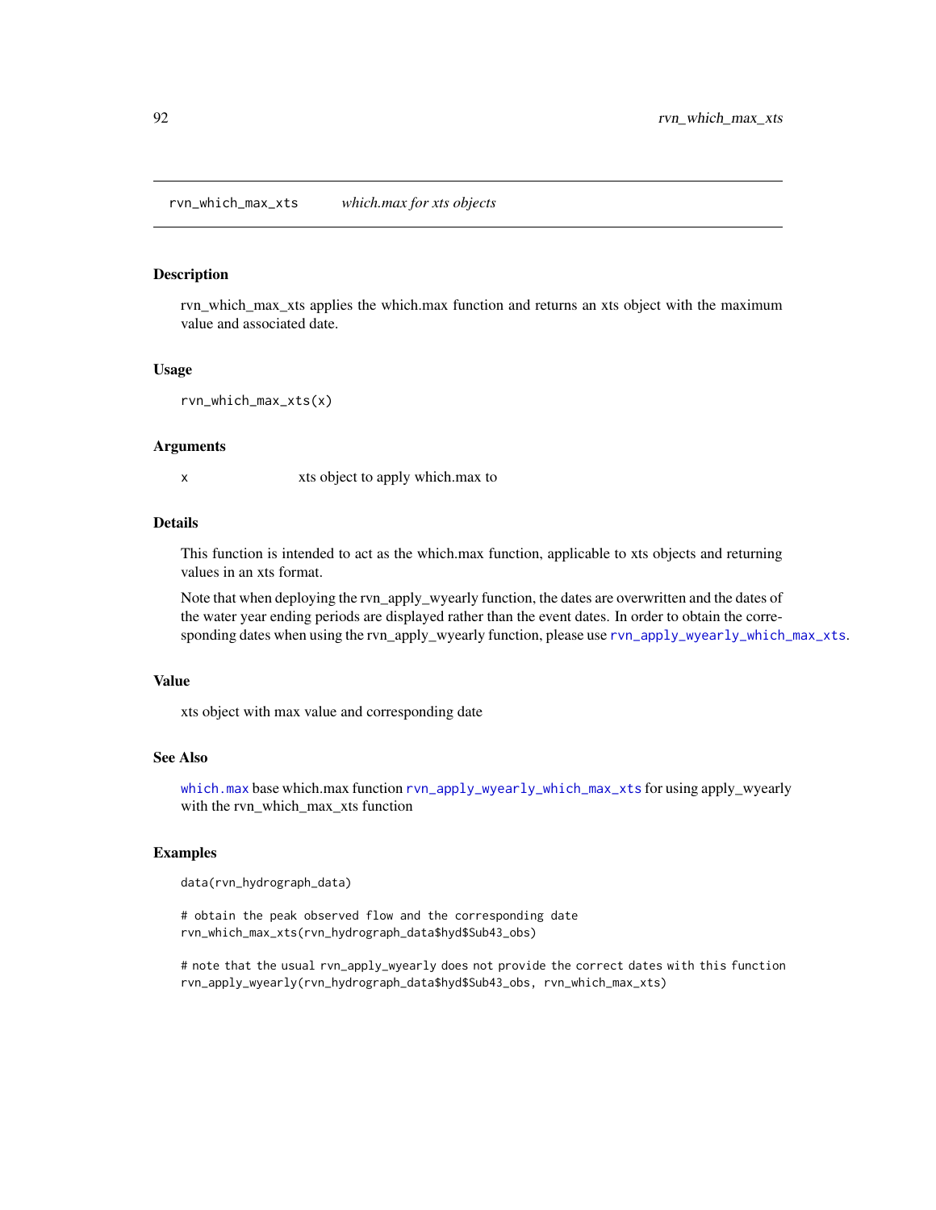## rvn_which_max_xts — *which.max for xts objects*

### Description

rvn_which_max_xts applies the which.max function and returns an xts object with the maximum value and associated date.

### Usage

```
rvn_which_max_xts(x)
```

### Arguments

| | |
|---|---|
| x | xts object to apply which.max to |

### Details

This function is intended to act as the which.max function, applicable to xts objects and returning values in an xts format.

Note that when deploying the rvn_apply_wyearly function, the dates are overwritten and the dates of the water year ending periods are displayed rather than the event dates. In order to obtain the corresponding dates when using the rvn_apply_wyearly function, please use `rvn_apply_wyearly_which_max_xts`.

### Value

xts object with max value and corresponding date

### See Also

`which.max` base which.max function `rvn_apply_wyearly_which_max_xts` for using apply_wyearly with the rvn_which_max_xts function

### Examples

```
data(rvn_hydrograph_data)

# obtain the peak observed flow and the corresponding date
rvn_which_max_xts(rvn_hydrograph_data$hyd$Sub43_obs)

# note that the usual rvn_apply_wyearly does not provide the correct dates with this function
rvn_apply_wyearly(rvn_hydrograph_data$hyd$Sub43_obs, rvn_which_max_xts)
```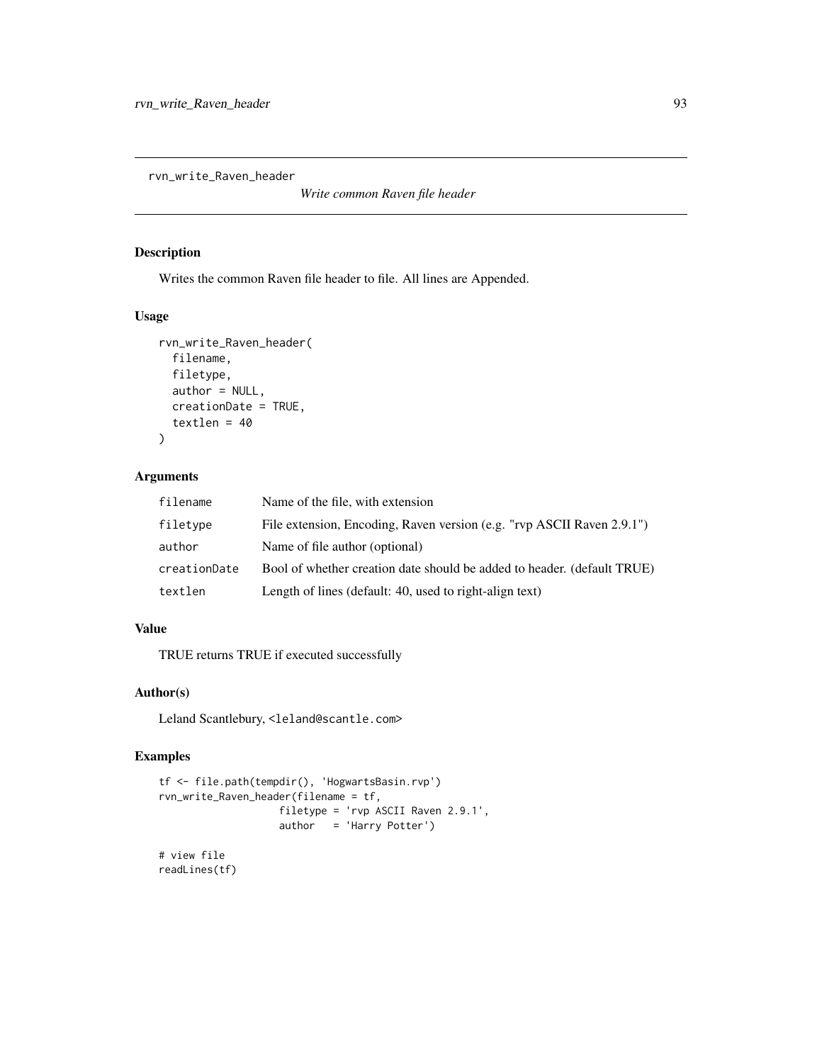## rvn_write_Raven_header

*Write common Raven file header*

### Description

Writes the common Raven file header to file. All lines are Appended.

### Usage

```
rvn_write_Raven_header(
  filename,
  filetype,
  author = NULL,
  creationDate = TRUE,
  textlen = 40
)
```

### Arguments

| | |
|---|---|
| filename | Name of the file, with extension |
| filetype | File extension, Encoding, Raven version (e.g. "rvp ASCII Raven 2.9.1") |
| author | Name of file author (optional) |
| creationDate | Bool of whether creation date should be added to header. (default TRUE) |
| textlen | Length of lines (default: 40, used to right-align text) |

### Value

TRUE returns TRUE if executed successfully

### Author(s)

Leland Scantlebury, <leland@scantle.com>

### Examples

```
tf <- file.path(tempdir(), 'HogwartsBasin.rvp')
rvn_write_Raven_header(filename = tf,
                    filetype = 'rvp ASCII Raven 2.9.1',
                    author   = 'Harry Potter')

# view file
readLines(tf)
```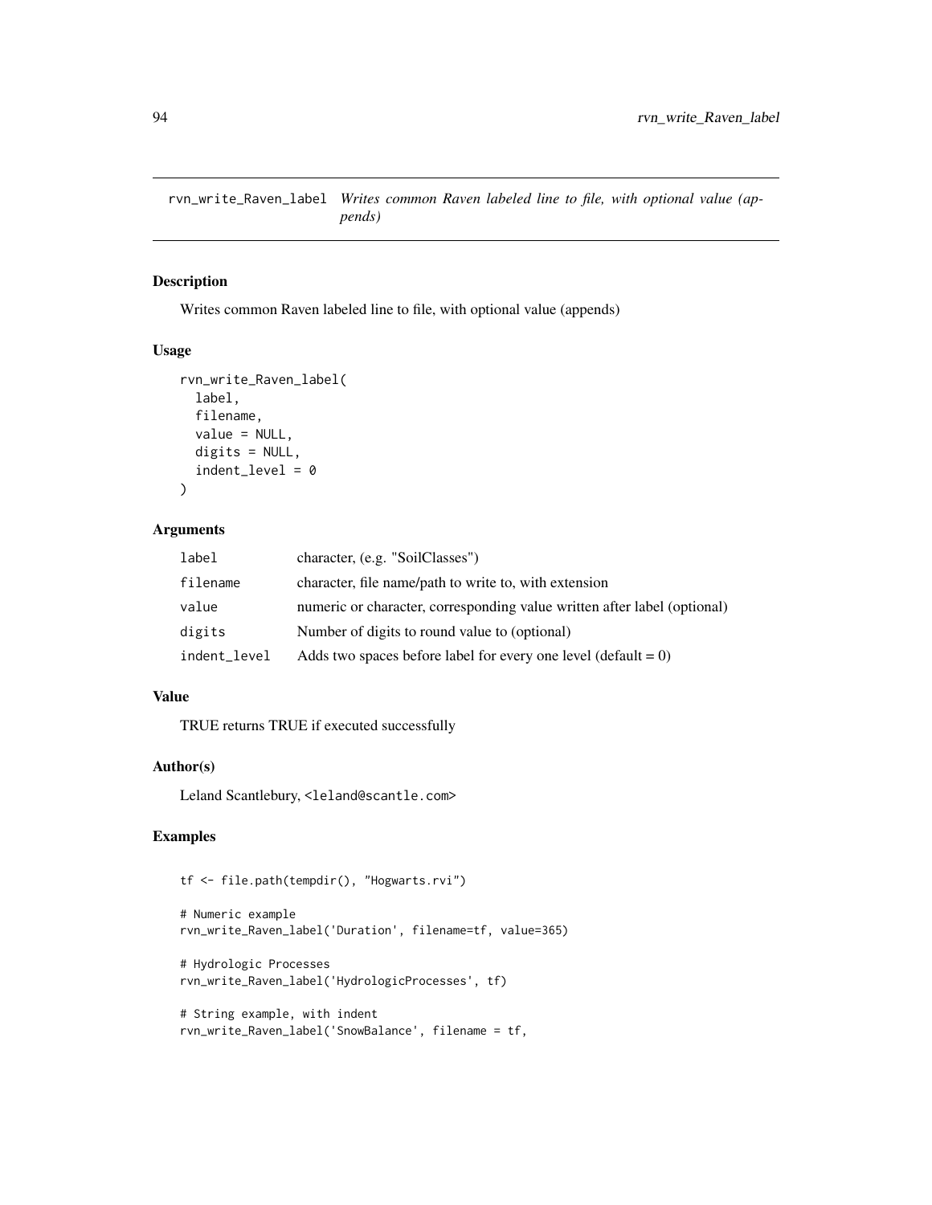## rvn_write_Raven_label *Writes common Raven labeled line to file, with optional value (appends)*

### Description

Writes common Raven labeled line to file, with optional value (appends)

### Usage

```
rvn_write_Raven_label(
  label,
  filename,
  value = NULL,
  digits = NULL,
  indent_level = 0
)
```

### Arguments

| | |
|---|---|
| label | character, (e.g. "SoilClasses") |
| filename | character, file name/path to write to, with extension |
| value | numeric or character, corresponding value written after label (optional) |
| digits | Number of digits to round value to (optional) |
| indent_level | Adds two spaces before label for every one level (default = 0) |

### Value

TRUE returns TRUE if executed successfully

### Author(s)

Leland Scantlebury, <leland@scantle.com>

### Examples

```
tf <- file.path(tempdir(), "Hogwarts.rvi")

# Numeric example
rvn_write_Raven_label('Duration', filename=tf, value=365)

# Hydrologic Processes
rvn_write_Raven_label('HydrologicProcesses', tf)

# String example, with indent
rvn_write_Raven_label('SnowBalance', filename = tf,
```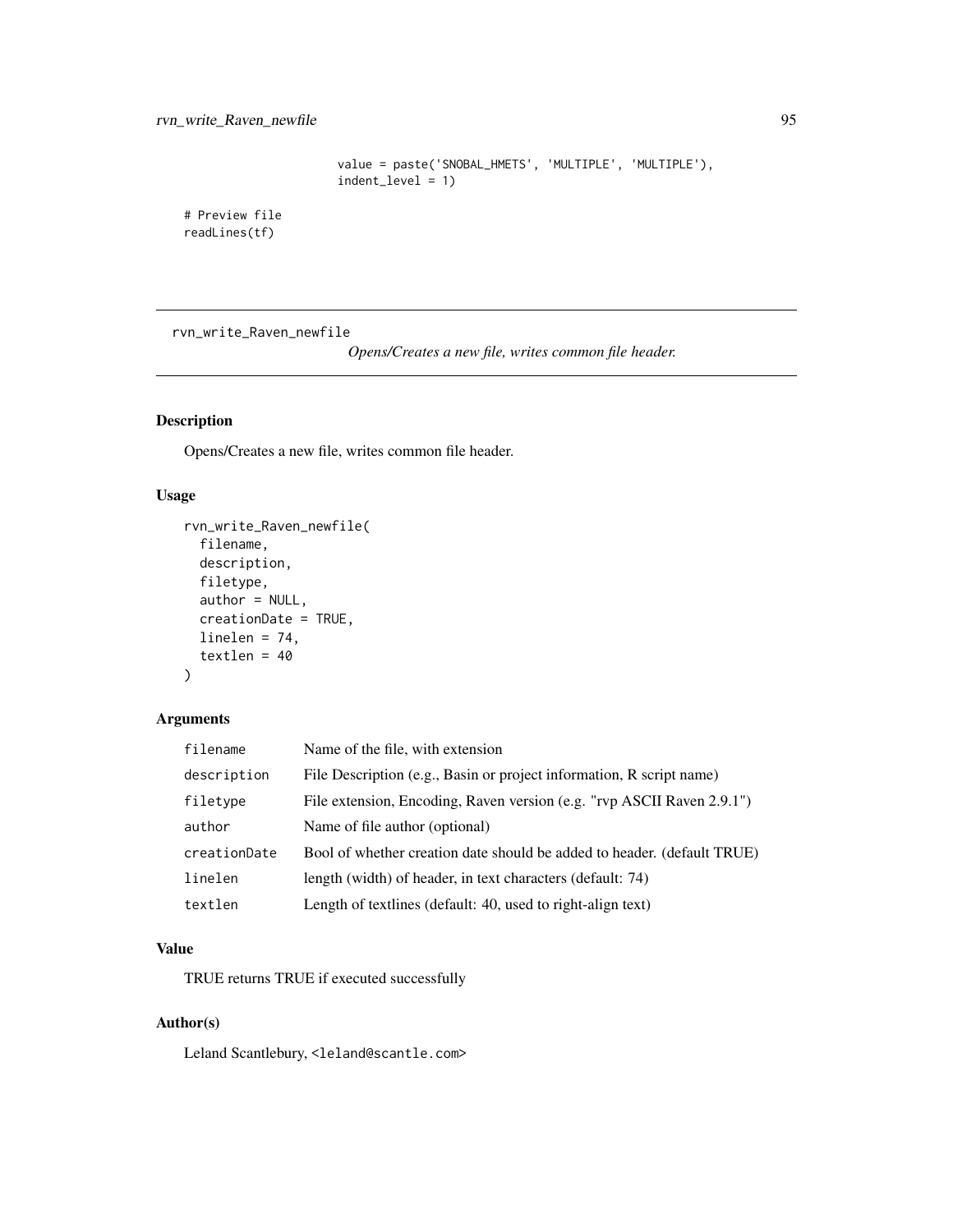```
                     value = paste('SNOBAL_HMETS', 'MULTIPLE', 'MULTIPLE'),
                     indent_level = 1)

# Preview file
readLines(tf)
```

---

rvn_write_Raven_newfile    *Opens/Creates a new file, writes common file header.*

---

## Description

Opens/Creates a new file, writes common file header.

## Usage

```
rvn_write_Raven_newfile(
  filename,
  description,
  filetype,
  author = NULL,
  creationDate = TRUE,
  linelen = 74,
  textlen = 40
)
```

## Arguments

| | |
|---|---|
| filename | Name of the file, with extension |
| description | File Description (e.g., Basin or project information, R script name) |
| filetype | File extension, Encoding, Raven version (e.g. "rvp ASCII Raven 2.9.1") |
| author | Name of file author (optional) |
| creationDate | Bool of whether creation date should be added to header. (default TRUE) |
| linelen | length (width) of header, in text characters (default: 74) |
| textlen | Length of textlines (default: 40, used to right-align text) |

## Value

TRUE returns TRUE if executed successfully

## Author(s)

Leland Scantlebury, <leland@scantle.com>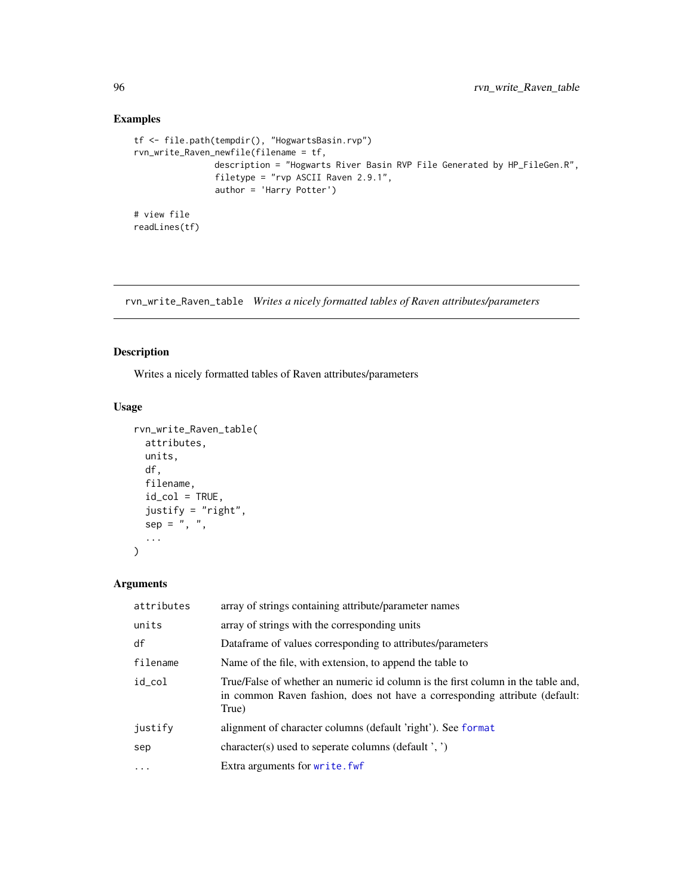## Examples

```
tf <- file.path(tempdir(), "HogwartsBasin.rvp")
rvn_write_Raven_newfile(filename = tf,
               description = "Hogwarts River Basin RVP File Generated by HP_FileGen.R",
               filetype = "rvp ASCII Raven 2.9.1",
               author = 'Harry Potter')

# view file
readLines(tf)
```

---

# rvn_write_Raven_table *Writes a nicely formatted tables of Raven attributes/parameters*

---

## Description

Writes a nicely formatted tables of Raven attributes/parameters

## Usage

```
rvn_write_Raven_table(
  attributes,
  units,
  df,
  filename,
  id_col = TRUE,
  justify = "right",
  sep = ", ",
  ...
)
```

## Arguments

| | |
|---|---|
| attributes | array of strings containing attribute/parameter names |
| units | array of strings with the corresponding units |
| df | Dataframe of values corresponding to attributes/parameters |
| filename | Name of the file, with extension, to append the table to |
| id_col | True/False of whether an numeric id column is the first column in the table and, in common Raven fashion, does not have a corresponding attribute (default: True) |
| justify | alignment of character columns (default 'right'). See format |
| sep | character(s) used to seperate columns (default ', ') |
| ... | Extra arguments for write.fwf |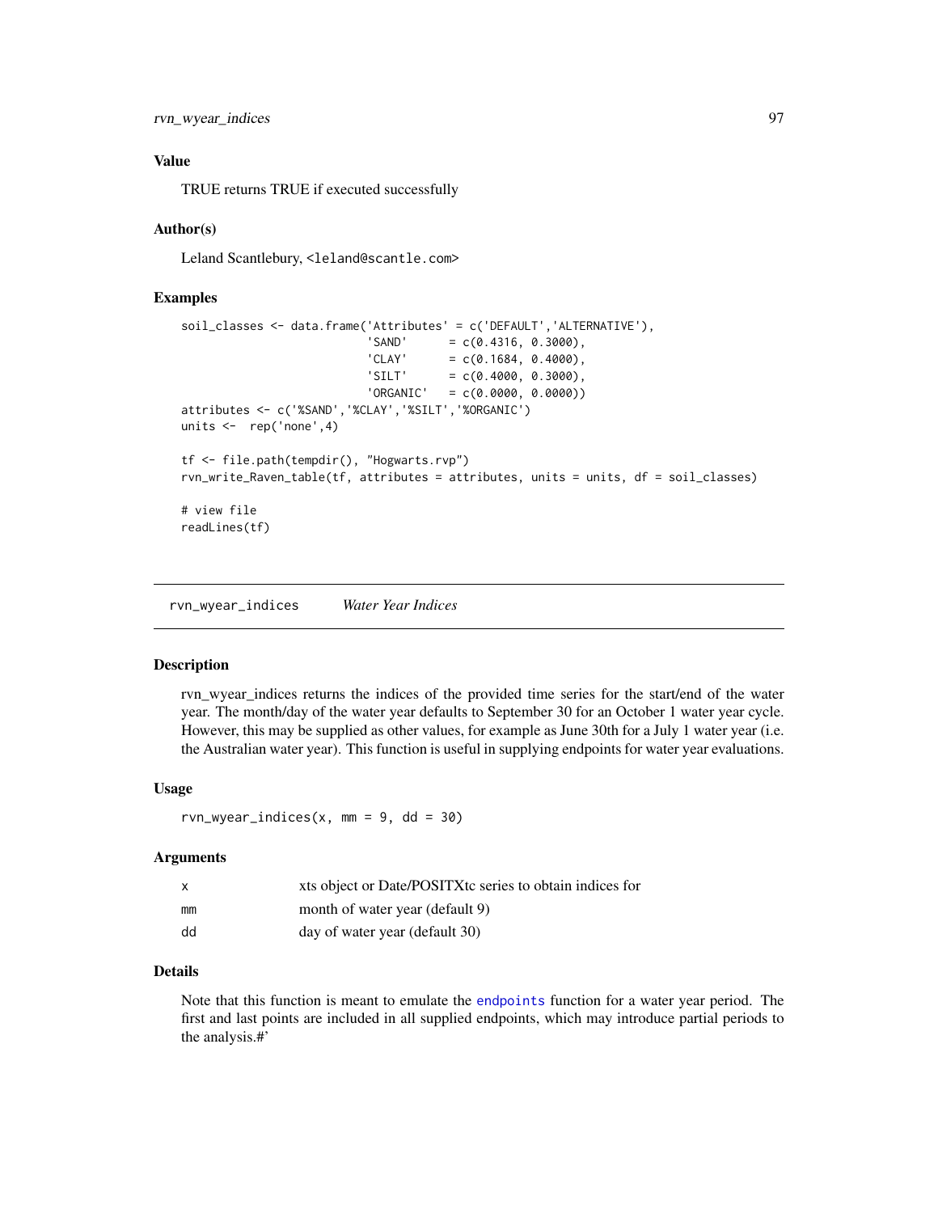### Value

TRUE returns TRUE if executed successfully

### Author(s)

Leland Scantlebury, <leland@scantle.com>

### Examples

```
soil_classes <- data.frame('Attributes' = c('DEFAULT','ALTERNATIVE'),
                           'SAND'      = c(0.4316, 0.3000),
                           'CLAY'      = c(0.1684, 0.4000),
                           'SILT'      = c(0.4000, 0.3000),
                           'ORGANIC'   = c(0.0000, 0.0000))
attributes <- c('%SAND','%CLAY','%SILT','%ORGANIC')
units <-  rep('none',4)

tf <- file.path(tempdir(), "Hogwarts.rvp")
rvn_write_Raven_table(tf, attributes = attributes, units = units, df = soil_classes)

# view file
readLines(tf)
```

---

## rvn_wyear_indices *Water Year Indices*

### Description

rvn_wyear_indices returns the indices of the provided time series for the start/end of the water year. The month/day of the water year defaults to September 30 for an October 1 water year cycle. However, this may be supplied as other values, for example as June 30th for a July 1 water year (i.e. the Australian water year). This function is useful in supplying endpoints for water year evaluations.

### Usage

```
rvn_wyear_indices(x, mm = 9, dd = 30)
```

### Arguments

| | |
|---|---|
| x | xts object or Date/POSITXtc series to obtain indices for |
| mm | month of water year (default 9) |
| dd | day of water year (default 30) |

### Details

Note that this function is meant to emulate the endpoints function for a water year period. The first and last points are included in all supplied endpoints, which may introduce partial periods to the analysis.#'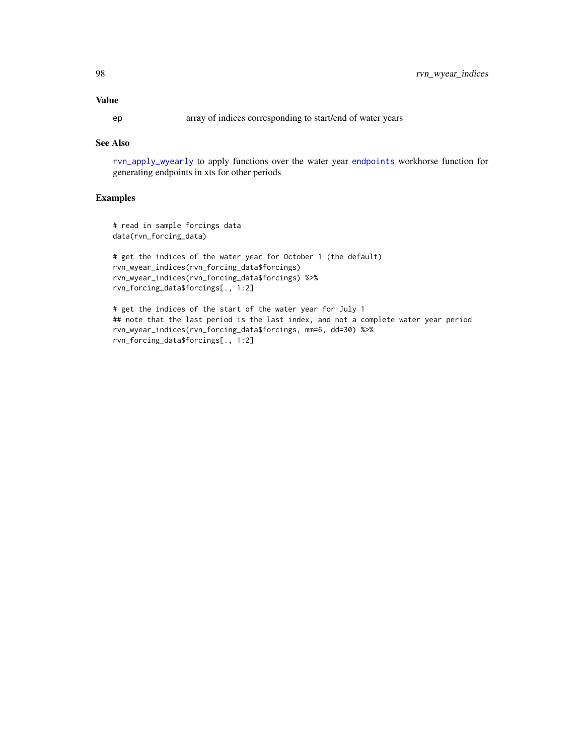## Value

`ep` array of indices corresponding to start/end of water years

## See Also

`rvn_apply_wyearly` to apply functions over the water year `endpoints` workhorse function for generating endpoints in xts for other periods

## Examples

```
# read in sample forcings data
data(rvn_forcing_data)

# get the indices of the water year for October 1 (the default)
rvn_wyear_indices(rvn_forcing_data$forcings)
rvn_wyear_indices(rvn_forcing_data$forcings) %>%
rvn_forcing_data$forcings[., 1:2]

# get the indices of the start of the water year for July 1
## note that the last period is the last index, and not a complete water year period
rvn_wyear_indices(rvn_forcing_data$forcings, mm=6, dd=30) %>%
rvn_forcing_data$forcings[., 1:2]
```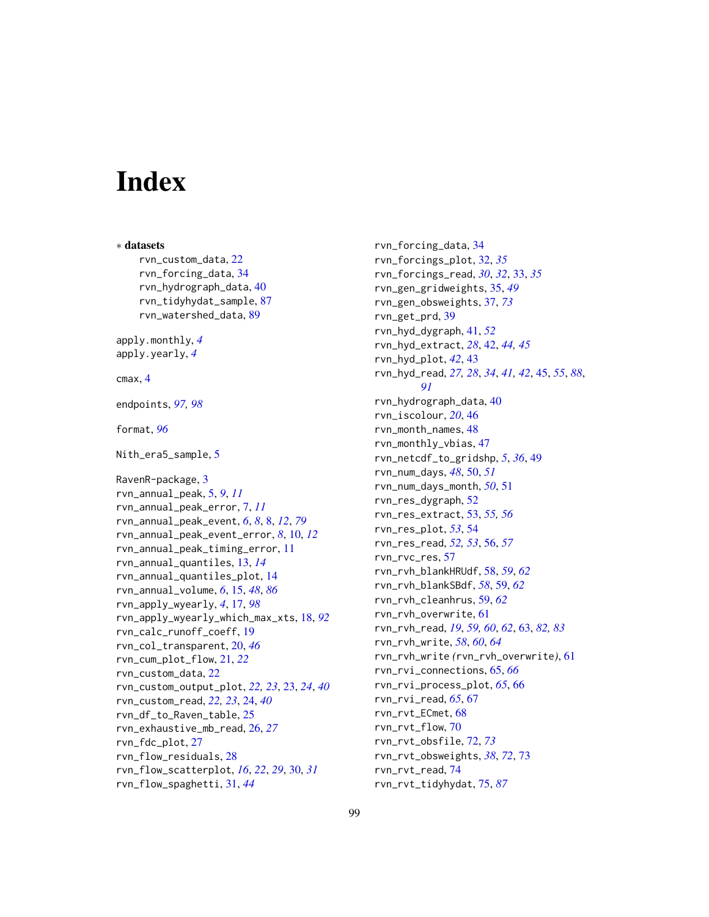# Index

∗ **datasets**

rvn_custom_data, 22
rvn_forcing_data, 34
rvn_hydrograph_data, 40
rvn_tidyhydat_sample, 87
rvn_watershed_data, 89

apply.monthly, *4*
apply.yearly, *4*

cmax, 4

endpoints, *97, 98*

format, *96*

Nith_era5_sample, 5

RavenR-package, 3
rvn_annual_peak, 5, *9*, *11*
rvn_annual_peak_error, 7, *11*
rvn_annual_peak_event, *6*, *8*, 8, *12*, *79*
rvn_annual_peak_event_error, *8*, 10, *12*
rvn_annual_peak_timing_error, 11
rvn_annual_quantiles, 13, *14*
rvn_annual_quantiles_plot, 14
rvn_annual_volume, *6*, 15, *48*, *86*
rvn_apply_wyearly, *4*, 17, *98*
rvn_apply_wyearly_which_max_xts, 18, *92*
rvn_calc_runoff_coeff, 19
rvn_col_transparent, 20, *46*
rvn_cum_plot_flow, 21, *22*
rvn_custom_data, 22
rvn_custom_output_plot, *22, 23*, 23, *24*, *40*
rvn_custom_read, *22, 23*, 24, *40*
rvn_df_to_Raven_table, 25
rvn_exhaustive_mb_read, 26, *27*
rvn_fdc_plot, 27
rvn_flow_residuals, 28
rvn_flow_scatterplot, *16*, *22*, *29*, 30, *31*
rvn_flow_spaghetti, 31, *44*
rvn_forcing_data, 34
rvn_forcings_plot, 32, *35*
rvn_forcings_read, *30*, *32*, 33, *35*
rvn_gen_gridweights, 35, *49*
rvn_gen_obsweights, 37, *73*
rvn_get_prd, 39
rvn_hyd_dygraph, 41, *52*
rvn_hyd_extract, *28*, 42, *44, 45*
rvn_hyd_plot, *42*, 43
rvn_hyd_read, *27, 28*, *34*, *41, 42*, 45, *55*, *88*, *91*
rvn_hydrograph_data, 40
rvn_iscolour, *20*, 46
rvn_month_names, 48
rvn_monthly_vbias, 47
rvn_netcdf_to_gridshp, *5*, *36*, 49
rvn_num_days, *48*, 50, *51*
rvn_num_days_month, *50*, 51
rvn_res_dygraph, 52
rvn_res_extract, 53, *55, 56*
rvn_res_plot, *53*, 54
rvn_res_read, *52, 53*, 56, *57*
rvn_rvc_res, 57
rvn_rvh_blankHRUdf, 58, *59*, *62*
rvn_rvh_blankSBdf, *58*, 59, *62*
rvn_rvh_cleanhrus, 59, *62*
rvn_rvh_overwrite, 61
rvn_rvh_read, *19*, *59, 60*, *62*, 63, *82, 83*
rvn_rvh_write, *58*, *60*, *64*
rvn_rvh_write *(*rvn_rvh_overwrite*)*, 61
rvn_rvi_connections, 65, *66*
rvn_rvi_process_plot, *65*, 66
rvn_rvi_read, *65*, 67
rvn_rvt_ECmet, 68
rvn_rvt_flow, 70
rvn_rvt_obsfile, 72, *73*
rvn_rvt_obsweights, *38*, *72*, 73
rvn_rvt_read, 74
rvn_rvt_tidyhydat, 75, *87*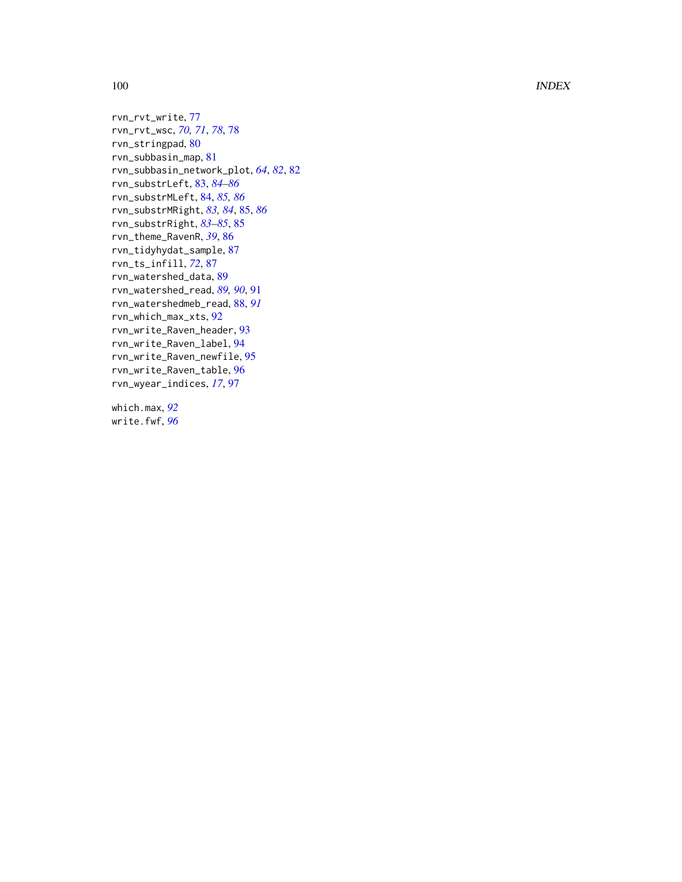rvn_rvt_write, 77
rvn_rvt_wsc, *70, 71*, *78*, 78
rvn_stringpad, 80
rvn_subbasin_map, 81
rvn_subbasin_network_plot, *64*, *82*, 82
rvn_substrLeft, 83, *84–86*
rvn_substrMLeft, 84, *85, 86*
rvn_substrMRight, *83, 84*, 85, *86*
rvn_substrRight, *83–85*, 85
rvn_theme_RavenR, *39*, 86
rvn_tidyhydat_sample, 87
rvn_ts_infill, *72*, 87
rvn_watershed_data, 89
rvn_watershed_read, *89, 90*, 91
rvn_watershedmeb_read, 88, *91*
rvn_which_max_xts, 92
rvn_write_Raven_header, 93
rvn_write_Raven_label, 94
rvn_write_Raven_newfile, 95
rvn_write_Raven_table, 96
rvn_wyear_indices, *17*, 97

which.max, *92*
write.fwf, *96*